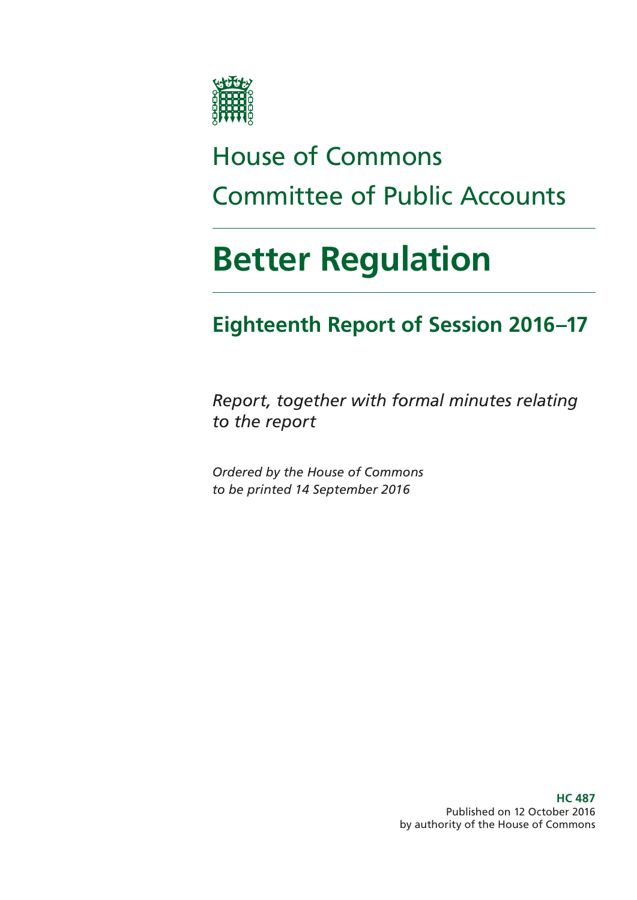House of Commons

Committee of Public Accounts

# Better Regulation

## Eighteenth Report of Session 2016–17

*Report, together with formal minutes relating to the report*

*Ordered by the House of Commons to be printed 14 September 2016*

**HC 487**
Published on 12 October 2016
by authority of the House of Commons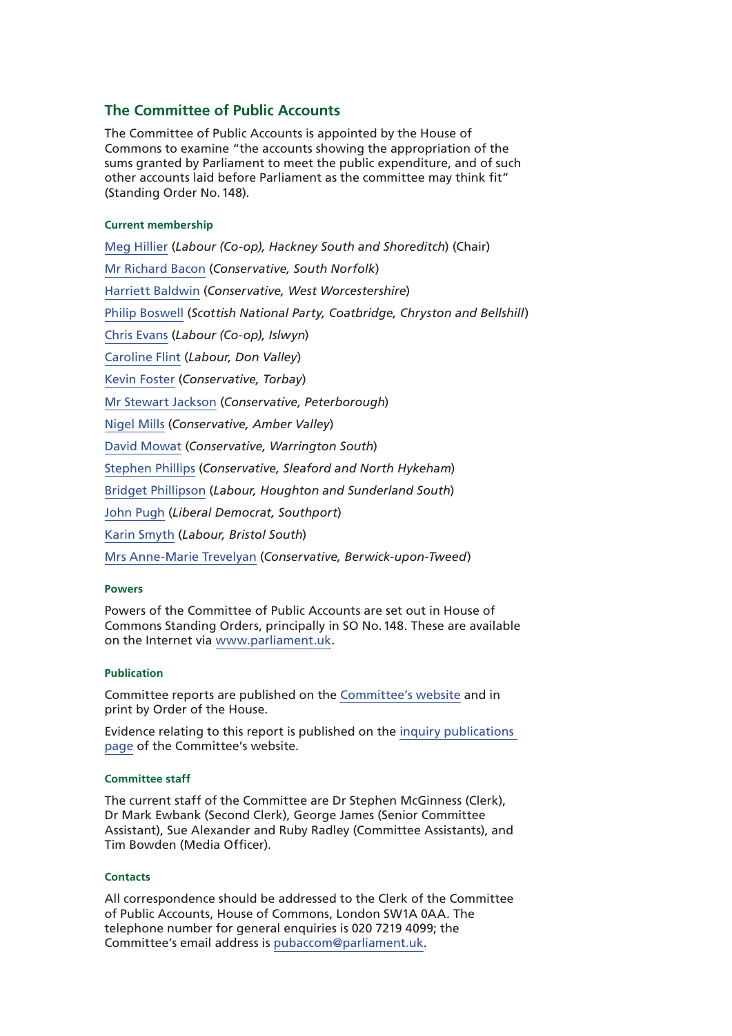## The Committee of Public Accounts

The Committee of Public Accounts is appointed by the House of Commons to examine "the accounts showing the appropriation of the sums granted by Parliament to meet the public expenditure, and of such other accounts laid before Parliament as the committee may think fit" (Standing Order No. 148).

#### Current membership

Meg Hillier (*Labour (Co-op), Hackney South and Shoreditch*) (Chair)

Mr Richard Bacon (*Conservative, South Norfolk*)

Harriett Baldwin (*Conservative, West Worcestershire*)

Philip Boswell (*Scottish National Party, Coatbridge, Chryston and Bellshill*)

Chris Evans (*Labour (Co-op), Islwyn*)

Caroline Flint (*Labour, Don Valley*)

Kevin Foster (*Conservative, Torbay*)

Mr Stewart Jackson (*Conservative, Peterborough*)

Nigel Mills (*Conservative, Amber Valley*)

David Mowat (*Conservative, Warrington South*)

Stephen Phillips (*Conservative, Sleaford and North Hykeham*)

Bridget Phillipson (*Labour, Houghton and Sunderland South*)

John Pugh (*Liberal Democrat, Southport*)

Karin Smyth (*Labour, Bristol South*)

Mrs Anne-Marie Trevelyan (*Conservative, Berwick-upon-Tweed*)

#### Powers

Powers of the Committee of Public Accounts are set out in House of Commons Standing Orders, principally in SO No. 148. These are available on the Internet via www.parliament.uk.

#### Publication

Committee reports are published on the Committee's website and in print by Order of the House.

Evidence relating to this report is published on the inquiry publications page of the Committee's website.

#### Committee staff

The current staff of the Committee are Dr Stephen McGinness (Clerk), Dr Mark Ewbank (Second Clerk), George James (Senior Committee Assistant), Sue Alexander and Ruby Radley (Committee Assistants), and Tim Bowden (Media Officer).

#### Contacts

All correspondence should be addressed to the Clerk of the Committee of Public Accounts, House of Commons, London SW1A 0AA. The telephone number for general enquiries is 020 7219 4099; the Committee's email address is pubaccom@parliament.uk.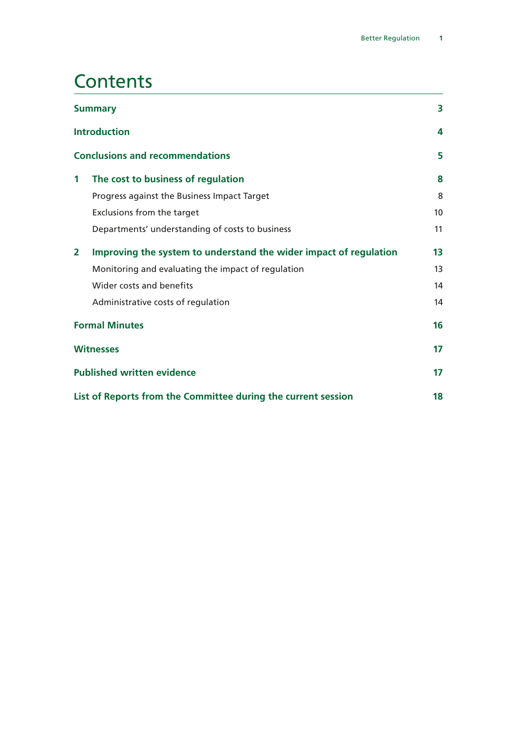# Contents

| | |
|---|---|
| **Summary** | **3** |
| **Introduction** | **4** |
| **Conclusions and recommendations** | **5** |
| **1 The cost to business of regulation** | **8** |
| Progress against the Business Impact Target | 8 |
| Exclusions from the target | 10 |
| Departments' understanding of costs to business | 11 |
| **2 Improving the system to understand the wider impact of regulation** | **13** |
| Monitoring and evaluating the impact of regulation | 13 |
| Wider costs and benefits | 14 |
| Administrative costs of regulation | 14 |
| **Formal Minutes** | **16** |
| **Witnesses** | **17** |
| **Published written evidence** | **17** |
| **List of Reports from the Committee during the current session** | **18** |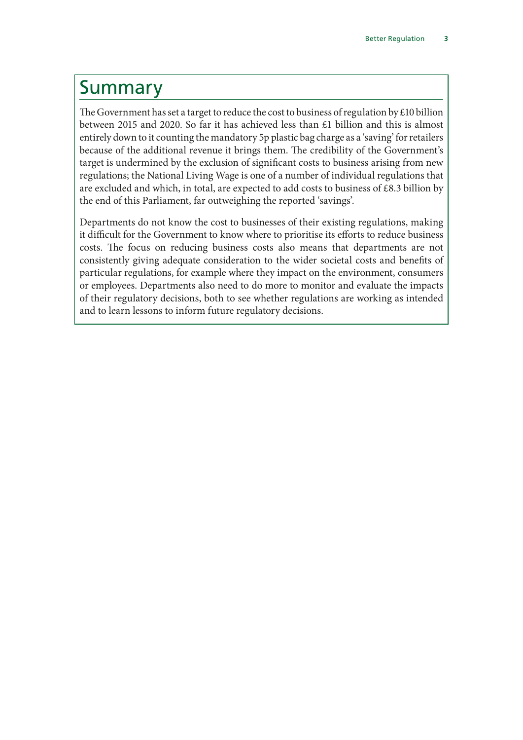# Summary

The Government has set a target to reduce the cost to business of regulation by £10 billion between 2015 and 2020. So far it has achieved less than £1 billion and this is almost entirely down to it counting the mandatory 5p plastic bag charge as a 'saving' for retailers because of the additional revenue it brings them. The credibility of the Government's target is undermined by the exclusion of significant costs to business arising from new regulations; the National Living Wage is one of a number of individual regulations that are excluded and which, in total, are expected to add costs to business of £8.3 billion by the end of this Parliament, far outweighing the reported 'savings'.

Departments do not know the cost to businesses of their existing regulations, making it difficult for the Government to know where to prioritise its efforts to reduce business costs. The focus on reducing business costs also means that departments are not consistently giving adequate consideration to the wider societal costs and benefits of particular regulations, for example where they impact on the environment, consumers or employees. Departments also need to do more to monitor and evaluate the impacts of their regulatory decisions, both to see whether regulations are working as intended and to learn lessons to inform future regulatory decisions.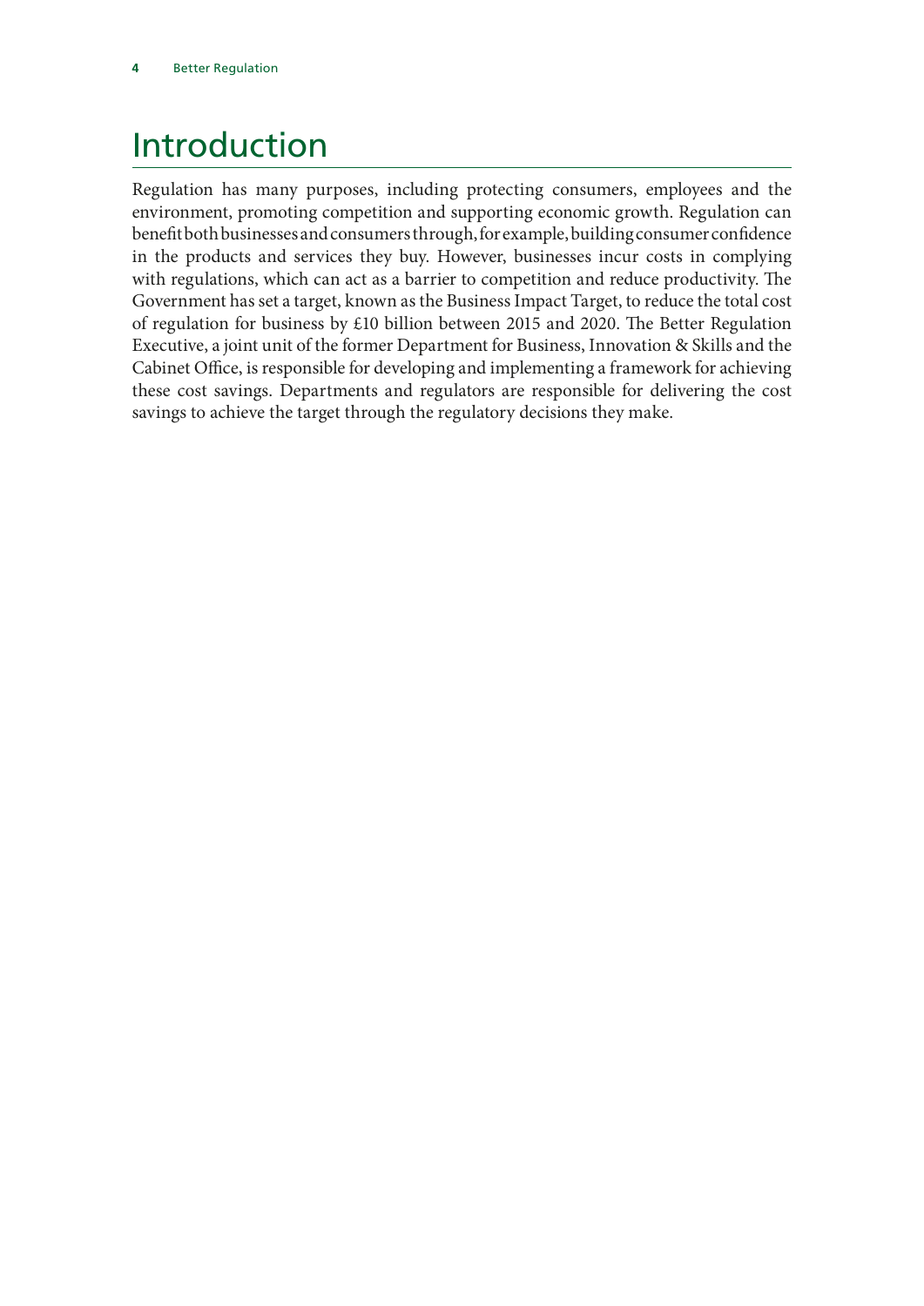# Introduction

Regulation has many purposes, including protecting consumers, employees and the environment, promoting competition and supporting economic growth. Regulation can benefit both businesses and consumers through, for example, building consumer confidence in the products and services they buy. However, businesses incur costs in complying with regulations, which can act as a barrier to competition and reduce productivity. The Government has set a target, known as the Business Impact Target, to reduce the total cost of regulation for business by £10 billion between 2015 and 2020. The Better Regulation Executive, a joint unit of the former Department for Business, Innovation & Skills and the Cabinet Office, is responsible for developing and implementing a framework for achieving these cost savings. Departments and regulators are responsible for delivering the cost savings to achieve the target through the regulatory decisions they make.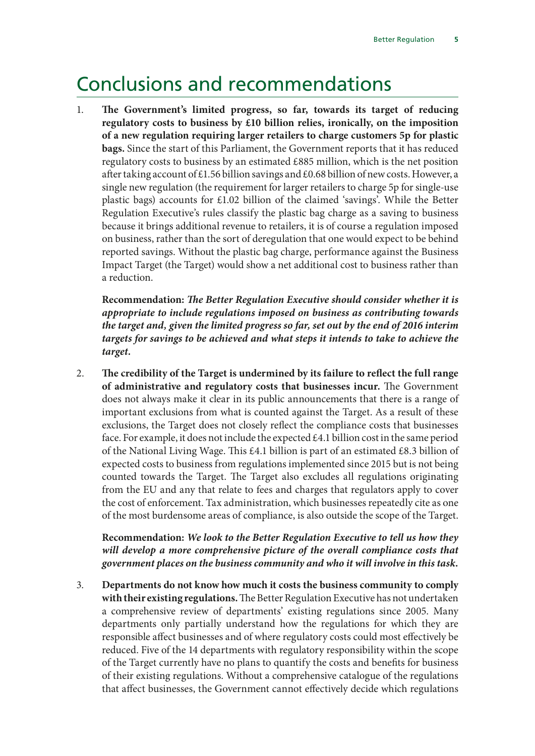# Conclusions and recommendations

1. **The Government's limited progress, so far, towards its target of reducing regulatory costs to business by £10 billion relies, ironically, on the imposition of a new regulation requiring larger retailers to charge customers 5p for plastic bags.** Since the start of this Parliament, the Government reports that it has reduced regulatory costs to business by an estimated £885 million, which is the net position after taking account of £1.56 billion savings and £0.68 billion of new costs. However, a single new regulation (the requirement for larger retailers to charge 5p for single-use plastic bags) accounts for £1.02 billion of the claimed 'savings'. While the Better Regulation Executive's rules classify the plastic bag charge as a saving to business because it brings additional revenue to retailers, it is of course a regulation imposed on business, rather than the sort of deregulation that one would expect to be behind reported savings. Without the plastic bag charge, performance against the Business Impact Target (the Target) would show a net additional cost to business rather than a reduction.

   **Recommendation:** ***The Better Regulation Executive should consider whether it is appropriate to include regulations imposed on business as contributing towards the target and, given the limited progress so far, set out by the end of 2016 interim targets for savings to be achieved and what steps it intends to take to achieve the target.***

2. **The credibility of the Target is undermined by its failure to reflect the full range of administrative and regulatory costs that businesses incur.** The Government does not always make it clear in its public announcements that there is a range of important exclusions from what is counted against the Target. As a result of these exclusions, the Target does not closely reflect the compliance costs that businesses face. For example, it does not include the expected £4.1 billion cost in the same period of the National Living Wage. This £4.1 billion is part of an estimated £8.3 billion of expected costs to business from regulations implemented since 2015 but is not being counted towards the Target. The Target also excludes all regulations originating from the EU and any that relate to fees and charges that regulators apply to cover the cost of enforcement. Tax administration, which businesses repeatedly cite as one of the most burdensome areas of compliance, is also outside the scope of the Target.

   **Recommendation:** ***We look to the Better Regulation Executive to tell us how they will develop a more comprehensive picture of the overall compliance costs that government places on the business community and who it will involve in this task.***

3. **Departments do not know how much it costs the business community to comply with their existing regulations.** The Better Regulation Executive has not undertaken a comprehensive review of departments' existing regulations since 2005. Many departments only partially understand how the regulations for which they are responsible affect businesses and of where regulatory costs could most effectively be reduced. Five of the 14 departments with regulatory responsibility within the scope of the Target currently have no plans to quantify the costs and benefits for business of their existing regulations. Without a comprehensive catalogue of the regulations that affect businesses, the Government cannot effectively decide which regulations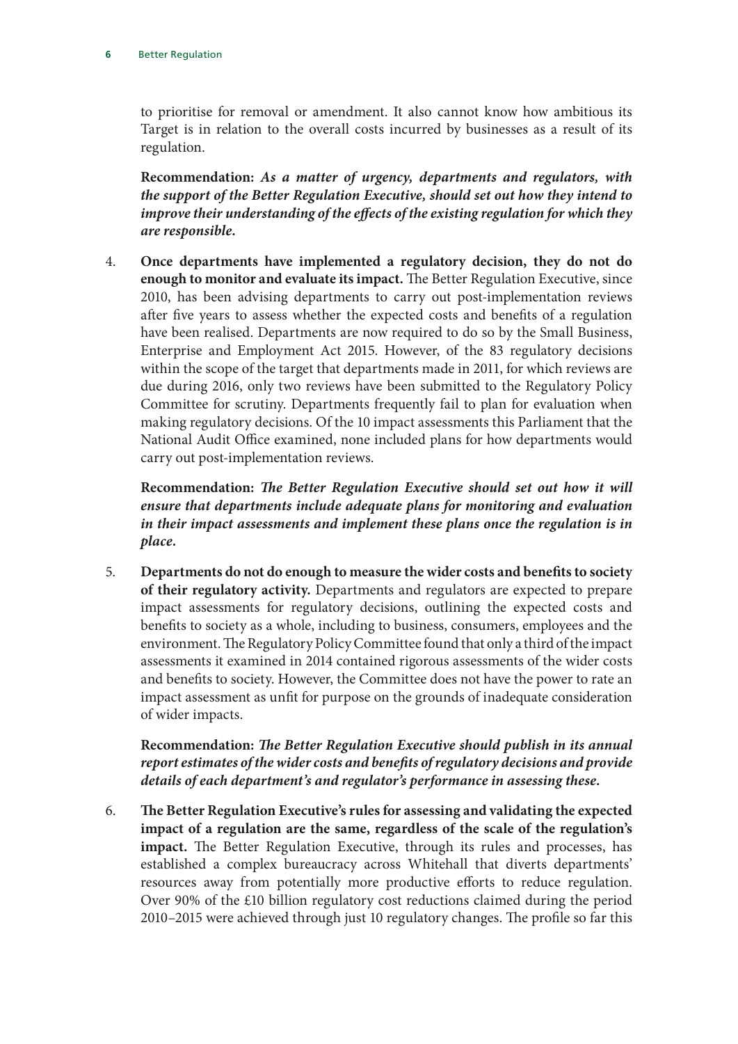to prioritise for removal or amendment. It also cannot know how ambitious its Target is in relation to the overall costs incurred by businesses as a result of its regulation.

**Recommendation:** ***As a matter of urgency, departments and regulators, with the support of the Better Regulation Executive, should set out how they intend to improve their understanding of the effects of the existing regulation for which they are responsible.***

4. **Once departments have implemented a regulatory decision, they do not do enough to monitor and evaluate its impact.** The Better Regulation Executive, since 2010, has been advising departments to carry out post-implementation reviews after five years to assess whether the expected costs and benefits of a regulation have been realised. Departments are now required to do so by the Small Business, Enterprise and Employment Act 2015. However, of the 83 regulatory decisions within the scope of the target that departments made in 2011, for which reviews are due during 2016, only two reviews have been submitted to the Regulatory Policy Committee for scrutiny. Departments frequently fail to plan for evaluation when making regulatory decisions. Of the 10 impact assessments this Parliament that the National Audit Office examined, none included plans for how departments would carry out post-implementation reviews.

   **Recommendation:** ***The Better Regulation Executive should set out how it will ensure that departments include adequate plans for monitoring and evaluation in their impact assessments and implement these plans once the regulation is in place.***

5. **Departments do not do enough to measure the wider costs and benefits to society of their regulatory activity.** Departments and regulators are expected to prepare impact assessments for regulatory decisions, outlining the expected costs and benefits to society as a whole, including to business, consumers, employees and the environment. The Regulatory Policy Committee found that only a third of the impact assessments it examined in 2014 contained rigorous assessments of the wider costs and benefits to society. However, the Committee does not have the power to rate an impact assessment as unfit for purpose on the grounds of inadequate consideration of wider impacts.

   **Recommendation:** ***The Better Regulation Executive should publish in its annual report estimates of the wider costs and benefits of regulatory decisions and provide details of each department's and regulator's performance in assessing these.***

6. **The Better Regulation Executive's rules for assessing and validating the expected impact of a regulation are the same, regardless of the scale of the regulation's impact.** The Better Regulation Executive, through its rules and processes, has established a complex bureaucracy across Whitehall that diverts departments' resources away from potentially more productive efforts to reduce regulation. Over 90% of the £10 billion regulatory cost reductions claimed during the period 2010–2015 were achieved through just 10 regulatory changes. The profile so far this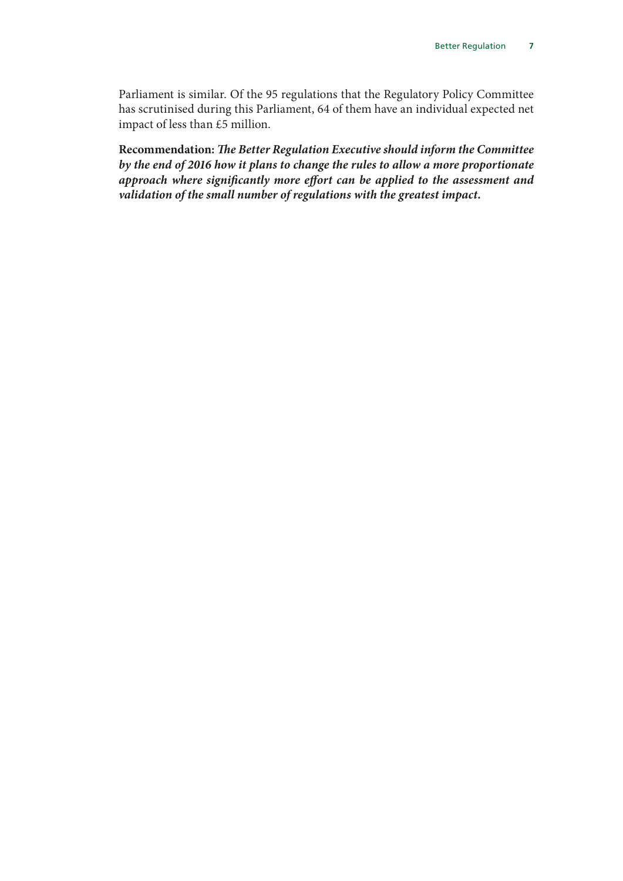Parliament is similar. Of the 95 regulations that the Regulatory Policy Committee has scrutinised during this Parliament, 64 of them have an individual expected net impact of less than £5 million.

**Recommendation:** ***The Better Regulation Executive should inform the Committee by the end of 2016 how it plans to change the rules to allow a more proportionate approach where significantly more effort can be applied to the assessment and validation of the small number of regulations with the greatest impact.***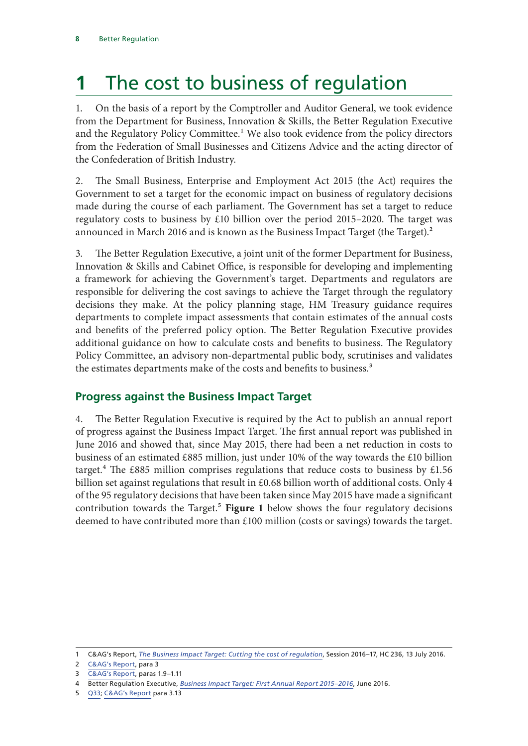# 1 The cost to business of regulation

1. On the basis of a report by the Comptroller and Auditor General, we took evidence from the Department for Business, Innovation & Skills, the Better Regulation Executive and the Regulatory Policy Committee.[1] We also took evidence from the policy directors from the Federation of Small Businesses and Citizens Advice and the acting director of the Confederation of British Industry.

2. The Small Business, Enterprise and Employment Act 2015 (the Act) requires the Government to set a target for the economic impact on business of regulatory decisions made during the course of each parliament. The Government has set a target to reduce regulatory costs to business by £10 billion over the period 2015–2020. The target was announced in March 2016 and is known as the Business Impact Target (the Target).[2]

3. The Better Regulation Executive, a joint unit of the former Department for Business, Innovation & Skills and Cabinet Office, is responsible for developing and implementing a framework for achieving the Government's target. Departments and regulators are responsible for delivering the cost savings to achieve the Target through the regulatory decisions they make. At the policy planning stage, HM Treasury guidance requires departments to complete impact assessments that contain estimates of the annual costs and benefits of the preferred policy option. The Better Regulation Executive provides additional guidance on how to calculate costs and benefits to business. The Regulatory Policy Committee, an advisory non-departmental public body, scrutinises and validates the estimates departments make of the costs and benefits to business.[3]

## Progress against the Business Impact Target

4. The Better Regulation Executive is required by the Act to publish an annual report of progress against the Business Impact Target. The first annual report was published in June 2016 and showed that, since May 2015, there had been a net reduction in costs to business of an estimated £885 million, just under 10% of the way towards the £10 billion target.[4] The £885 million comprises regulations that reduce costs to business by £1.56 billion set against regulations that result in £0.68 billion worth of additional costs. Only 4 of the 95 regulatory decisions that have been taken since May 2015 have made a significant contribution towards the Target.[5] **Figure 1** below shows the four regulatory decisions deemed to have contributed more than £100 million (costs or savings) towards the target.

---

1 C&AG's Report, *The Business Impact Target: Cutting the cost of regulation*, Session 2016–17, HC 236, 13 July 2016.

2 C&AG's Report, para 3

3 C&AG's Report, paras 1.9–1.11

4 Better Regulation Executive, *Business Impact Target: First Annual Report 2015–2016*, June 2016.

5 Q33; C&AG's Report para 3.13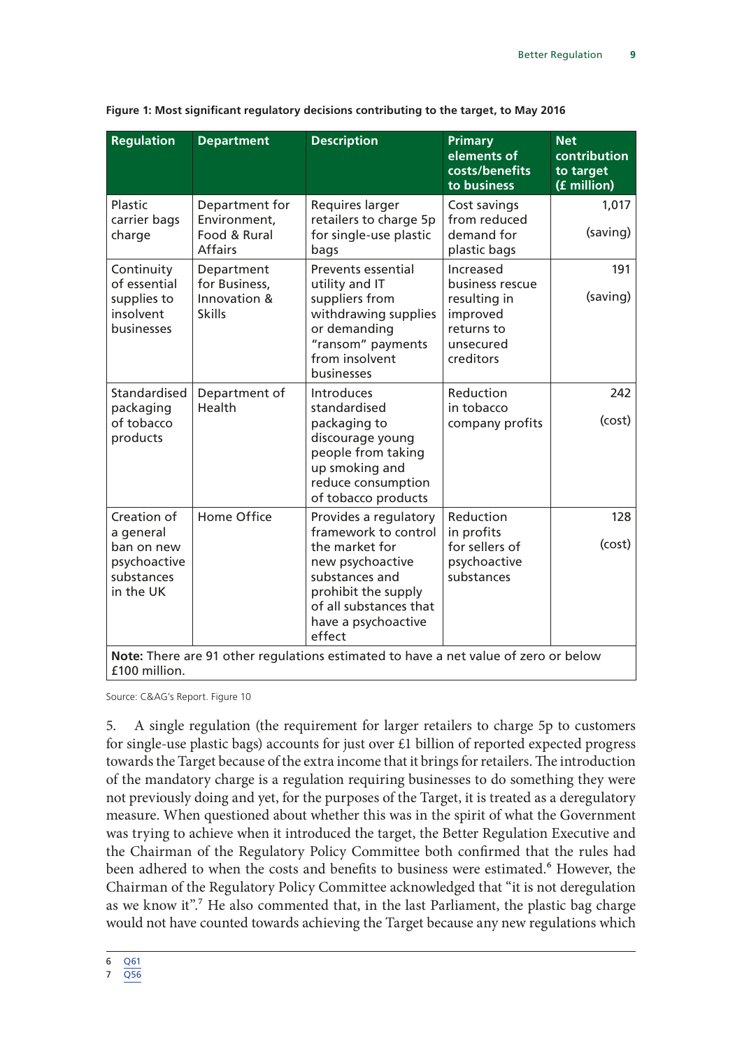**Figure 1: Most significant regulatory decisions contributing to the target, to May 2016**

| Regulation | Department | Description | Primary elements of costs/benefits to business | Net contribution to target (£ million) |
|---|---|---|---|---|
| Plastic carrier bags charge | Department for Environment, Food & Rural Affairs | Requires larger retailers to charge 5p for single-use plastic bags | Cost savings from reduced demand for plastic bags | 1,017 (saving) |
| Continuity of essential supplies to insolvent businesses | Department for Business, Innovation & Skills | Prevents essential utility and IT suppliers from withdrawing supplies or demanding "ransom" payments from insolvent businesses | Increased business rescue resulting in improved returns to unsecured creditors | 191 (saving) |
| Standardised packaging of tobacco products | Department of Health | Introduces standardised packaging to discourage young people from taking up smoking and reduce consumption of tobacco products | Reduction in tobacco company profits | 242 (cost) |
| Creation of a general ban on new psychoactive substances in the UK | Home Office | Provides a regulatory framework to control the market for new psychoactive substances and prohibit the supply of all substances that have a psychoactive effect | Reduction in profits for sellers of psychoactive substances | 128 (cost) |
| **Note:** There are 91 other regulations estimated to have a net value of zero or below £100 million. | | | | |

Source: C&AG's Report. Figure 10

5. A single regulation (the requirement for larger retailers to charge 5p to customers for single-use plastic bags) accounts for just over £1 billion of reported expected progress towards the Target because of the extra income that it brings for retailers. The introduction of the mandatory charge is a regulation requiring businesses to do something they were not previously doing and yet, for the purposes of the Target, it is treated as a deregulatory measure. When questioned about whether this was in the spirit of what the Government was trying to achieve when it introduced the target, the Better Regulation Executive and the Chairman of the Regulatory Policy Committee both confirmed that the rules had been adhered to when the costs and benefits to business were estimated.[6] However, the Chairman of the Regulatory Policy Committee acknowledged that "it is not deregulation as we know it".[7] He also commented that, in the last Parliament, the plastic bag charge would not have counted towards achieving the Target because any new regulations which

6 Q61
7 Q56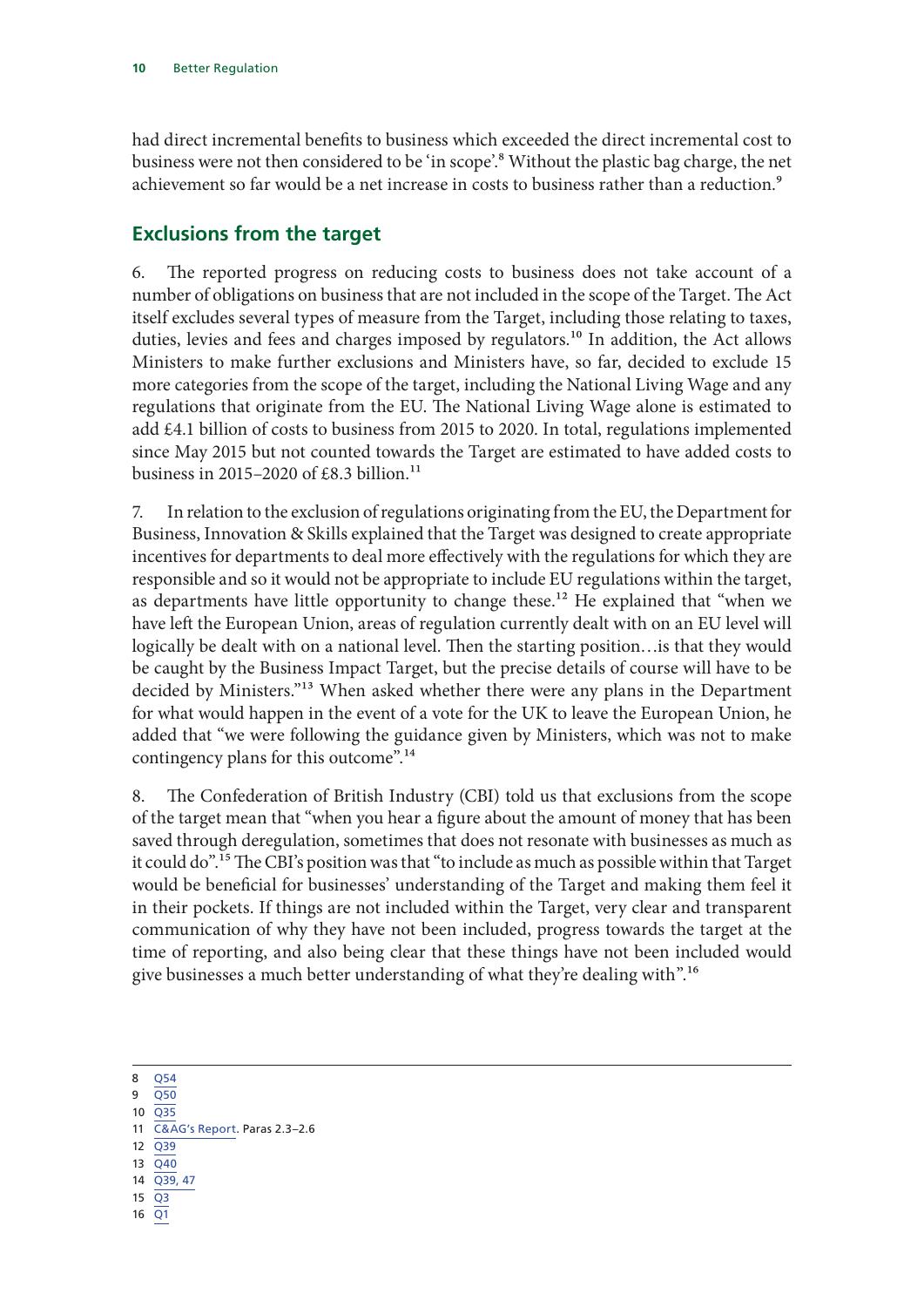had direct incremental benefits to business which exceeded the direct incremental cost to business were not then considered to be 'in scope'.[8] Without the plastic bag charge, the net achievement so far would be a net increase in costs to business rather than a reduction.[9]

## Exclusions from the target

6. The reported progress on reducing costs to business does not take account of a number of obligations on business that are not included in the scope of the Target. The Act itself excludes several types of measure from the Target, including those relating to taxes, duties, levies and fees and charges imposed by regulators.[10] In addition, the Act allows Ministers to make further exclusions and Ministers have, so far, decided to exclude 15 more categories from the scope of the target, including the National Living Wage and any regulations that originate from the EU. The National Living Wage alone is estimated to add £4.1 billion of costs to business from 2015 to 2020. In total, regulations implemented since May 2015 but not counted towards the Target are estimated to have added costs to business in 2015–2020 of £8.3 billion.[11]

7. In relation to the exclusion of regulations originating from the EU, the Department for Business, Innovation & Skills explained that the Target was designed to create appropriate incentives for departments to deal more effectively with the regulations for which they are responsible and so it would not be appropriate to include EU regulations within the target, as departments have little opportunity to change these.[12] He explained that "when we have left the European Union, areas of regulation currently dealt with on an EU level will logically be dealt with on a national level. Then the starting position…is that they would be caught by the Business Impact Target, but the precise details of course will have to be decided by Ministers."[13] When asked whether there were any plans in the Department for what would happen in the event of a vote for the UK to leave the European Union, he added that "we were following the guidance given by Ministers, which was not to make contingency plans for this outcome".[14]

8. The Confederation of British Industry (CBI) told us that exclusions from the scope of the target mean that "when you hear a figure about the amount of money that has been saved through deregulation, sometimes that does not resonate with businesses as much as it could do".[15] The CBI's position was that "to include as much as possible within that Target would be beneficial for businesses' understanding of the Target and making them feel it in their pockets. If things are not included within the Target, very clear and transparent communication of why they have not been included, progress towards the target at the time of reporting, and also being clear that these things have not been included would give businesses a much better understanding of what they're dealing with".[16]

---

8 Q54
9 Q50
10 Q35
11 C&AG's Report. Paras 2.3–2.6
12 Q39
13 Q40
14 Q39, 47
15 Q3
16 Q1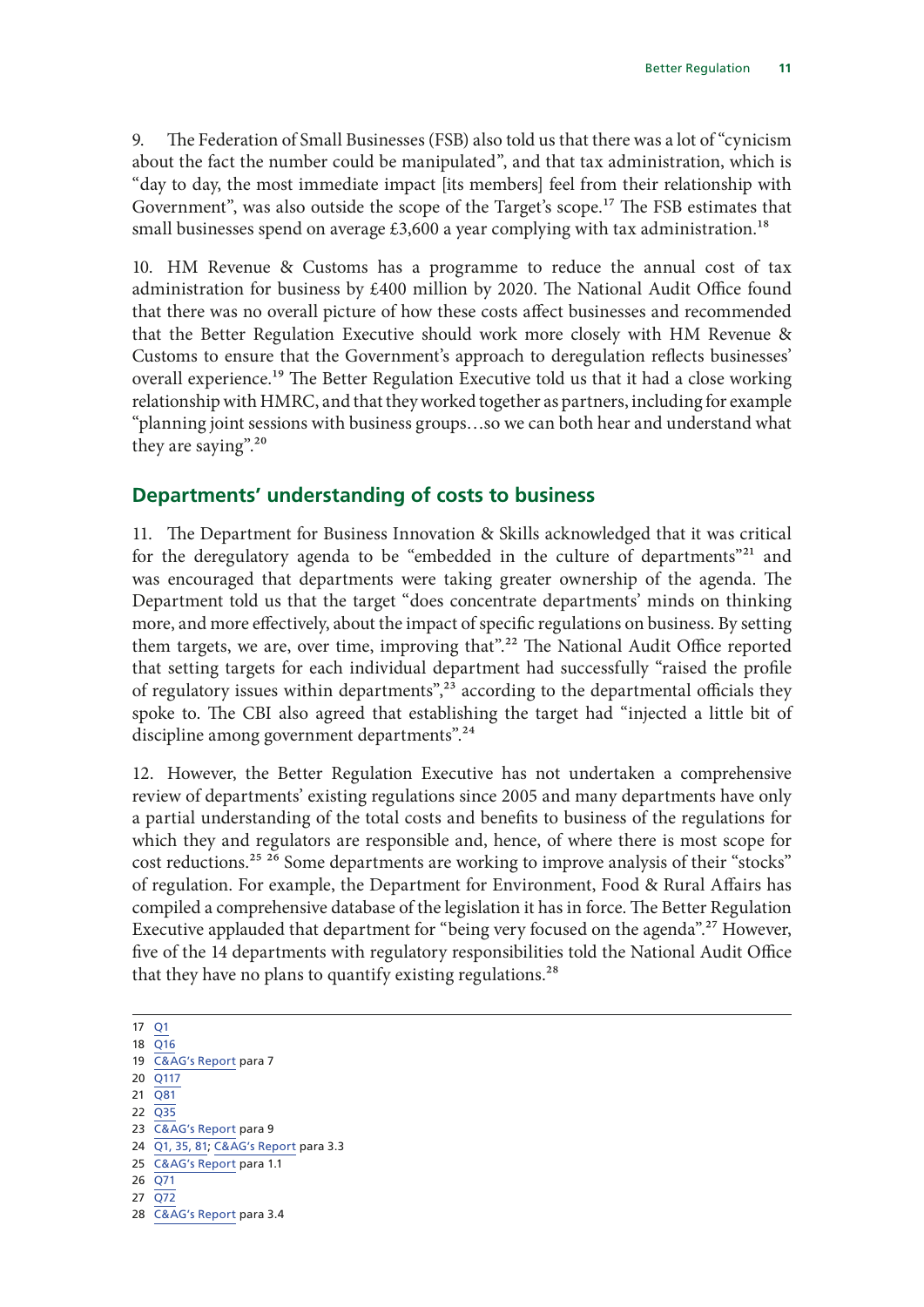9. The Federation of Small Businesses (FSB) also told us that there was a lot of "cynicism about the fact the number could be manipulated", and that tax administration, which is "day to day, the most immediate impact [its members] feel from their relationship with Government", was also outside the scope of the Target's scope.[17] The FSB estimates that small businesses spend on average £3,600 a year complying with tax administration.[18]

10. HM Revenue & Customs has a programme to reduce the annual cost of tax administration for business by £400 million by 2020. The National Audit Office found that there was no overall picture of how these costs affect businesses and recommended that the Better Regulation Executive should work more closely with HM Revenue & Customs to ensure that the Government's approach to deregulation reflects businesses' overall experience.[19] The Better Regulation Executive told us that it had a close working relationship with HMRC, and that they worked together as partners, including for example "planning joint sessions with business groups…so we can both hear and understand what they are saying".[20]

## Departments' understanding of costs to business

11. The Department for Business Innovation & Skills acknowledged that it was critical for the deregulatory agenda to be "embedded in the culture of departments"[21] and was encouraged that departments were taking greater ownership of the agenda. The Department told us that the target "does concentrate departments' minds on thinking more, and more effectively, about the impact of specific regulations on business. By setting them targets, we are, over time, improving that".[22] The National Audit Office reported that setting targets for each individual department had successfully "raised the profile of regulatory issues within departments",[23] according to the departmental officials they spoke to. The CBI also agreed that establishing the target had "injected a little bit of discipline among government departments".[24]

12. However, the Better Regulation Executive has not undertaken a comprehensive review of departments' existing regulations since 2005 and many departments have only a partial understanding of the total costs and benefits to business of the regulations for which they and regulators are responsible and, hence, of where there is most scope for cost reductions.[25] [26] Some departments are working to improve analysis of their "stocks" of regulation. For example, the Department for Environment, Food & Rural Affairs has compiled a comprehensive database of the legislation it has in force. The Better Regulation Executive applauded that department for "being very focused on the agenda".[27] However, five of the 14 departments with regulatory responsibilities told the National Audit Office that they have no plans to quantify existing regulations.[28]

---

17 Q1
18 Q16
19 C&AG's Report para 7
20 Q117
21 Q81
22 Q35
23 C&AG's Report para 9
24 Q1, 35, 81; C&AG's Report para 3.3
25 C&AG's Report para 1.1
26 Q71
27 Q72
28 C&AG's Report para 3.4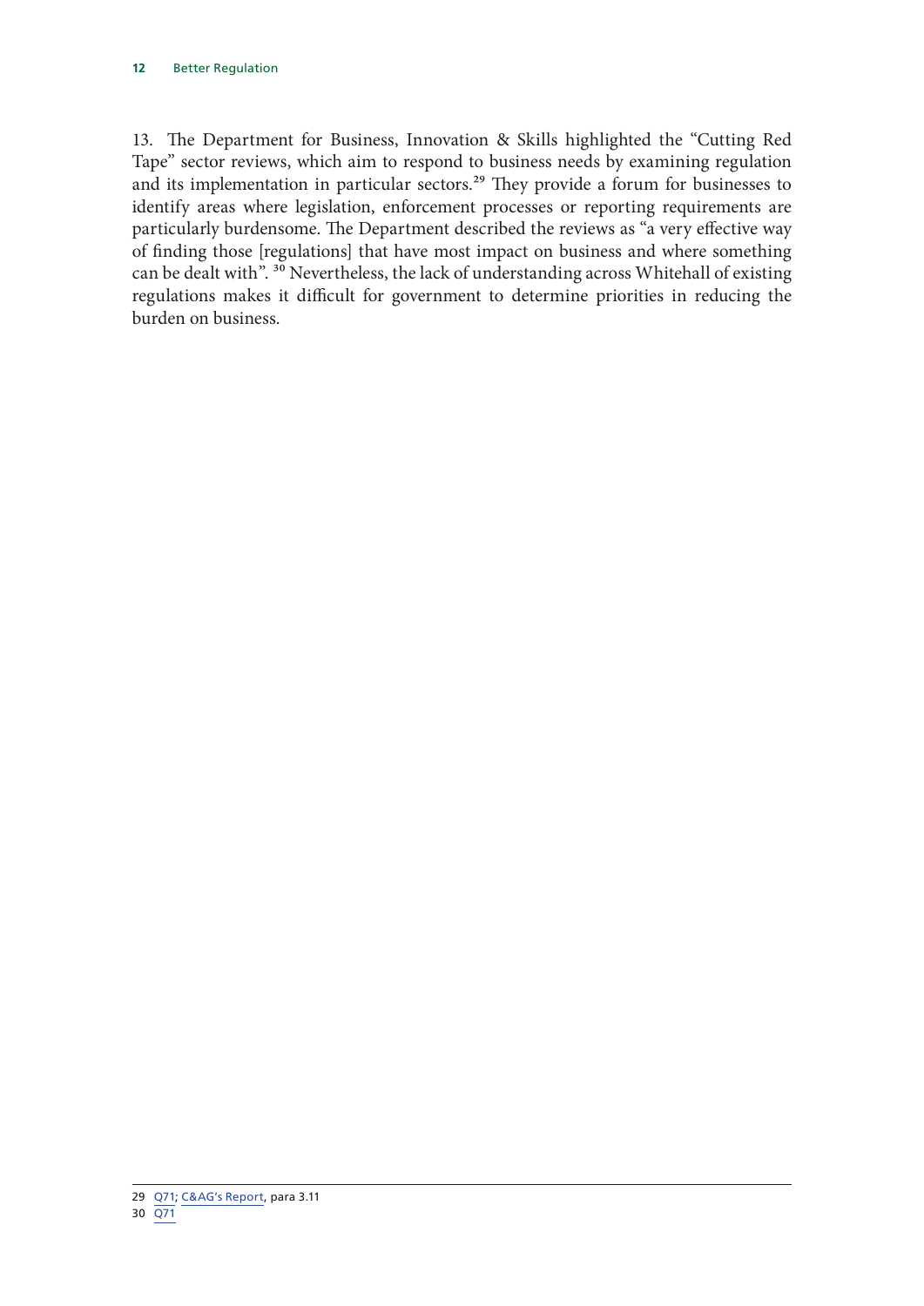13. The Department for Business, Innovation & Skills highlighted the "Cutting Red Tape" sector reviews, which aim to respond to business needs by examining regulation and its implementation in particular sectors.[29] They provide a forum for businesses to identify areas where legislation, enforcement processes or reporting requirements are particularly burdensome. The Department described the reviews as "a very effective way of finding those [regulations] that have most impact on business and where something can be dealt with".[30] Nevertheless, the lack of understanding across Whitehall of existing regulations makes it difficult for government to determine priorities in reducing the burden on business.

---

29 Q71; C&AG's Report, para 3.11

30 Q71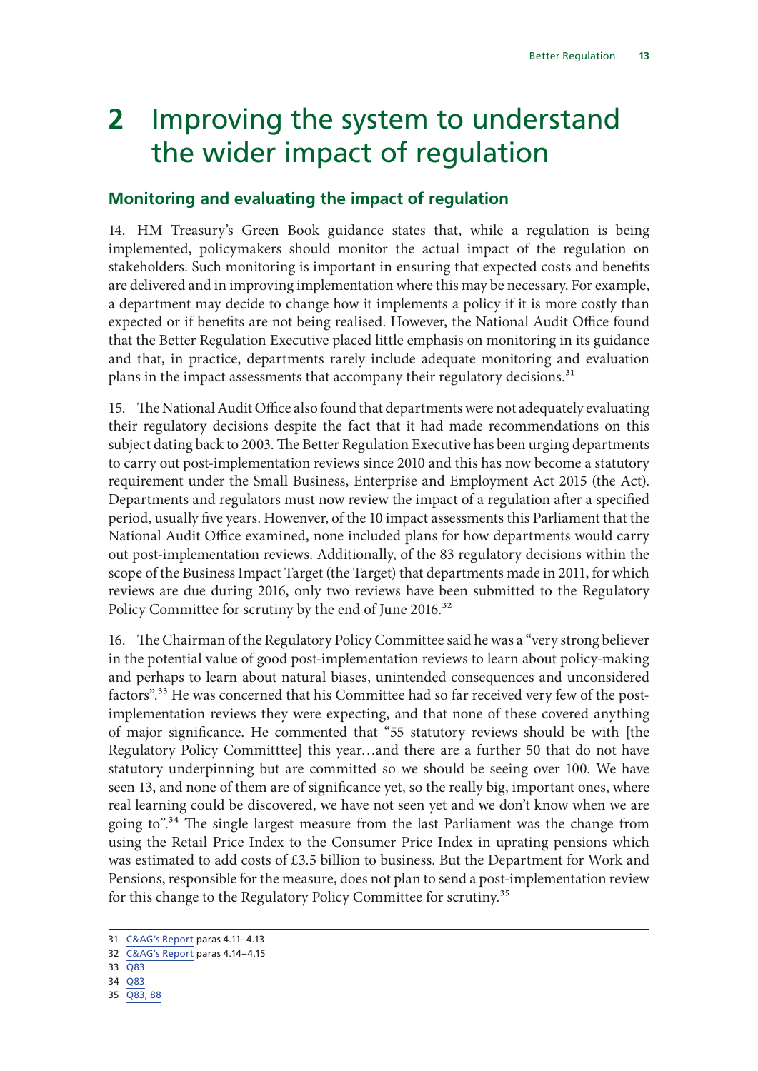# 2 Improving the system to understand the wider impact of regulation

## Monitoring and evaluating the impact of regulation

14. HM Treasury's Green Book guidance states that, while a regulation is being implemented, policymakers should monitor the actual impact of the regulation on stakeholders. Such monitoring is important in ensuring that expected costs and benefits are delivered and in improving implementation where this may be necessary. For example, a department may decide to change how it implements a policy if it is more costly than expected or if benefits are not being realised. However, the National Audit Office found that the Better Regulation Executive placed little emphasis on monitoring in its guidance and that, in practice, departments rarely include adequate monitoring and evaluation plans in the impact assessments that accompany their regulatory decisions.[31]

15. The National Audit Office also found that departments were not adequately evaluating their regulatory decisions despite the fact that it had made recommendations on this subject dating back to 2003. The Better Regulation Executive has been urging departments to carry out post-implementation reviews since 2010 and this has now become a statutory requirement under the Small Business, Enterprise and Employment Act 2015 (the Act). Departments and regulators must now review the impact of a regulation after a specified period, usually five years. Howenver, of the 10 impact assessments this Parliament that the National Audit Office examined, none included plans for how departments would carry out post-implementation reviews. Additionally, of the 83 regulatory decisions within the scope of the Business Impact Target (the Target) that departments made in 2011, for which reviews are due during 2016, only two reviews have been submitted to the Regulatory Policy Committee for scrutiny by the end of June 2016.[32]

16. The Chairman of the Regulatory Policy Committee said he was a "very strong believer in the potential value of good post-implementation reviews to learn about policy-making and perhaps to learn about natural biases, unintended consequences and unconsidered factors".[33] He was concerned that his Committee had so far received very few of the post-implementation reviews they were expecting, and that none of these covered anything of major significance. He commented that "55 statutory reviews should be with [the Regulatory Policy Committtee] this year…and there are a further 50 that do not have statutory underpinning but are committed so we should be seeing over 100. We have seen 13, and none of them are of significance yet, so the really big, important ones, where real learning could be discovered, we have not seen yet and we don't know when we are going to".[34] The single largest measure from the last Parliament was the change from using the Retail Price Index to the Consumer Price Index in uprating pensions which was estimated to add costs of £3.5 billion to business. But the Department for Work and Pensions, responsible for the measure, does not plan to send a post-implementation review for this change to the Regulatory Policy Committee for scrutiny.[35]

---

31 C&AG's Report paras 4.11–4.13

32 C&AG's Report paras 4.14–4.15

33 Q83

34 Q83

35 Q83, 88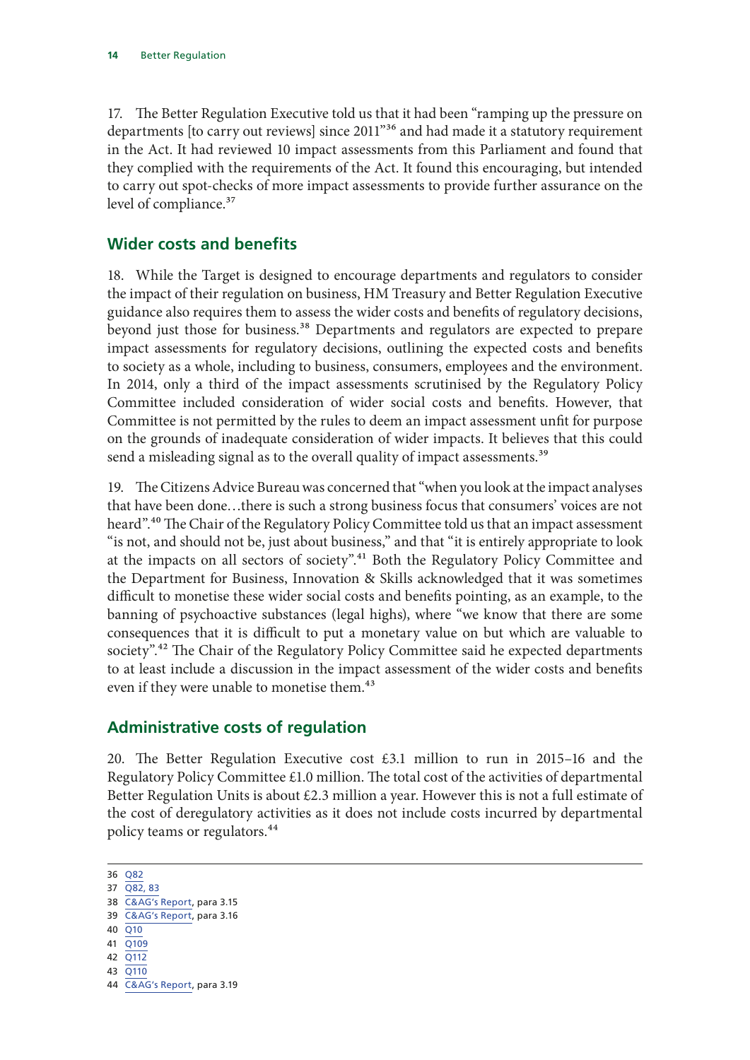17. The Better Regulation Executive told us that it had been "ramping up the pressure on departments [to carry out reviews] since 2011"[36] and had made it a statutory requirement in the Act. It had reviewed 10 impact assessments from this Parliament and found that they complied with the requirements of the Act. It found this encouraging, but intended to carry out spot-checks of more impact assessments to provide further assurance on the level of compliance.[37]

## Wider costs and benefits

18. While the Target is designed to encourage departments and regulators to consider the impact of their regulation on business, HM Treasury and Better Regulation Executive guidance also requires them to assess the wider costs and benefits of regulatory decisions, beyond just those for business.[38] Departments and regulators are expected to prepare impact assessments for regulatory decisions, outlining the expected costs and benefits to society as a whole, including to business, consumers, employees and the environment. In 2014, only a third of the impact assessments scrutinised by the Regulatory Policy Committee included consideration of wider social costs and benefits. However, that Committee is not permitted by the rules to deem an impact assessment unfit for purpose on the grounds of inadequate consideration of wider impacts. It believes that this could send a misleading signal as to the overall quality of impact assessments.[39]

19. The Citizens Advice Bureau was concerned that "when you look at the impact analyses that have been done…there is such a strong business focus that consumers' voices are not heard".[40] The Chair of the Regulatory Policy Committee told us that an impact assessment "is not, and should not be, just about business," and that "it is entirely appropriate to look at the impacts on all sectors of society".[41] Both the Regulatory Policy Committee and the Department for Business, Innovation & Skills acknowledged that it was sometimes difficult to monetise these wider social costs and benefits pointing, as an example, to the banning of psychoactive substances (legal highs), where "we know that there are some consequences that it is difficult to put a monetary value on but which are valuable to society".[42] The Chair of the Regulatory Policy Committee said he expected departments to at least include a discussion in the impact assessment of the wider costs and benefits even if they were unable to monetise them.[43]

## Administrative costs of regulation

20. The Better Regulation Executive cost £3.1 million to run in 2015–16 and the Regulatory Policy Committee £1.0 million. The total cost of the activities of departmental Better Regulation Units is about £2.3 million a year. However this is not a full estimate of the cost of deregulatory activities as it does not include costs incurred by departmental policy teams or regulators.[44]

36 Q82
37 Q82, 83
38 C&AG's Report, para 3.15
39 C&AG's Report, para 3.16
40 Q10
41 Q109
42 Q112
43 Q110
44 C&AG's Report, para 3.19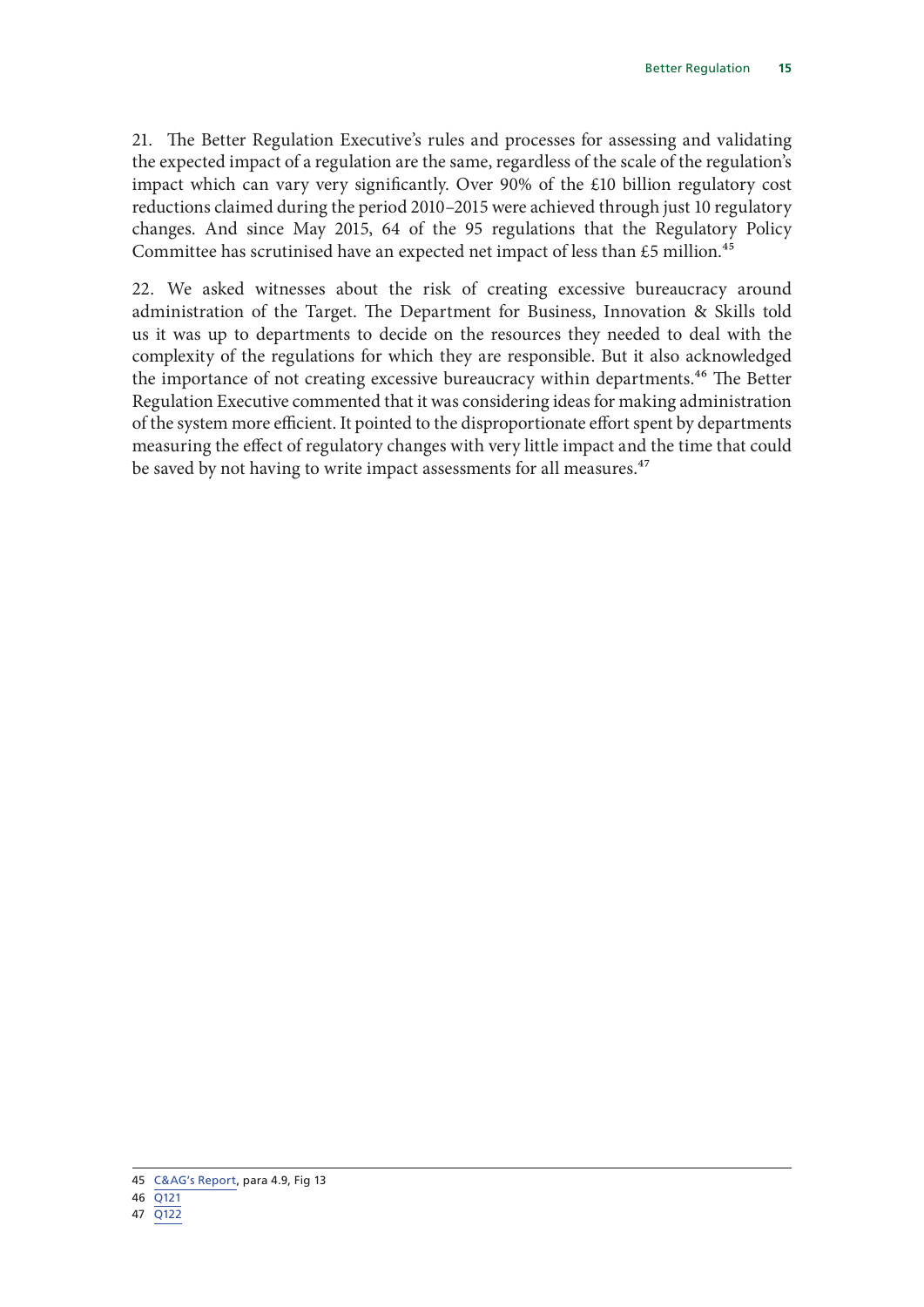21. The Better Regulation Executive's rules and processes for assessing and validating the expected impact of a regulation are the same, regardless of the scale of the regulation's impact which can vary very significantly. Over 90% of the £10 billion regulatory cost reductions claimed during the period 2010–2015 were achieved through just 10 regulatory changes. And since May 2015, 64 of the 95 regulations that the Regulatory Policy Committee has scrutinised have an expected net impact of less than £5 million.[45]

22. We asked witnesses about the risk of creating excessive bureaucracy around administration of the Target. The Department for Business, Innovation & Skills told us it was up to departments to decide on the resources they needed to deal with the complexity of the regulations for which they are responsible. But it also acknowledged the importance of not creating excessive bureaucracy within departments.[46] The Better Regulation Executive commented that it was considering ideas for making administration of the system more efficient. It pointed to the disproportionate effort spent by departments measuring the effect of regulatory changes with very little impact and the time that could be saved by not having to write impact assessments for all measures.[47]

45 C&AG's Report, para 4.9, Fig 13

46 Q121

47 Q122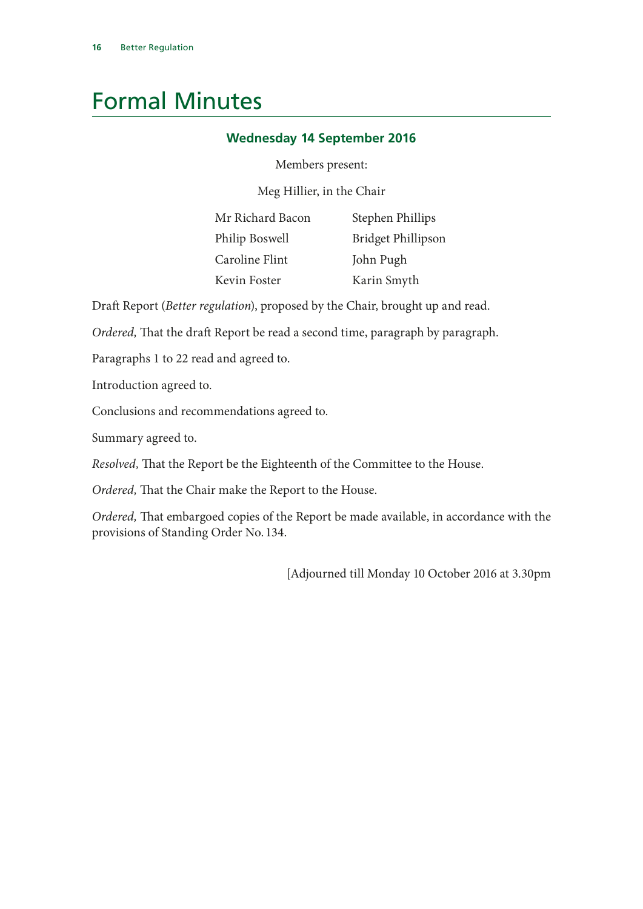# Formal Minutes

### Wednesday 14 September 2016

Members present:

Meg Hillier, in the Chair

| | |
|---|---|
| Mr Richard Bacon | Stephen Phillips |
| Philip Boswell | Bridget Phillipson |
| Caroline Flint | John Pugh |
| Kevin Foster | Karin Smyth |

Draft Report (*Better regulation*), proposed by the Chair, brought up and read.

*Ordered,* That the draft Report be read a second time, paragraph by paragraph.

Paragraphs 1 to 22 read and agreed to.

Introduction agreed to.

Conclusions and recommendations agreed to.

Summary agreed to.

*Resolved,* That the Report be the Eighteenth of the Committee to the House.

*Ordered,* That the Chair make the Report to the House.

*Ordered,* That embargoed copies of the Report be made available, in accordance with the provisions of Standing Order No. 134.

[Adjourned till Monday 10 October 2016 at 3.30pm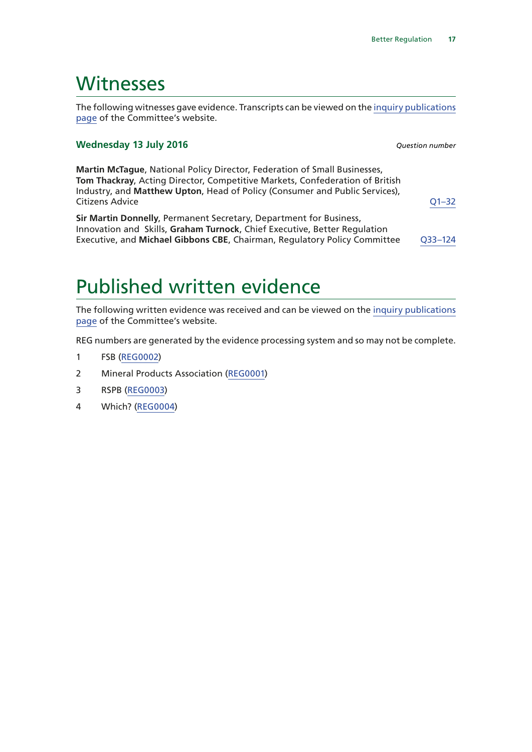# Witnesses

The following witnesses gave evidence. Transcripts can be viewed on the inquiry publications page of the Committee's website.

### Wednesday 13 July 2016

*Question number*

**Martin McTague**, National Policy Director, Federation of Small Businesses, **Tom Thackray**, Acting Director, Competitive Markets, Confederation of British Industry, and **Matthew Upton**, Head of Policy (Consumer and Public Services), Citizens Advice — Q1–32

**Sir Martin Donnelly**, Permanent Secretary, Department for Business, Innovation and Skills, **Graham Turnock**, Chief Executive, Better Regulation Executive, and **Michael Gibbons CBE**, Chairman, Regulatory Policy Committee — Q33–124

# Published written evidence

The following written evidence was received and can be viewed on the inquiry publications page of the Committee's website.

REG numbers are generated by the evidence processing system and so may not be complete.

1. FSB (REG0002)
2. Mineral Products Association (REG0001)
3. RSPB (REG0003)
4. Which? (REG0004)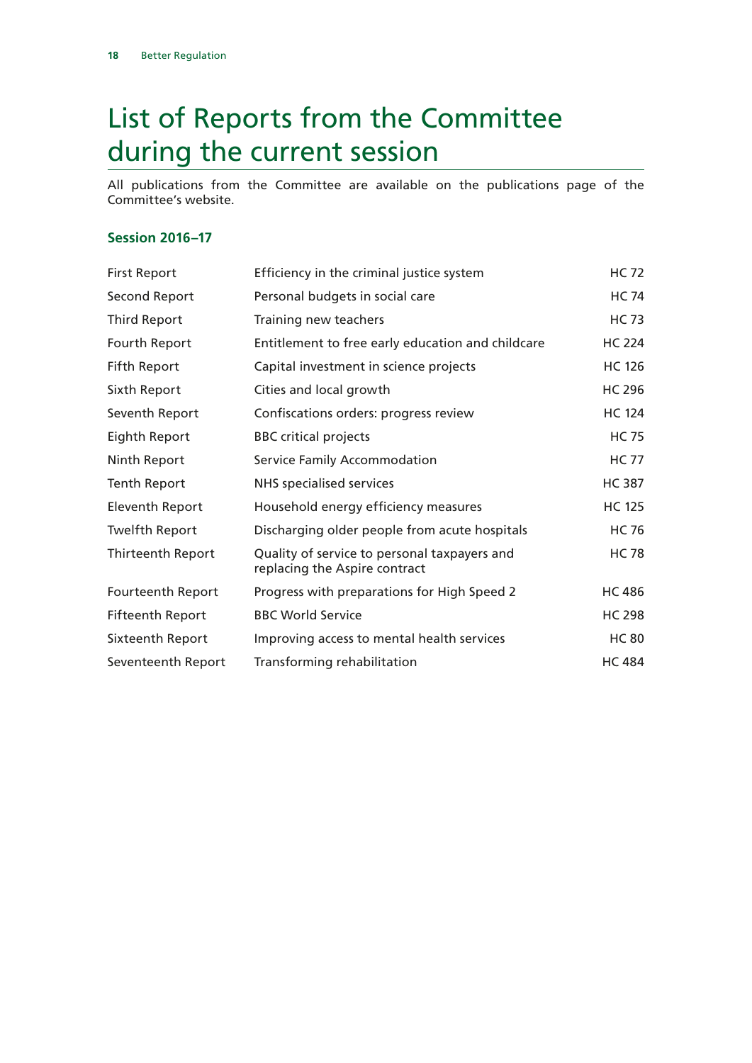# List of Reports from the Committee during the current session

All publications from the Committee are available on the publications page of the Committee's website.

### Session 2016–17

| | | |
|---|---|---|
| First Report | Efficiency in the criminal justice system | HC 72 |
| Second Report | Personal budgets in social care | HC 74 |
| Third Report | Training new teachers | HC 73 |
| Fourth Report | Entitlement to free early education and childcare | HC 224 |
| Fifth Report | Capital investment in science projects | HC 126 |
| Sixth Report | Cities and local growth | HC 296 |
| Seventh Report | Confiscations orders: progress review | HC 124 |
| Eighth Report | BBC critical projects | HC 75 |
| Ninth Report | Service Family Accommodation | HC 77 |
| Tenth Report | NHS specialised services | HC 387 |
| Eleventh Report | Household energy efficiency measures | HC 125 |
| Twelfth Report | Discharging older people from acute hospitals | HC 76 |
| Thirteenth Report | Quality of service to personal taxpayers and replacing the Aspire contract | HC 78 |
| Fourteenth Report | Progress with preparations for High Speed 2 | HC 486 |
| Fifteenth Report | BBC World Service | HC 298 |
| Sixteenth Report | Improving access to mental health services | HC 80 |
| Seventeenth Report | Transforming rehabilitation | HC 484 |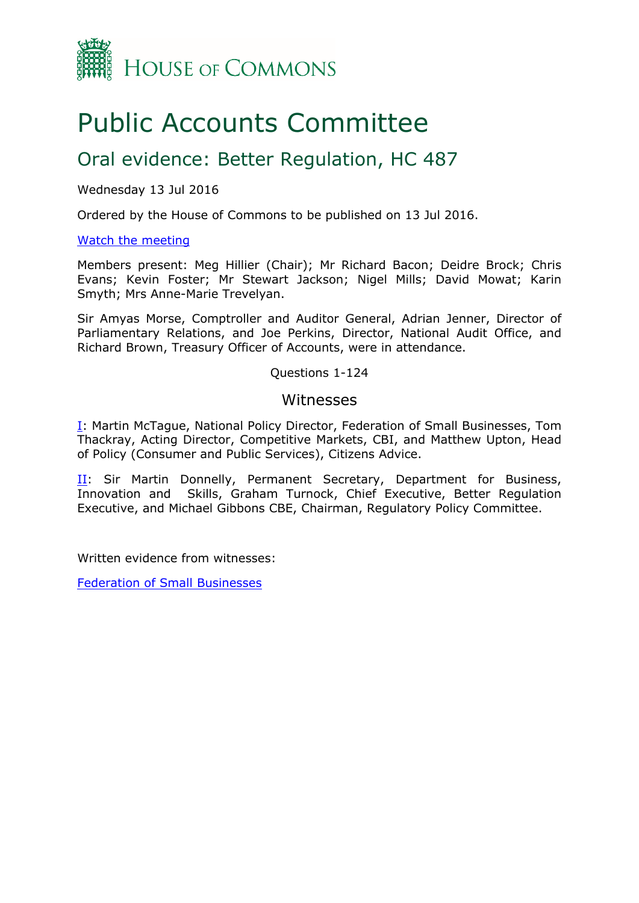# Public Accounts Committee

## Oral evidence: Better Regulation, HC 487

Wednesday 13 Jul 2016

Ordered by the House of Commons to be published on 13 Jul 2016.

[Watch the meeting]

Members present: Meg Hillier (Chair); Mr Richard Bacon; Deidre Brock; Chris Evans; Kevin Foster; Mr Stewart Jackson; Nigel Mills; David Mowat; Karin Smyth; Mrs Anne-Marie Trevelyan.

Sir Amyas Morse, Comptroller and Auditor General, Adrian Jenner, Director of Parliamentary Relations, and Joe Perkins, Director, National Audit Office, and Richard Brown, Treasury Officer of Accounts, were in attendance.

Questions 1-124

### Witnesses

[I]: Martin McTague, National Policy Director, Federation of Small Businesses, Tom Thackray, Acting Director, Competitive Markets, CBI, and Matthew Upton, Head of Policy (Consumer and Public Services), Citizens Advice.

[II]: Sir Martin Donnelly, Permanent Secretary, Department for Business, Innovation and Skills, Graham Turnock, Chief Executive, Better Regulation Executive, and Michael Gibbons CBE, Chairman, Regulatory Policy Committee.

Written evidence from witnesses:

[Federation of Small Businesses]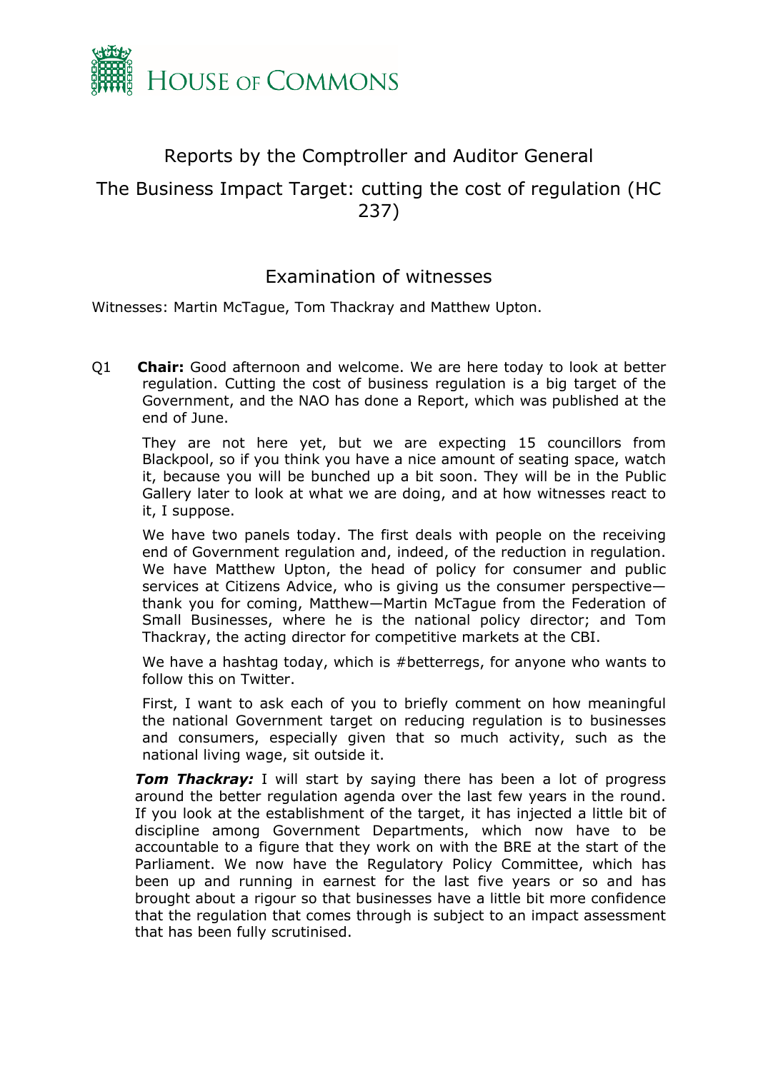HOUSE OF COMMONS

## Reports by the Comptroller and Auditor General

## The Business Impact Target: cutting the cost of regulation (HC 237)

### Examination of witnesses

Witnesses: Martin McTague, Tom Thackray and Matthew Upton.

Q1 **Chair:** Good afternoon and welcome. We are here today to look at better regulation. Cutting the cost of business regulation is a big target of the Government, and the NAO has done a Report, which was published at the end of June.

They are not here yet, but we are expecting 15 councillors from Blackpool, so if you think you have a nice amount of seating space, watch it, because you will be bunched up a bit soon. They will be in the Public Gallery later to look at what we are doing, and at how witnesses react to it, I suppose.

We have two panels today. The first deals with people on the receiving end of Government regulation and, indeed, of the reduction in regulation. We have Matthew Upton, the head of policy for consumer and public services at Citizens Advice, who is giving us the consumer perspective—thank you for coming, Matthew—Martin McTague from the Federation of Small Businesses, where he is the national policy director; and Tom Thackray, the acting director for competitive markets at the CBI.

We have a hashtag today, which is #betterregs, for anyone who wants to follow this on Twitter.

First, I want to ask each of you to briefly comment on how meaningful the national Government target on reducing regulation is to businesses and consumers, especially given that so much activity, such as the national living wage, sit outside it.

***Tom Thackray:*** I will start by saying there has been a lot of progress around the better regulation agenda over the last few years in the round. If you look at the establishment of the target, it has injected a little bit of discipline among Government Departments, which now have to be accountable to a figure that they work on with the BRE at the start of the Parliament. We now have the Regulatory Policy Committee, which has been up and running in earnest for the last five years or so and has brought about a rigour so that businesses have a little bit more confidence that the regulation that comes through is subject to an impact assessment that has been fully scrutinised.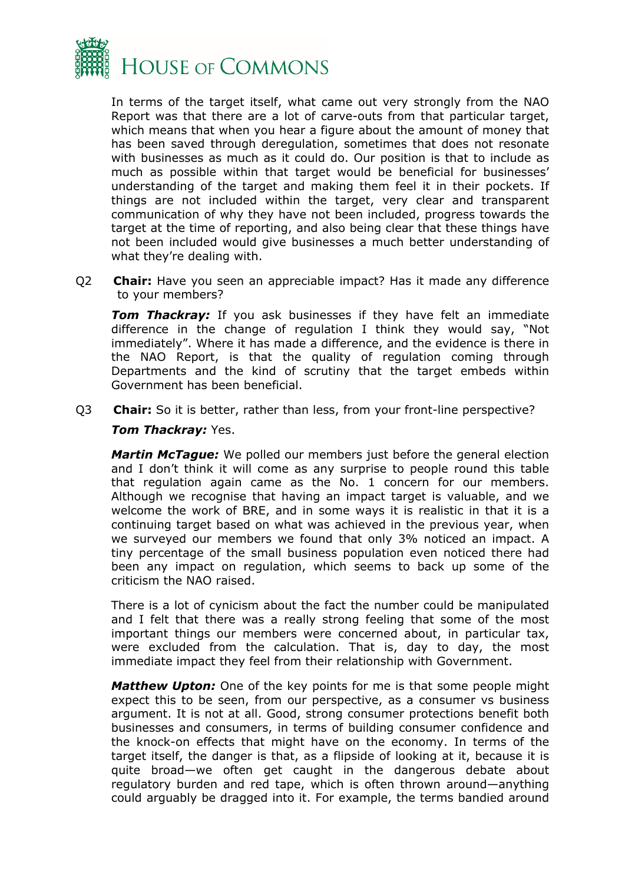In terms of the target itself, what came out very strongly from the NAO Report was that there are a lot of carve-outs from that particular target, which means that when you hear a figure about the amount of money that has been saved through deregulation, sometimes that does not resonate with businesses as much as it could do. Our position is that to include as much as possible within that target would be beneficial for businesses' understanding of the target and making them feel it in their pockets. If things are not included within the target, very clear and transparent communication of why they have not been included, progress towards the target at the time of reporting, and also being clear that these things have not been included would give businesses a much better understanding of what they're dealing with.

Q2 **Chair:** Have you seen an appreciable impact? Has it made any difference to your members?

***Tom Thackray:*** If you ask businesses if they have felt an immediate difference in the change of regulation I think they would say, "Not immediately". Where it has made a difference, and the evidence is there in the NAO Report, is that the quality of regulation coming through Departments and the kind of scrutiny that the target embeds within Government has been beneficial.

Q3 **Chair:** So it is better, rather than less, from your front-line perspective?

***Tom Thackray:*** Yes.

***Martin McTague:*** We polled our members just before the general election and I don't think it will come as any surprise to people round this table that regulation again came as the No. 1 concern for our members. Although we recognise that having an impact target is valuable, and we welcome the work of BRE, and in some ways it is realistic in that it is a continuing target based on what was achieved in the previous year, when we surveyed our members we found that only 3% noticed an impact. A tiny percentage of the small business population even noticed there had been any impact on regulation, which seems to back up some of the criticism the NAO raised.

There is a lot of cynicism about the fact the number could be manipulated and I felt that there was a really strong feeling that some of the most important things our members were concerned about, in particular tax, were excluded from the calculation. That is, day to day, the most immediate impact they feel from their relationship with Government.

***Matthew Upton:*** One of the key points for me is that some people might expect this to be seen, from our perspective, as a consumer vs business argument. It is not at all. Good, strong consumer protections benefit both businesses and consumers, in terms of building consumer confidence and the knock-on effects that might have on the economy. In terms of the target itself, the danger is that, as a flipside of looking at it, because it is quite broad—we often get caught in the dangerous debate about regulatory burden and red tape, which is often thrown around—anything could arguably be dragged into it. For example, the terms bandied around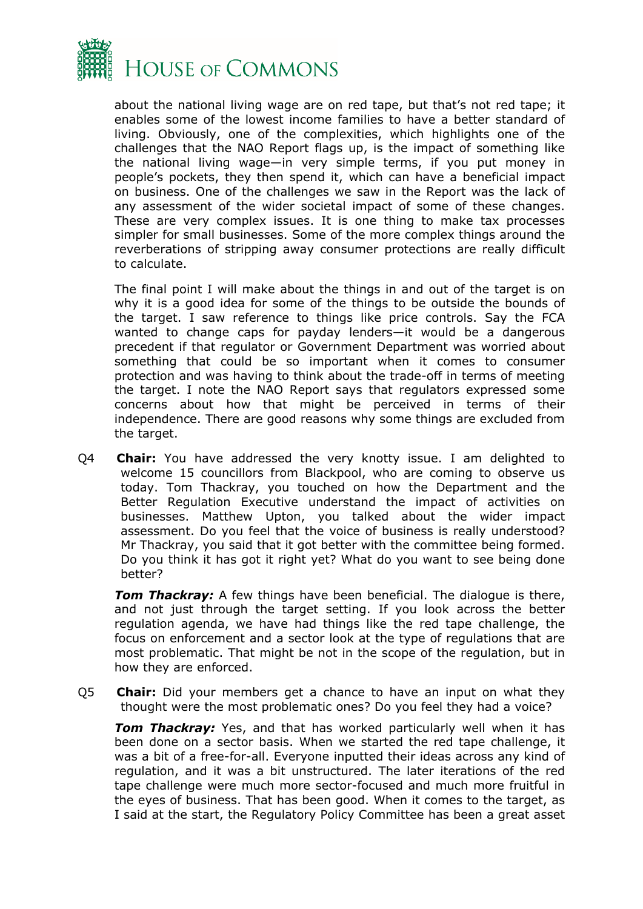about the national living wage are on red tape, but that's not red tape; it enables some of the lowest income families to have a better standard of living. Obviously, one of the complexities, which highlights one of the challenges that the NAO Report flags up, is the impact of something like the national living wage—in very simple terms, if you put money in people's pockets, they then spend it, which can have a beneficial impact on business. One of the challenges we saw in the Report was the lack of any assessment of the wider societal impact of some of these changes. These are very complex issues. It is one thing to make tax processes simpler for small businesses. Some of the more complex things around the reverberations of stripping away consumer protections are really difficult to calculate.

The final point I will make about the things in and out of the target is on why it is a good idea for some of the things to be outside the bounds of the target. I saw reference to things like price controls. Say the FCA wanted to change caps for payday lenders—it would be a dangerous precedent if that regulator or Government Department was worried about something that could be so important when it comes to consumer protection and was having to think about the trade-off in terms of meeting the target. I note the NAO Report says that regulators expressed some concerns about how that might be perceived in terms of their independence. There are good reasons why some things are excluded from the target.

Q4 **Chair:** You have addressed the very knotty issue. I am delighted to welcome 15 councillors from Blackpool, who are coming to observe us today. Tom Thackray, you touched on how the Department and the Better Regulation Executive understand the impact of activities on businesses. Matthew Upton, you talked about the wider impact assessment. Do you feel that the voice of business is really understood? Mr Thackray, you said that it got better with the committee being formed. Do you think it has got it right yet? What do you want to see being done better?

***Tom Thackray:*** A few things have been beneficial. The dialogue is there, and not just through the target setting. If you look across the better regulation agenda, we have had things like the red tape challenge, the focus on enforcement and a sector look at the type of regulations that are most problematic. That might be not in the scope of the regulation, but in how they are enforced.

Q5 **Chair:** Did your members get a chance to have an input on what they thought were the most problematic ones? Do you feel they had a voice?

***Tom Thackray:*** Yes, and that has worked particularly well when it has been done on a sector basis. When we started the red tape challenge, it was a bit of a free-for-all. Everyone inputted their ideas across any kind of regulation, and it was a bit unstructured. The later iterations of the red tape challenge were much more sector-focused and much more fruitful in the eyes of business. That has been good. When it comes to the target, as I said at the start, the Regulatory Policy Committee has been a great asset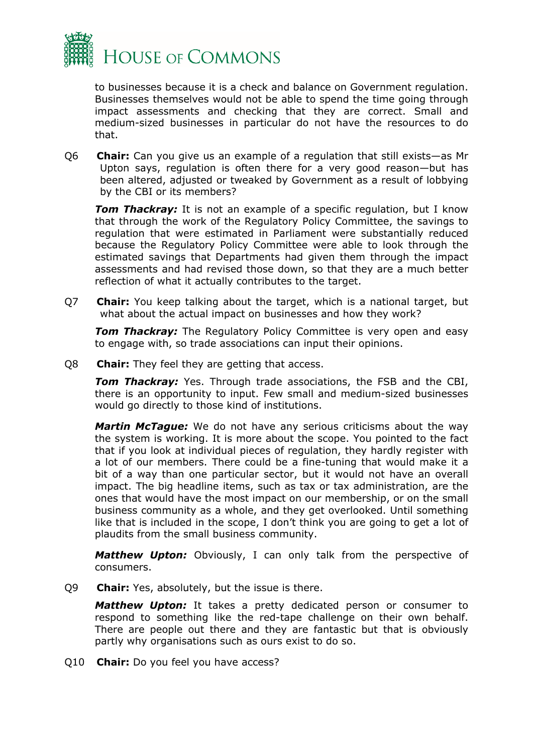to businesses because it is a check and balance on Government regulation. Businesses themselves would not be able to spend the time going through impact assessments and checking that they are correct. Small and medium-sized businesses in particular do not have the resources to do that.

Q6 **Chair:** Can you give us an example of a regulation that still exists—as Mr Upton says, regulation is often there for a very good reason—but has been altered, adjusted or tweaked by Government as a result of lobbying by the CBI or its members?

***Tom Thackray:*** It is not an example of a specific regulation, but I know that through the work of the Regulatory Policy Committee, the savings to regulation that were estimated in Parliament were substantially reduced because the Regulatory Policy Committee were able to look through the estimated savings that Departments had given them through the impact assessments and had revised those down, so that they are a much better reflection of what it actually contributes to the target.

Q7 **Chair:** You keep talking about the target, which is a national target, but what about the actual impact on businesses and how they work?

***Tom Thackray:*** The Regulatory Policy Committee is very open and easy to engage with, so trade associations can input their opinions.

Q8 **Chair:** They feel they are getting that access.

***Tom Thackray:*** Yes. Through trade associations, the FSB and the CBI, there is an opportunity to input. Few small and medium-sized businesses would go directly to those kind of institutions.

***Martin McTague:*** We do not have any serious criticisms about the way the system is working. It is more about the scope. You pointed to the fact that if you look at individual pieces of regulation, they hardly register with a lot of our members. There could be a fine-tuning that would make it a bit of a way than one particular sector, but it would not have an overall impact. The big headline items, such as tax or tax administration, are the ones that would have the most impact on our membership, or on the small business community as a whole, and they get overlooked. Until something like that is included in the scope, I don't think you are going to get a lot of plaudits from the small business community.

***Matthew Upton:*** Obviously, I can only talk from the perspective of consumers.

Q9 **Chair:** Yes, absolutely, but the issue is there.

***Matthew Upton:*** It takes a pretty dedicated person or consumer to respond to something like the red-tape challenge on their own behalf. There are people out there and they are fantastic but that is obviously partly why organisations such as ours exist to do so.

Q10 **Chair:** Do you feel you have access?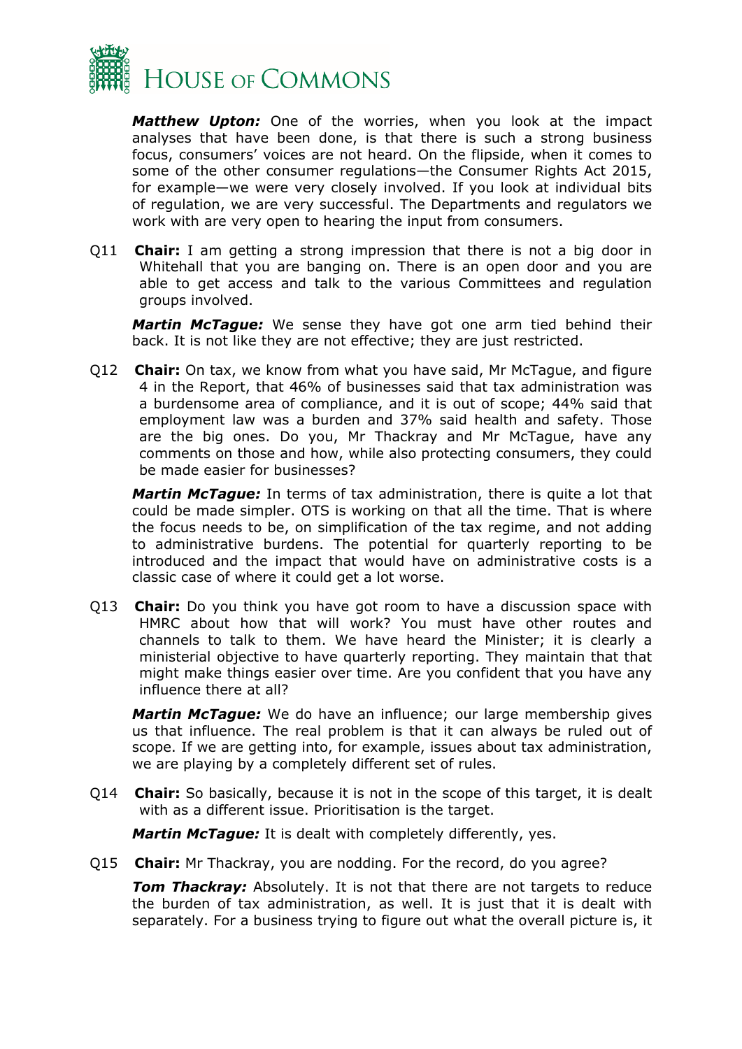***Matthew Upton:*** One of the worries, when you look at the impact analyses that have been done, is that there is such a strong business focus, consumers' voices are not heard. On the flipside, when it comes to some of the other consumer regulations—the Consumer Rights Act 2015, for example—we were very closely involved. If you look at individual bits of regulation, we are very successful. The Departments and regulators we work with are very open to hearing the input from consumers.

Q11 **Chair:** I am getting a strong impression that there is not a big door in Whitehall that you are banging on. There is an open door and you are able to get access and talk to the various Committees and regulation groups involved.

***Martin McTague:*** We sense they have got one arm tied behind their back. It is not like they are not effective; they are just restricted.

Q12 **Chair:** On tax, we know from what you have said, Mr McTague, and figure 4 in the Report, that 46% of businesses said that tax administration was a burdensome area of compliance, and it is out of scope; 44% said that employment law was a burden and 37% said health and safety. Those are the big ones. Do you, Mr Thackray and Mr McTague, have any comments on those and how, while also protecting consumers, they could be made easier for businesses?

***Martin McTague:*** In terms of tax administration, there is quite a lot that could be made simpler. OTS is working on that all the time. That is where the focus needs to be, on simplification of the tax regime, and not adding to administrative burdens. The potential for quarterly reporting to be introduced and the impact that would have on administrative costs is a classic case of where it could get a lot worse.

Q13 **Chair:** Do you think you have got room to have a discussion space with HMRC about how that will work? You must have other routes and channels to talk to them. We have heard the Minister; it is clearly a ministerial objective to have quarterly reporting. They maintain that that might make things easier over time. Are you confident that you have any influence there at all?

***Martin McTague:*** We do have an influence; our large membership gives us that influence. The real problem is that it can always be ruled out of scope. If we are getting into, for example, issues about tax administration, we are playing by a completely different set of rules.

Q14 **Chair:** So basically, because it is not in the scope of this target, it is dealt with as a different issue. Prioritisation is the target.

***Martin McTague:*** It is dealt with completely differently, yes.

Q15 **Chair:** Mr Thackray, you are nodding. For the record, do you agree?

***Tom Thackray:*** Absolutely. It is not that there are not targets to reduce the burden of tax administration, as well. It is just that it is dealt with separately. For a business trying to figure out what the overall picture is, it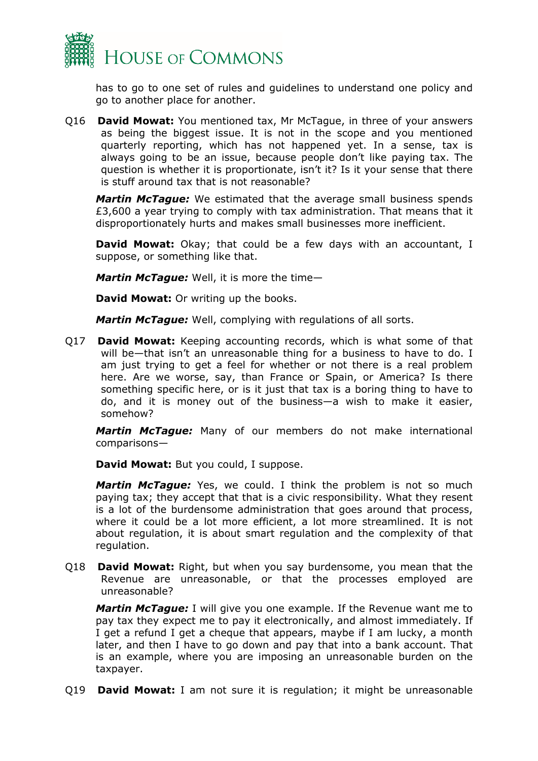has to go to one set of rules and guidelines to understand one policy and go to another place for another.

Q16 **David Mowat:** You mentioned tax, Mr McTague, in three of your answers as being the biggest issue. It is not in the scope and you mentioned quarterly reporting, which has not happened yet. In a sense, tax is always going to be an issue, because people don't like paying tax. The question is whether it is proportionate, isn't it? Is it your sense that there is stuff around tax that is not reasonable?

***Martin McTague:*** We estimated that the average small business spends £3,600 a year trying to comply with tax administration. That means that it disproportionately hurts and makes small businesses more inefficient.

**David Mowat:** Okay; that could be a few days with an accountant, I suppose, or something like that.

***Martin McTague:*** Well, it is more the time—

**David Mowat:** Or writing up the books.

***Martin McTague:*** Well, complying with regulations of all sorts.

Q17 **David Mowat:** Keeping accounting records, which is what some of that will be—that isn't an unreasonable thing for a business to have to do. I am just trying to get a feel for whether or not there is a real problem here. Are we worse, say, than France or Spain, or America? Is there something specific here, or is it just that tax is a boring thing to have to do, and it is money out of the business—a wish to make it easier, somehow?

***Martin McTague:*** Many of our members do not make international comparisons—

**David Mowat:** But you could, I suppose.

***Martin McTague:*** Yes, we could. I think the problem is not so much paying tax; they accept that that is a civic responsibility. What they resent is a lot of the burdensome administration that goes around that process, where it could be a lot more efficient, a lot more streamlined. It is not about regulation, it is about smart regulation and the complexity of that regulation.

Q18 **David Mowat:** Right, but when you say burdensome, you mean that the Revenue are unreasonable, or that the processes employed are unreasonable?

***Martin McTague:*** I will give you one example. If the Revenue want me to pay tax they expect me to pay it electronically, and almost immediately. If I get a refund I get a cheque that appears, maybe if I am lucky, a month later, and then I have to go down and pay that into a bank account. That is an example, where you are imposing an unreasonable burden on the taxpayer.

Q19 **David Mowat:** I am not sure it is regulation; it might be unreasonable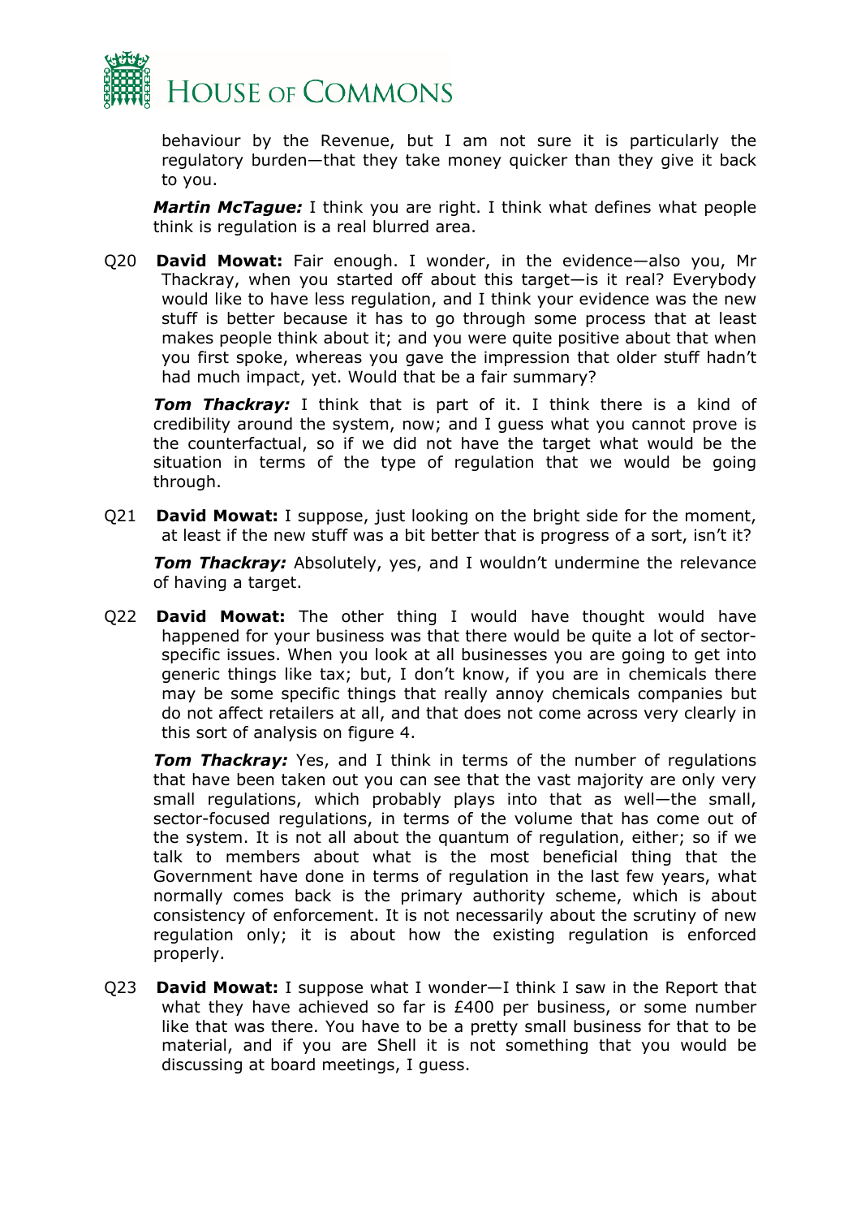behaviour by the Revenue, but I am not sure it is particularly the regulatory burden—that they take money quicker than they give it back to you.

***Martin McTague:*** I think you are right. I think what defines what people think is regulation is a real blurred area.

Q20 **David Mowat:** Fair enough. I wonder, in the evidence—also you, Mr Thackray, when you started off about this target—is it real? Everybody would like to have less regulation, and I think your evidence was the new stuff is better because it has to go through some process that at least makes people think about it; and you were quite positive about that when you first spoke, whereas you gave the impression that older stuff hadn't had much impact, yet. Would that be a fair summary?

***Tom Thackray:*** I think that is part of it. I think there is a kind of credibility around the system, now; and I guess what you cannot prove is the counterfactual, so if we did not have the target what would be the situation in terms of the type of regulation that we would be going through.

Q21 **David Mowat:** I suppose, just looking on the bright side for the moment, at least if the new stuff was a bit better that is progress of a sort, isn't it?

***Tom Thackray:*** Absolutely, yes, and I wouldn't undermine the relevance of having a target.

Q22 **David Mowat:** The other thing I would have thought would have happened for your business was that there would be quite a lot of sector-specific issues. When you look at all businesses you are going to get into generic things like tax; but, I don't know, if you are in chemicals there may be some specific things that really annoy chemicals companies but do not affect retailers at all, and that does not come across very clearly in this sort of analysis on figure 4.

***Tom Thackray:*** Yes, and I think in terms of the number of regulations that have been taken out you can see that the vast majority are only very small regulations, which probably plays into that as well—the small, sector-focused regulations, in terms of the volume that has come out of the system. It is not all about the quantum of regulation, either; so if we talk to members about what is the most beneficial thing that the Government have done in terms of regulation in the last few years, what normally comes back is the primary authority scheme, which is about consistency of enforcement. It is not necessarily about the scrutiny of new regulation only; it is about how the existing regulation is enforced properly.

Q23 **David Mowat:** I suppose what I wonder—I think I saw in the Report that what they have achieved so far is £400 per business, or some number like that was there. You have to be a pretty small business for that to be material, and if you are Shell it is not something that you would be discussing at board meetings, I guess.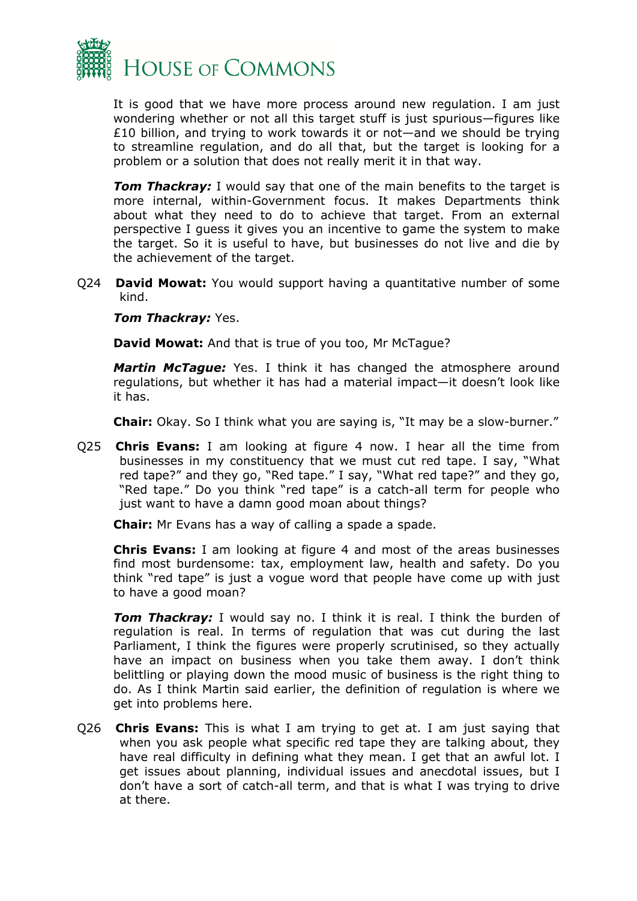It is good that we have more process around new regulation. I am just wondering whether or not all this target stuff is just spurious—figures like £10 billion, and trying to work towards it or not—and we should be trying to streamline regulation, and do all that, but the target is looking for a problem or a solution that does not really merit it in that way.

***Tom Thackray:*** I would say that one of the main benefits to the target is more internal, within-Government focus. It makes Departments think about what they need to do to achieve that target. From an external perspective I guess it gives you an incentive to game the system to make the target. So it is useful to have, but businesses do not live and die by the achievement of the target.

Q24 **David Mowat:** You would support having a quantitative number of some kind.

***Tom Thackray:*** Yes.

**David Mowat:** And that is true of you too, Mr McTague?

***Martin McTague:*** Yes. I think it has changed the atmosphere around regulations, but whether it has had a material impact—it doesn't look like it has.

**Chair:** Okay. So I think what you are saying is, "It may be a slow-burner."

Q25 **Chris Evans:** I am looking at figure 4 now. I hear all the time from businesses in my constituency that we must cut red tape. I say, "What red tape?" and they go, "Red tape." I say, "What red tape?" and they go, "Red tape." Do you think "red tape" is a catch-all term for people who just want to have a damn good moan about things?

**Chair:** Mr Evans has a way of calling a spade a spade.

**Chris Evans:** I am looking at figure 4 and most of the areas businesses find most burdensome: tax, employment law, health and safety. Do you think "red tape" is just a vogue word that people have come up with just to have a good moan?

***Tom Thackray:*** I would say no. I think it is real. I think the burden of regulation is real. In terms of regulation that was cut during the last Parliament, I think the figures were properly scrutinised, so they actually have an impact on business when you take them away. I don't think belittling or playing down the mood music of business is the right thing to do. As I think Martin said earlier, the definition of regulation is where we get into problems here.

Q26 **Chris Evans:** This is what I am trying to get at. I am just saying that when you ask people what specific red tape they are talking about, they have real difficulty in defining what they mean. I get that an awful lot. I get issues about planning, individual issues and anecdotal issues, but I don't have a sort of catch-all term, and that is what I was trying to drive at there.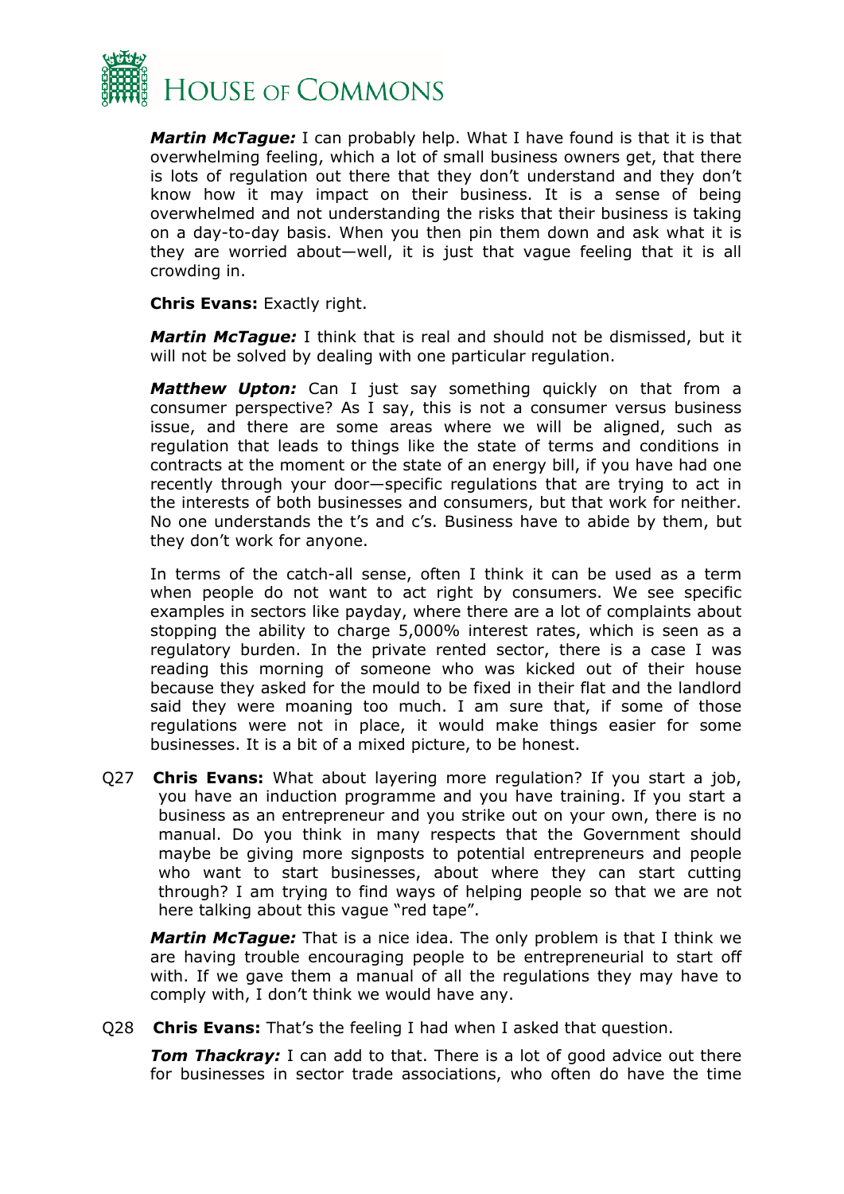***Martin McTague:*** I can probably help. What I have found is that it is that overwhelming feeling, which a lot of small business owners get, that there is lots of regulation out there that they don't understand and they don't know how it may impact on their business. It is a sense of being overwhelmed and not understanding the risks that their business is taking on a day-to-day basis. When you then pin them down and ask what it is they are worried about—well, it is just that vague feeling that it is all crowding in.

**Chris Evans:** Exactly right.

***Martin McTague:*** I think that is real and should not be dismissed, but it will not be solved by dealing with one particular regulation.

***Matthew Upton:*** Can I just say something quickly on that from a consumer perspective? As I say, this is not a consumer versus business issue, and there are some areas where we will be aligned, such as regulation that leads to things like the state of terms and conditions in contracts at the moment or the state of an energy bill, if you have had one recently through your door—specific regulations that are trying to act in the interests of both businesses and consumers, but that work for neither. No one understands the t's and c's. Business have to abide by them, but they don't work for anyone.

In terms of the catch-all sense, often I think it can be used as a term when people do not want to act right by consumers. We see specific examples in sectors like payday, where there are a lot of complaints about stopping the ability to charge 5,000% interest rates, which is seen as a regulatory burden. In the private rented sector, there is a case I was reading this morning of someone who was kicked out of their house because they asked for the mould to be fixed in their flat and the landlord said they were moaning too much. I am sure that, if some of those regulations were not in place, it would make things easier for some businesses. It is a bit of a mixed picture, to be honest.

Q27 **Chris Evans:** What about layering more regulation? If you start a job, you have an induction programme and you have training. If you start a business as an entrepreneur and you strike out on your own, there is no manual. Do you think in many respects that the Government should maybe be giving more signposts to potential entrepreneurs and people who want to start businesses, about where they can start cutting through? I am trying to find ways of helping people so that we are not here talking about this vague "red tape".

***Martin McTague:*** That is a nice idea. The only problem is that I think we are having trouble encouraging people to be entrepreneurial to start off with. If we gave them a manual of all the regulations they may have to comply with, I don't think we would have any.

Q28 **Chris Evans:** That's the feeling I had when I asked that question.

***Tom Thackray:*** I can add to that. There is a lot of good advice out there for businesses in sector trade associations, who often do have the time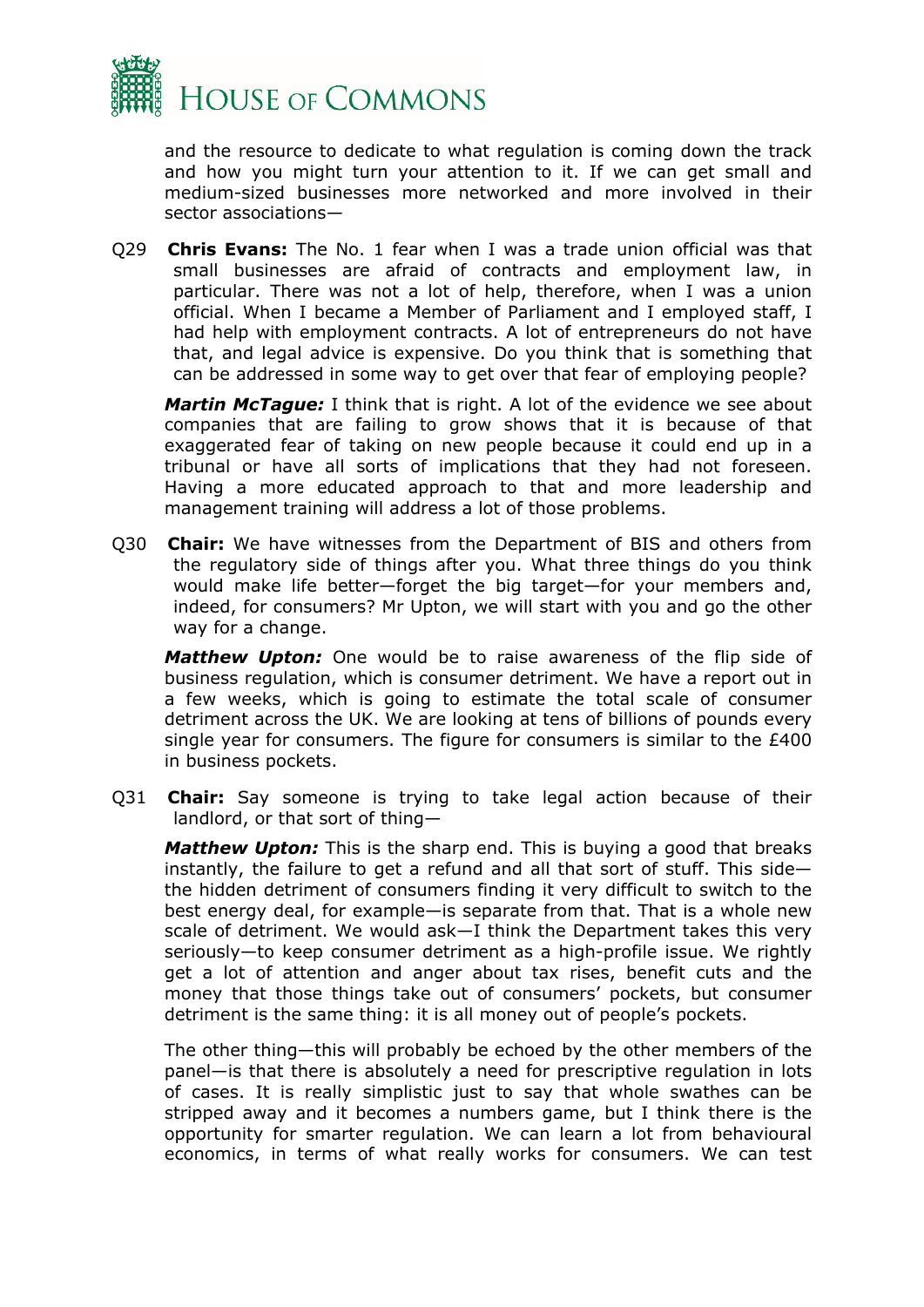and the resource to dedicate to what regulation is coming down the track and how you might turn your attention to it. If we can get small and medium-sized businesses more networked and more involved in their sector associations—

Q29 **Chris Evans:** The No. 1 fear when I was a trade union official was that small businesses are afraid of contracts and employment law, in particular. There was not a lot of help, therefore, when I was a union official. When I became a Member of Parliament and I employed staff, I had help with employment contracts. A lot of entrepreneurs do not have that, and legal advice is expensive. Do you think that is something that can be addressed in some way to get over that fear of employing people?

***Martin McTague:*** I think that is right. A lot of the evidence we see about companies that are failing to grow shows that it is because of that exaggerated fear of taking on new people because it could end up in a tribunal or have all sorts of implications that they had not foreseen. Having a more educated approach to that and more leadership and management training will address a lot of those problems.

Q30 **Chair:** We have witnesses from the Department of BIS and others from the regulatory side of things after you. What three things do you think would make life better—forget the big target—for your members and, indeed, for consumers? Mr Upton, we will start with you and go the other way for a change.

***Matthew Upton:*** One would be to raise awareness of the flip side of business regulation, which is consumer detriment. We have a report out in a few weeks, which is going to estimate the total scale of consumer detriment across the UK. We are looking at tens of billions of pounds every single year for consumers. The figure for consumers is similar to the £400 in business pockets.

Q31 **Chair:** Say someone is trying to take legal action because of their landlord, or that sort of thing—

***Matthew Upton:*** This is the sharp end. This is buying a good that breaks instantly, the failure to get a refund and all that sort of stuff. This side—the hidden detriment of consumers finding it very difficult to switch to the best energy deal, for example—is separate from that. That is a whole new scale of detriment. We would ask—I think the Department takes this very seriously—to keep consumer detriment as a high-profile issue. We rightly get a lot of attention and anger about tax rises, benefit cuts and the money that those things take out of consumers' pockets, but consumer detriment is the same thing: it is all money out of people's pockets.

The other thing—this will probably be echoed by the other members of the panel—is that there is absolutely a need for prescriptive regulation in lots of cases. It is really simplistic just to say that whole swathes can be stripped away and it becomes a numbers game, but I think there is the opportunity for smarter regulation. We can learn a lot from behavioural economics, in terms of what really works for consumers. We can test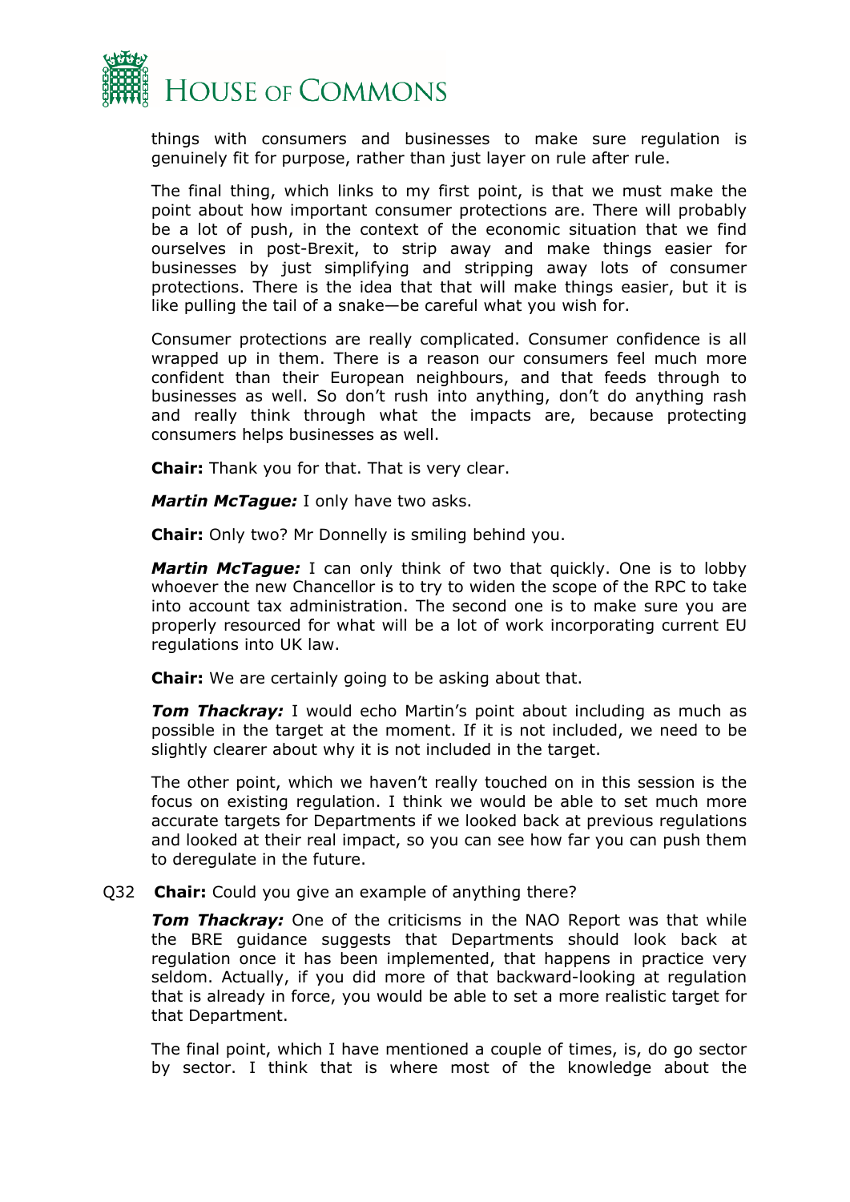things with consumers and businesses to make sure regulation is genuinely fit for purpose, rather than just layer on rule after rule.

The final thing, which links to my first point, is that we must make the point about how important consumer protections are. There will probably be a lot of push, in the context of the economic situation that we find ourselves in post-Brexit, to strip away and make things easier for businesses by just simplifying and stripping away lots of consumer protections. There is the idea that that will make things easier, but it is like pulling the tail of a snake—be careful what you wish for.

Consumer protections are really complicated. Consumer confidence is all wrapped up in them. There is a reason our consumers feel much more confident than their European neighbours, and that feeds through to businesses as well. So don't rush into anything, don't do anything rash and really think through what the impacts are, because protecting consumers helps businesses as well.

**Chair:** Thank you for that. That is very clear.

***Martin McTague:*** I only have two asks.

**Chair:** Only two? Mr Donnelly is smiling behind you.

***Martin McTague:*** I can only think of two that quickly. One is to lobby whoever the new Chancellor is to try to widen the scope of the RPC to take into account tax administration. The second one is to make sure you are properly resourced for what will be a lot of work incorporating current EU regulations into UK law.

**Chair:** We are certainly going to be asking about that.

***Tom Thackray:*** I would echo Martin's point about including as much as possible in the target at the moment. If it is not included, we need to be slightly clearer about why it is not included in the target.

The other point, which we haven't really touched on in this session is the focus on existing regulation. I think we would be able to set much more accurate targets for Departments if we looked back at previous regulations and looked at their real impact, so you can see how far you can push them to deregulate in the future.

Q32 **Chair:** Could you give an example of anything there?

***Tom Thackray:*** One of the criticisms in the NAO Report was that while the BRE guidance suggests that Departments should look back at regulation once it has been implemented, that happens in practice very seldom. Actually, if you did more of that backward-looking at regulation that is already in force, you would be able to set a more realistic target for that Department.

The final point, which I have mentioned a couple of times, is, do go sector by sector. I think that is where most of the knowledge about the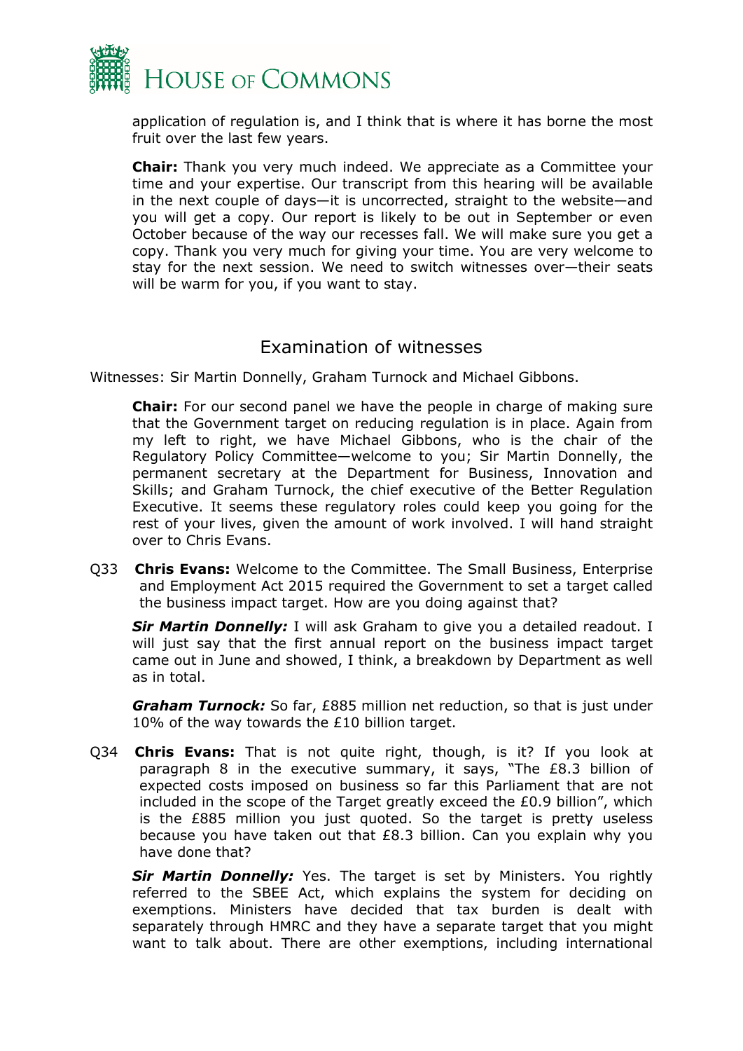application of regulation is, and I think that is where it has borne the most fruit over the last few years.

**Chair:** Thank you very much indeed. We appreciate as a Committee your time and your expertise. Our transcript from this hearing will be available in the next couple of days—it is uncorrected, straight to the website—and you will get a copy. Our report is likely to be out in September or even October because of the way our recesses fall. We will make sure you get a copy. Thank you very much for giving your time. You are very welcome to stay for the next session. We need to switch witnesses over—their seats will be warm for you, if you want to stay.

## Examination of witnesses

Witnesses: Sir Martin Donnelly, Graham Turnock and Michael Gibbons.

**Chair:** For our second panel we have the people in charge of making sure that the Government target on reducing regulation is in place. Again from my left to right, we have Michael Gibbons, who is the chair of the Regulatory Policy Committee—welcome to you; Sir Martin Donnelly, the permanent secretary at the Department for Business, Innovation and Skills; and Graham Turnock, the chief executive of the Better Regulation Executive. It seems these regulatory roles could keep you going for the rest of your lives, given the amount of work involved. I will hand straight over to Chris Evans.

Q33 **Chris Evans:** Welcome to the Committee. The Small Business, Enterprise and Employment Act 2015 required the Government to set a target called the business impact target. How are you doing against that?

***Sir Martin Donnelly:*** I will ask Graham to give you a detailed readout. I will just say that the first annual report on the business impact target came out in June and showed, I think, a breakdown by Department as well as in total.

***Graham Turnock:*** So far, £885 million net reduction, so that is just under 10% of the way towards the £10 billion target.

Q34 **Chris Evans:** That is not quite right, though, is it? If you look at paragraph 8 in the executive summary, it says, "The £8.3 billion of expected costs imposed on business so far this Parliament that are not included in the scope of the Target greatly exceed the £0.9 billion", which is the £885 million you just quoted. So the target is pretty useless because you have taken out that £8.3 billion. Can you explain why you have done that?

***Sir Martin Donnelly:*** Yes. The target is set by Ministers. You rightly referred to the SBEE Act, which explains the system for deciding on exemptions. Ministers have decided that tax burden is dealt with separately through HMRC and they have a separate target that you might want to talk about. There are other exemptions, including international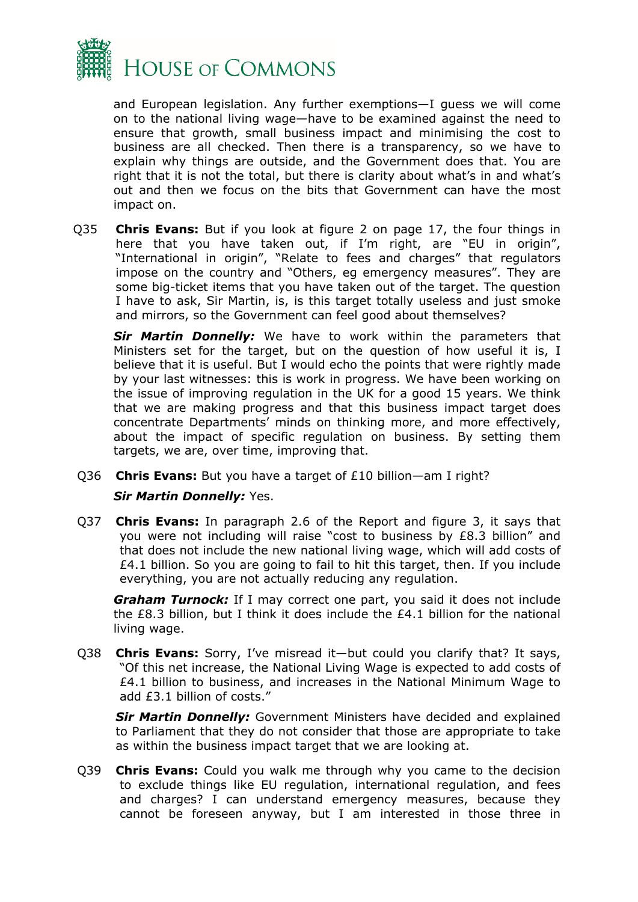and European legislation. Any further exemptions—I guess we will come on to the national living wage—have to be examined against the need to ensure that growth, small business impact and minimising the cost to business are all checked. Then there is a transparency, so we have to explain why things are outside, and the Government does that. You are right that it is not the total, but there is clarity about what's in and what's out and then we focus on the bits that Government can have the most impact on.

Q35 **Chris Evans:** But if you look at figure 2 on page 17, the four things in here that you have taken out, if I'm right, are "EU in origin", "International in origin", "Relate to fees and charges" that regulators impose on the country and "Others, eg emergency measures". They are some big-ticket items that you have taken out of the target. The question I have to ask, Sir Martin, is, is this target totally useless and just smoke and mirrors, so the Government can feel good about themselves?

***Sir Martin Donnelly:*** We have to work within the parameters that Ministers set for the target, but on the question of how useful it is, I believe that it is useful. But I would echo the points that were rightly made by your last witnesses: this is work in progress. We have been working on the issue of improving regulation in the UK for a good 15 years. We think that we are making progress and that this business impact target does concentrate Departments' minds on thinking more, and more effectively, about the impact of specific regulation on business. By setting them targets, we are, over time, improving that.

Q36 **Chris Evans:** But you have a target of £10 billion—am I right?

***Sir Martin Donnelly:*** Yes.

Q37 **Chris Evans:** In paragraph 2.6 of the Report and figure 3, it says that you were not including will raise "cost to business by £8.3 billion" and that does not include the new national living wage, which will add costs of £4.1 billion. So you are going to fail to hit this target, then. If you include everything, you are not actually reducing any regulation.

***Graham Turnock:*** If I may correct one part, you said it does not include the £8.3 billion, but I think it does include the £4.1 billion for the national living wage.

Q38 **Chris Evans:** Sorry, I've misread it—but could you clarify that? It says, "Of this net increase, the National Living Wage is expected to add costs of £4.1 billion to business, and increases in the National Minimum Wage to add £3.1 billion of costs."

***Sir Martin Donnelly:*** Government Ministers have decided and explained to Parliament that they do not consider that those are appropriate to take as within the business impact target that we are looking at.

Q39 **Chris Evans:** Could you walk me through why you came to the decision to exclude things like EU regulation, international regulation, and fees and charges? I can understand emergency measures, because they cannot be foreseen anyway, but I am interested in those three in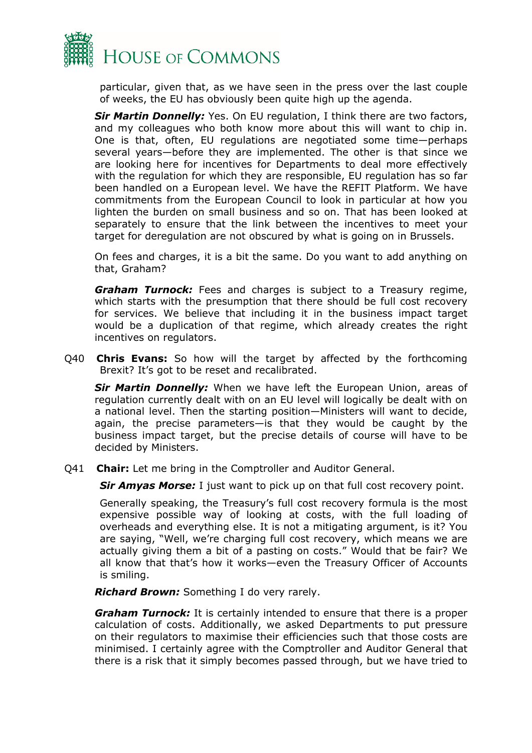particular, given that, as we have seen in the press over the last couple of weeks, the EU has obviously been quite high up the agenda.

***Sir Martin Donnelly:*** Yes. On EU regulation, I think there are two factors, and my colleagues who both know more about this will want to chip in. One is that, often, EU regulations are negotiated some time—perhaps several years—before they are implemented. The other is that since we are looking here for incentives for Departments to deal more effectively with the regulation for which they are responsible, EU regulation has so far been handled on a European level. We have the REFIT Platform. We have commitments from the European Council to look in particular at how you lighten the burden on small business and so on. That has been looked at separately to ensure that the link between the incentives to meet your target for deregulation are not obscured by what is going on in Brussels.

On fees and charges, it is a bit the same. Do you want to add anything on that, Graham?

***Graham Turnock:*** Fees and charges is subject to a Treasury regime, which starts with the presumption that there should be full cost recovery for services. We believe that including it in the business impact target would be a duplication of that regime, which already creates the right incentives on regulators.

Q40 **Chris Evans:** So how will the target by affected by the forthcoming Brexit? It's got to be reset and recalibrated.

***Sir Martin Donnelly:*** When we have left the European Union, areas of regulation currently dealt with on an EU level will logically be dealt with on a national level. Then the starting position—Ministers will want to decide, again, the precise parameters—is that they would be caught by the business impact target, but the precise details of course will have to be decided by Ministers.

Q41 **Chair:** Let me bring in the Comptroller and Auditor General.

***Sir Amyas Morse:*** I just want to pick up on that full cost recovery point.

Generally speaking, the Treasury's full cost recovery formula is the most expensive possible way of looking at costs, with the full loading of overheads and everything else. It is not a mitigating argument, is it? You are saying, "Well, we're charging full cost recovery, which means we are actually giving them a bit of a pasting on costs." Would that be fair? We all know that that's how it works—even the Treasury Officer of Accounts is smiling.

***Richard Brown:*** Something I do very rarely.

***Graham Turnock:*** It is certainly intended to ensure that there is a proper calculation of costs. Additionally, we asked Departments to put pressure on their regulators to maximise their efficiencies such that those costs are minimised. I certainly agree with the Comptroller and Auditor General that there is a risk that it simply becomes passed through, but we have tried to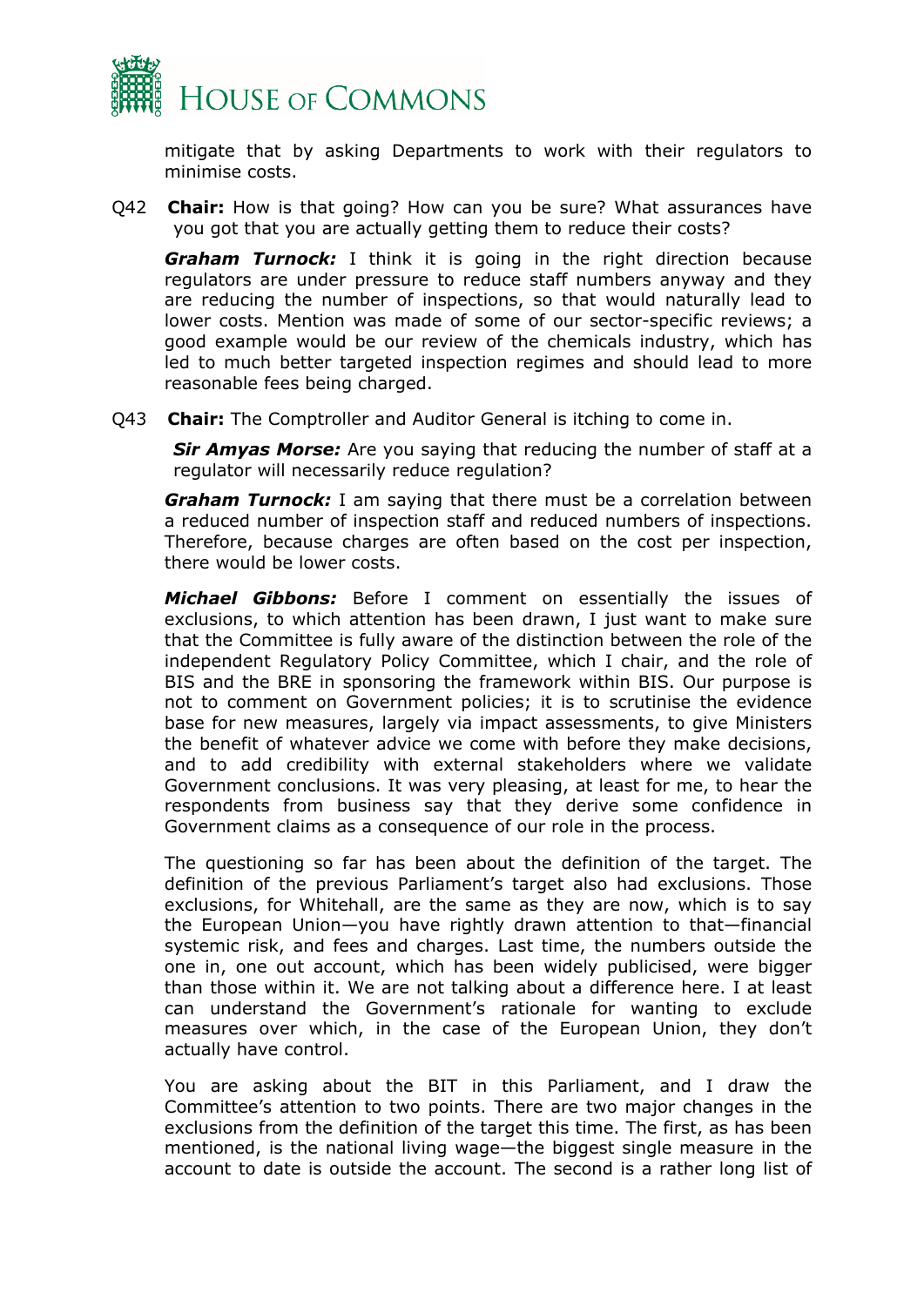mitigate that by asking Departments to work with their regulators to minimise costs.

Q42 **Chair:** How is that going? How can you be sure? What assurances have you got that you are actually getting them to reduce their costs?

***Graham Turnock:*** I think it is going in the right direction because regulators are under pressure to reduce staff numbers anyway and they are reducing the number of inspections, so that would naturally lead to lower costs. Mention was made of some of our sector-specific reviews; a good example would be our review of the chemicals industry, which has led to much better targeted inspection regimes and should lead to more reasonable fees being charged.

Q43 **Chair:** The Comptroller and Auditor General is itching to come in.

***Sir Amyas Morse:*** Are you saying that reducing the number of staff at a regulator will necessarily reduce regulation?

***Graham Turnock:*** I am saying that there must be a correlation between a reduced number of inspection staff and reduced numbers of inspections. Therefore, because charges are often based on the cost per inspection, there would be lower costs.

***Michael Gibbons:*** Before I comment on essentially the issues of exclusions, to which attention has been drawn, I just want to make sure that the Committee is fully aware of the distinction between the role of the independent Regulatory Policy Committee, which I chair, and the role of BIS and the BRE in sponsoring the framework within BIS. Our purpose is not to comment on Government policies; it is to scrutinise the evidence base for new measures, largely via impact assessments, to give Ministers the benefit of whatever advice we come with before they make decisions, and to add credibility with external stakeholders where we validate Government conclusions. It was very pleasing, at least for me, to hear the respondents from business say that they derive some confidence in Government claims as a consequence of our role in the process.

The questioning so far has been about the definition of the target. The definition of the previous Parliament's target also had exclusions. Those exclusions, for Whitehall, are the same as they are now, which is to say the European Union—you have rightly drawn attention to that—financial systemic risk, and fees and charges. Last time, the numbers outside the one in, one out account, which has been widely publicised, were bigger than those within it. We are not talking about a difference here. I at least can understand the Government's rationale for wanting to exclude measures over which, in the case of the European Union, they don't actually have control.

You are asking about the BIT in this Parliament, and I draw the Committee's attention to two points. There are two major changes in the exclusions from the definition of the target this time. The first, as has been mentioned, is the national living wage—the biggest single measure in the account to date is outside the account. The second is a rather long list of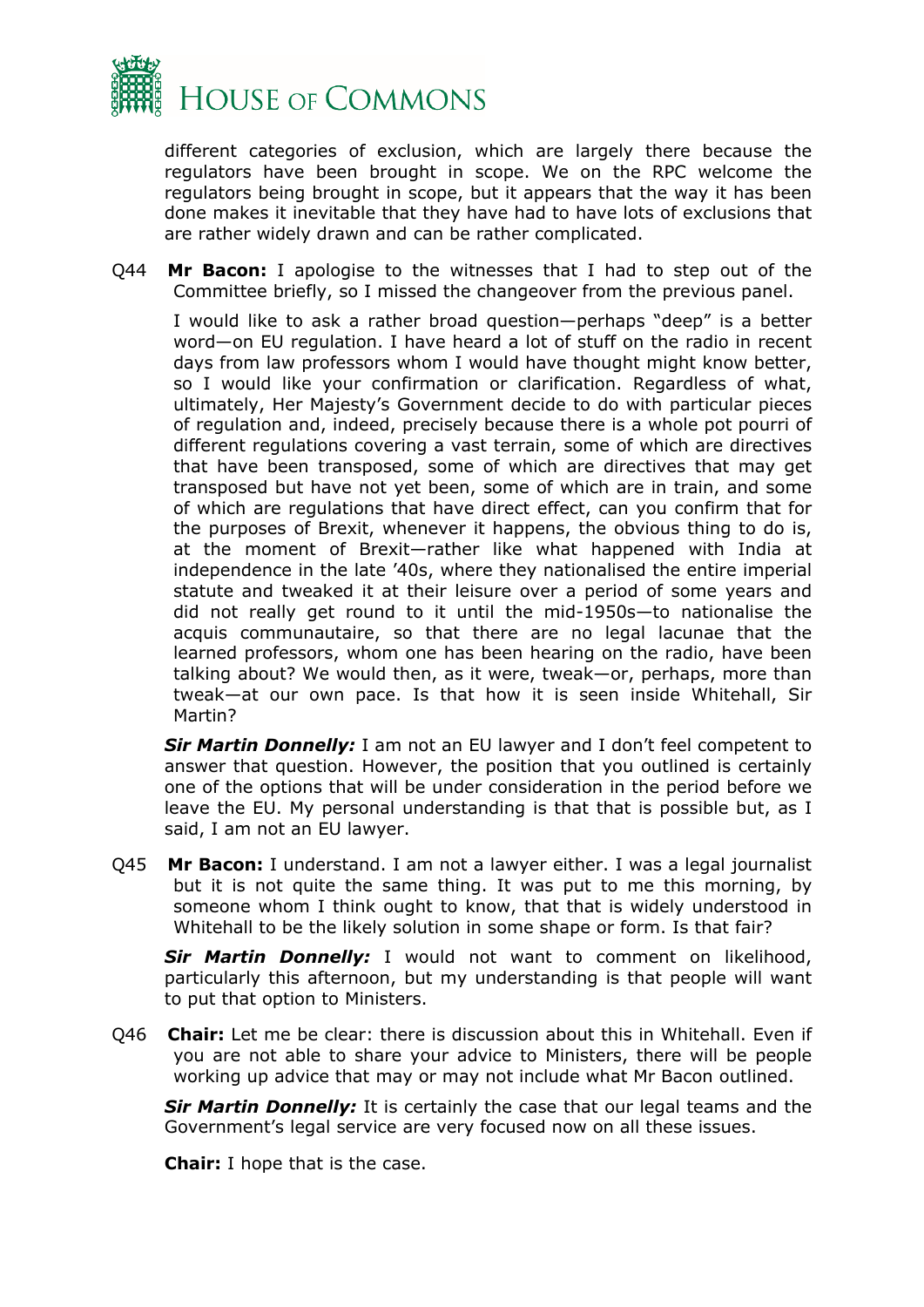different categories of exclusion, which are largely there because the regulators have been brought in scope. We on the RPC welcome the regulators being brought in scope, but it appears that the way it has been done makes it inevitable that they have had to have lots of exclusions that are rather widely drawn and can be rather complicated.

Q44 **Mr Bacon:** I apologise to the witnesses that I had to step out of the Committee briefly, so I missed the changeover from the previous panel.

I would like to ask a rather broad question—perhaps "deep" is a better word—on EU regulation. I have heard a lot of stuff on the radio in recent days from law professors whom I would have thought might know better, so I would like your confirmation or clarification. Regardless of what, ultimately, Her Majesty's Government decide to do with particular pieces of regulation and, indeed, precisely because there is a whole pot pourri of different regulations covering a vast terrain, some of which are directives that have been transposed, some of which are directives that may get transposed but have not yet been, some of which are in train, and some of which are regulations that have direct effect, can you confirm that for the purposes of Brexit, whenever it happens, the obvious thing to do is, at the moment of Brexit—rather like what happened with India at independence in the late '40s, where they nationalised the entire imperial statute and tweaked it at their leisure over a period of some years and did not really get round to it until the mid-1950s—to nationalise the acquis communautaire, so that there are no legal lacunae that the learned professors, whom one has been hearing on the radio, have been talking about? We would then, as it were, tweak—or, perhaps, more than tweak—at our own pace. Is that how it is seen inside Whitehall, Sir Martin?

***Sir Martin Donnelly:*** I am not an EU lawyer and I don't feel competent to answer that question. However, the position that you outlined is certainly one of the options that will be under consideration in the period before we leave the EU. My personal understanding is that that is possible but, as I said, I am not an EU lawyer.

Q45 **Mr Bacon:** I understand. I am not a lawyer either. I was a legal journalist but it is not quite the same thing. It was put to me this morning, by someone whom I think ought to know, that that is widely understood in Whitehall to be the likely solution in some shape or form. Is that fair?

***Sir Martin Donnelly:*** I would not want to comment on likelihood, particularly this afternoon, but my understanding is that people will want to put that option to Ministers.

Q46 **Chair:** Let me be clear: there is discussion about this in Whitehall. Even if you are not able to share your advice to Ministers, there will be people working up advice that may or may not include what Mr Bacon outlined.

***Sir Martin Donnelly:*** It is certainly the case that our legal teams and the Government's legal service are very focused now on all these issues.

**Chair:** I hope that is the case.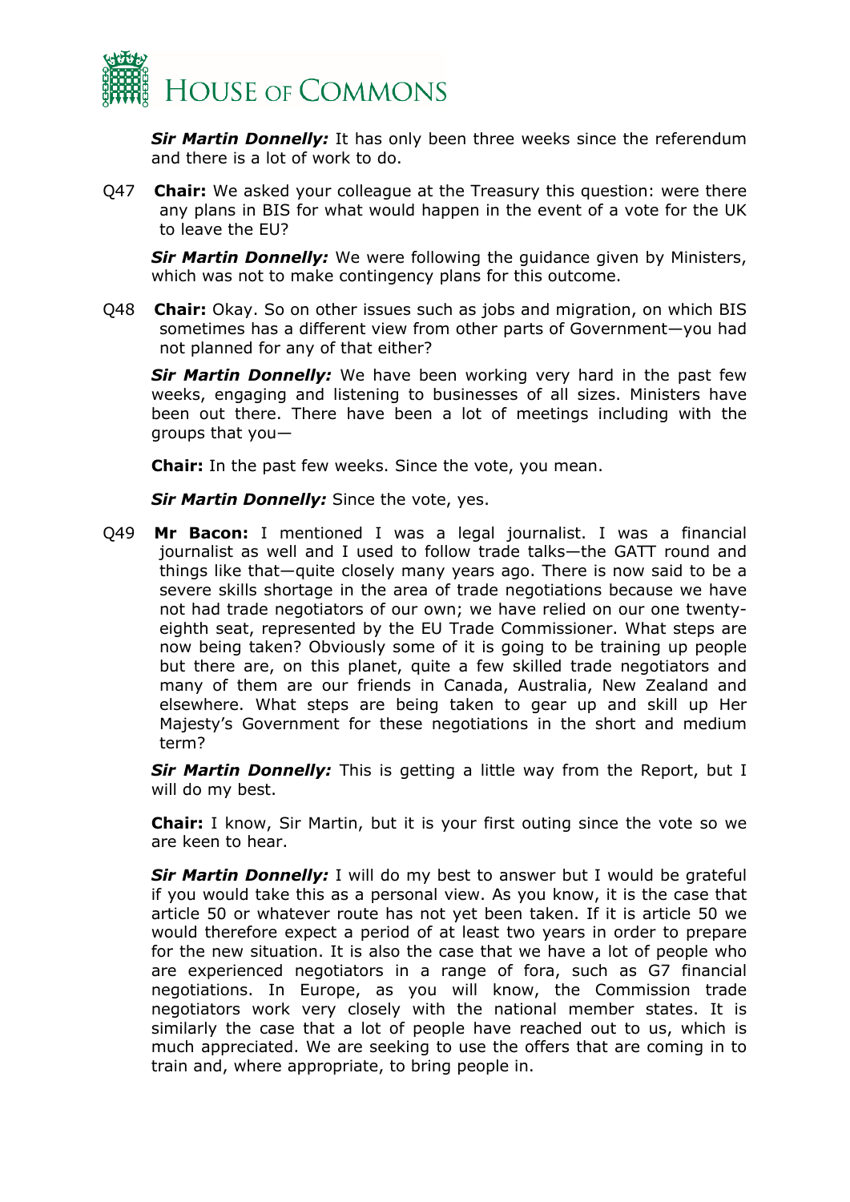***Sir Martin Donnelly:*** It has only been three weeks since the referendum and there is a lot of work to do.

Q47 **Chair:** We asked your colleague at the Treasury this question: were there any plans in BIS for what would happen in the event of a vote for the UK to leave the EU?

***Sir Martin Donnelly:*** We were following the guidance given by Ministers, which was not to make contingency plans for this outcome.

Q48 **Chair:** Okay. So on other issues such as jobs and migration, on which BIS sometimes has a different view from other parts of Government—you had not planned for any of that either?

***Sir Martin Donnelly:*** We have been working very hard in the past few weeks, engaging and listening to businesses of all sizes. Ministers have been out there. There have been a lot of meetings including with the groups that you—

**Chair:** In the past few weeks. Since the vote, you mean.

***Sir Martin Donnelly:*** Since the vote, yes.

Q49 **Mr Bacon:** I mentioned I was a legal journalist. I was a financial journalist as well and I used to follow trade talks—the GATT round and things like that—quite closely many years ago. There is now said to be a severe skills shortage in the area of trade negotiations because we have not had trade negotiators of our own; we have relied on our one twenty-eighth seat, represented by the EU Trade Commissioner. What steps are now being taken? Obviously some of it is going to be training up people but there are, on this planet, quite a few skilled trade negotiators and many of them are our friends in Canada, Australia, New Zealand and elsewhere. What steps are being taken to gear up and skill up Her Majesty's Government for these negotiations in the short and medium term?

***Sir Martin Donnelly:*** This is getting a little way from the Report, but I will do my best.

**Chair:** I know, Sir Martin, but it is your first outing since the vote so we are keen to hear.

***Sir Martin Donnelly:*** I will do my best to answer but I would be grateful if you would take this as a personal view. As you know, it is the case that article 50 or whatever route has not yet been taken. If it is article 50 we would therefore expect a period of at least two years in order to prepare for the new situation. It is also the case that we have a lot of people who are experienced negotiators in a range of fora, such as G7 financial negotiations. In Europe, as you will know, the Commission trade negotiators work very closely with the national member states. It is similarly the case that a lot of people have reached out to us, which is much appreciated. We are seeking to use the offers that are coming in to train and, where appropriate, to bring people in.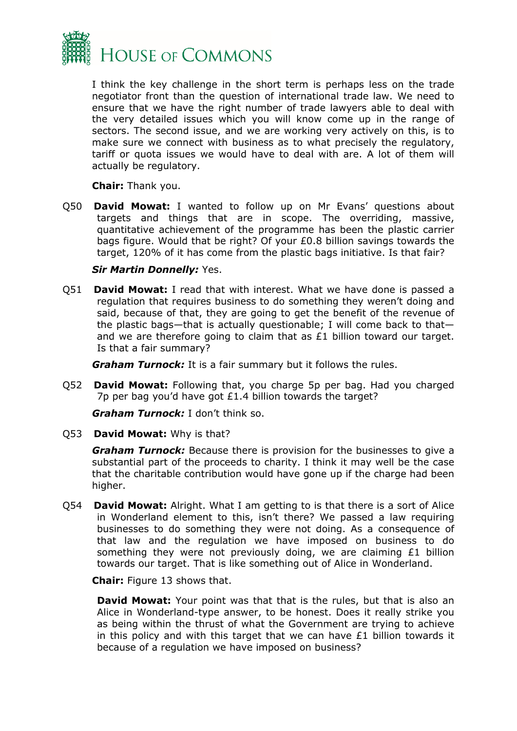I think the key challenge in the short term is perhaps less on the trade negotiator front than the question of international trade law. We need to ensure that we have the right number of trade lawyers able to deal with the very detailed issues which you will know come up in the range of sectors. The second issue, and we are working very actively on this, is to make sure we connect with business as to what precisely the regulatory, tariff or quota issues we would have to deal with are. A lot of them will actually be regulatory.

**Chair:** Thank you.

Q50 **David Mowat:** I wanted to follow up on Mr Evans' questions about targets and things that are in scope. The overriding, massive, quantitative achievement of the programme has been the plastic carrier bags figure. Would that be right? Of your £0.8 billion savings towards the target, 120% of it has come from the plastic bags initiative. Is that fair?

***Sir Martin Donnelly:*** Yes.

Q51 **David Mowat:** I read that with interest. What we have done is passed a regulation that requires business to do something they weren't doing and said, because of that, they are going to get the benefit of the revenue of the plastic bags—that is actually questionable; I will come back to that—and we are therefore going to claim that as £1 billion toward our target. Is that a fair summary?

***Graham Turnock:*** It is a fair summary but it follows the rules.

Q52 **David Mowat:** Following that, you charge 5p per bag. Had you charged 7p per bag you'd have got £1.4 billion towards the target?

***Graham Turnock:*** I don't think so.

Q53 **David Mowat:** Why is that?

***Graham Turnock:*** Because there is provision for the businesses to give a substantial part of the proceeds to charity. I think it may well be the case that the charitable contribution would have gone up if the charge had been higher.

Q54 **David Mowat:** Alright. What I am getting to is that there is a sort of Alice in Wonderland element to this, isn't there? We passed a law requiring businesses to do something they were not doing. As a consequence of that law and the regulation we have imposed on business to do something they were not previously doing, we are claiming £1 billion towards our target. That is like something out of Alice in Wonderland.

**Chair:** Figure 13 shows that.

**David Mowat:** Your point was that that is the rules, but that is also an Alice in Wonderland-type answer, to be honest. Does it really strike you as being within the thrust of what the Government are trying to achieve in this policy and with this target that we can have £1 billion towards it because of a regulation we have imposed on business?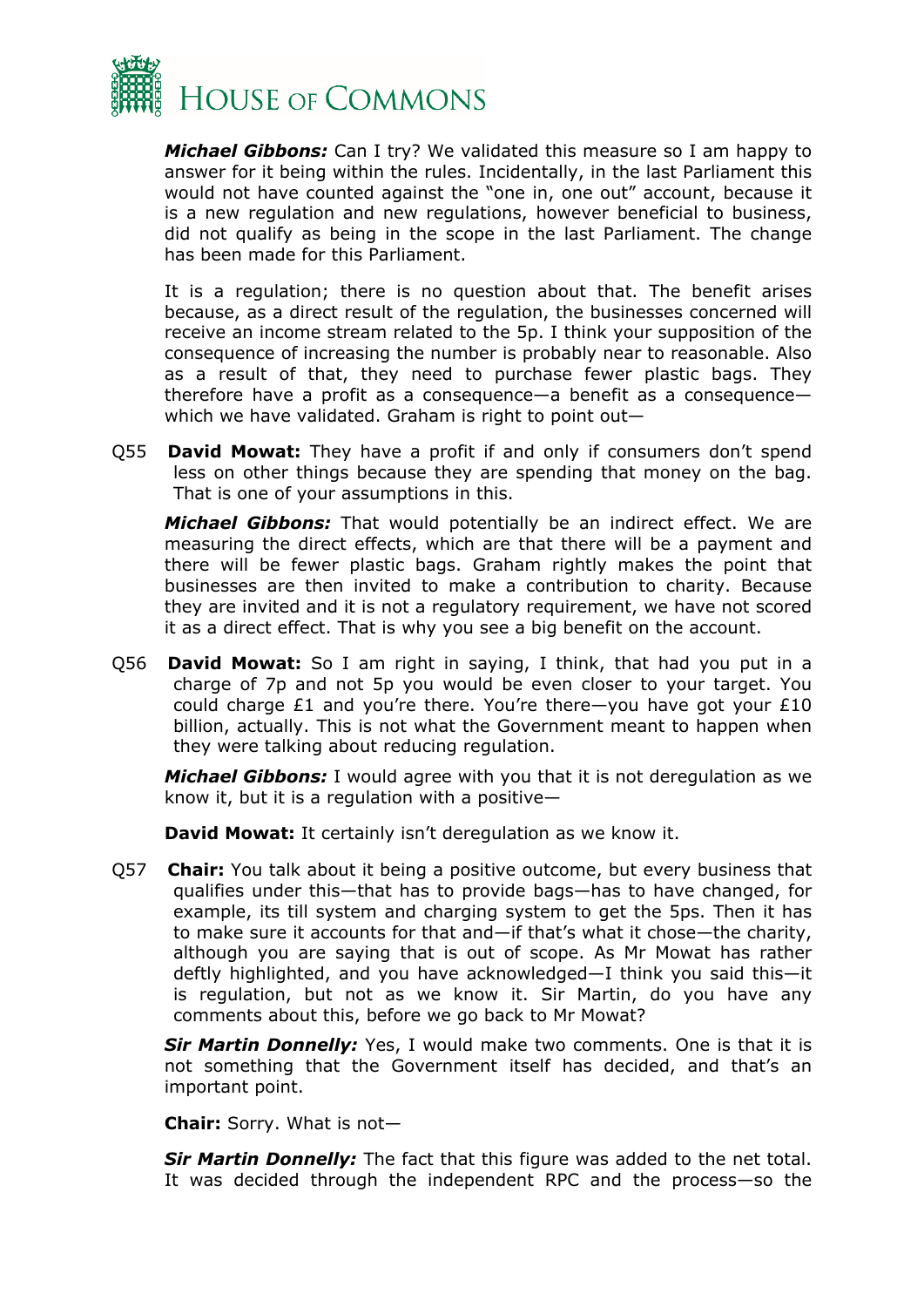***Michael Gibbons:*** Can I try? We validated this measure so I am happy to answer for it being within the rules. Incidentally, in the last Parliament this would not have counted against the "one in, one out" account, because it is a new regulation and new regulations, however beneficial to business, did not qualify as being in the scope in the last Parliament. The change has been made for this Parliament.

It is a regulation; there is no question about that. The benefit arises because, as a direct result of the regulation, the businesses concerned will receive an income stream related to the 5p. I think your supposition of the consequence of increasing the number is probably near to reasonable. Also as a result of that, they need to purchase fewer plastic bags. They therefore have a profit as a consequence—a benefit as a consequence—which we have validated. Graham is right to point out—

Q55 **David Mowat:** They have a profit if and only if consumers don't spend less on other things because they are spending that money on the bag. That is one of your assumptions in this.

***Michael Gibbons:*** That would potentially be an indirect effect. We are measuring the direct effects, which are that there will be a payment and there will be fewer plastic bags. Graham rightly makes the point that businesses are then invited to make a contribution to charity. Because they are invited and it is not a regulatory requirement, we have not scored it as a direct effect. That is why you see a big benefit on the account.

Q56 **David Mowat:** So I am right in saying, I think, that had you put in a charge of 7p and not 5p you would be even closer to your target. You could charge £1 and you're there. You're there—you have got your £10 billion, actually. This is not what the Government meant to happen when they were talking about reducing regulation.

***Michael Gibbons:*** I would agree with you that it is not deregulation as we know it, but it is a regulation with a positive—

**David Mowat:** It certainly isn't deregulation as we know it.

Q57 **Chair:** You talk about it being a positive outcome, but every business that qualifies under this—that has to provide bags—has to have changed, for example, its till system and charging system to get the 5ps. Then it has to make sure it accounts for that and—if that's what it chose—the charity, although you are saying that is out of scope. As Mr Mowat has rather deftly highlighted, and you have acknowledged—I think you said this—it is regulation, but not as we know it. Sir Martin, do you have any comments about this, before we go back to Mr Mowat?

***Sir Martin Donnelly:*** Yes, I would make two comments. One is that it is not something that the Government itself has decided, and that's an important point.

**Chair:** Sorry. What is not—

***Sir Martin Donnelly:*** The fact that this figure was added to the net total. It was decided through the independent RPC and the process—so the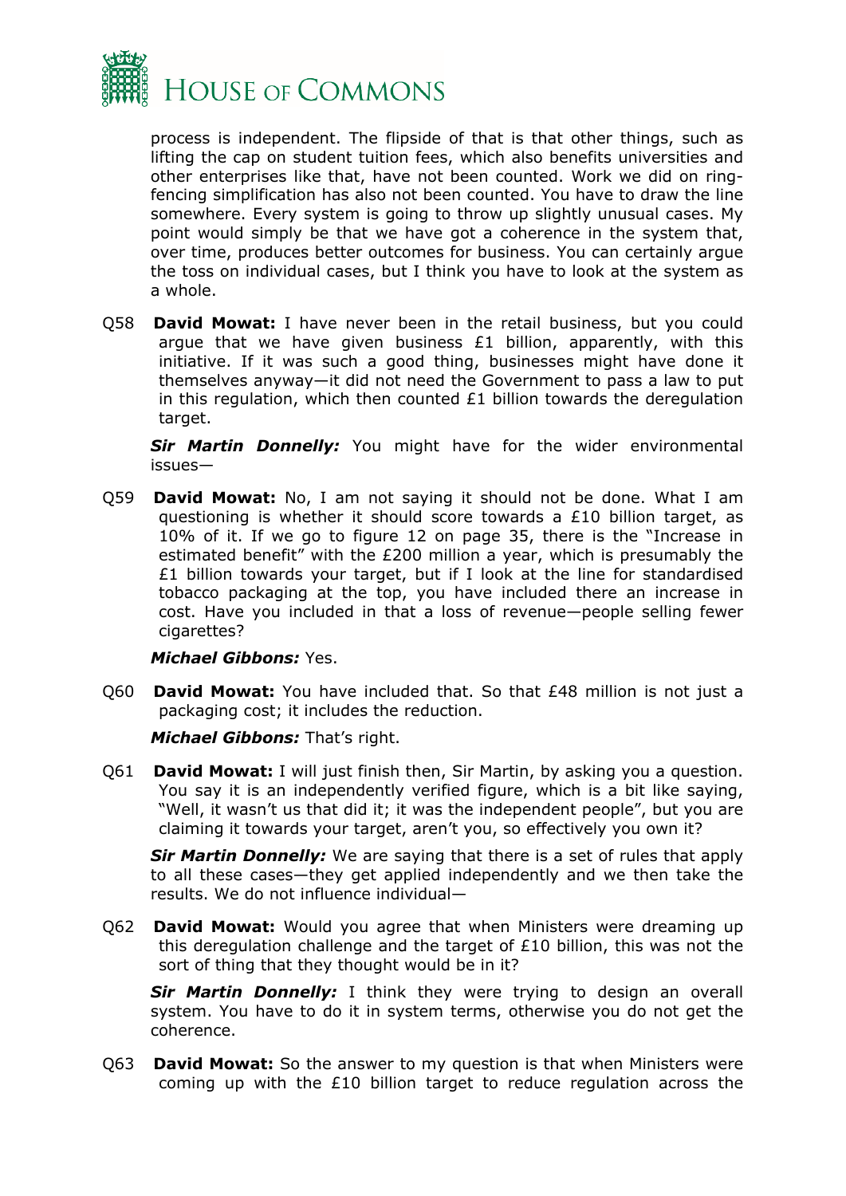process is independent. The flipside of that is that other things, such as lifting the cap on student tuition fees, which also benefits universities and other enterprises like that, have not been counted. Work we did on ring-fencing simplification has also not been counted. You have to draw the line somewhere. Every system is going to throw up slightly unusual cases. My point would simply be that we have got a coherence in the system that, over time, produces better outcomes for business. You can certainly argue the toss on individual cases, but I think you have to look at the system as a whole.

Q58 **David Mowat:** I have never been in the retail business, but you could argue that we have given business £1 billion, apparently, with this initiative. If it was such a good thing, businesses might have done it themselves anyway—it did not need the Government to pass a law to put in this regulation, which then counted £1 billion towards the deregulation target.

***Sir Martin Donnelly:*** You might have for the wider environmental issues—

Q59 **David Mowat:** No, I am not saying it should not be done. What I am questioning is whether it should score towards a £10 billion target, as 10% of it. If we go to figure 12 on page 35, there is the "Increase in estimated benefit" with the £200 million a year, which is presumably the £1 billion towards your target, but if I look at the line for standardised tobacco packaging at the top, you have included there an increase in cost. Have you included in that a loss of revenue—people selling fewer cigarettes?

***Michael Gibbons:*** Yes.

Q60 **David Mowat:** You have included that. So that £48 million is not just a packaging cost; it includes the reduction.

***Michael Gibbons:*** That's right.

Q61 **David Mowat:** I will just finish then, Sir Martin, by asking you a question. You say it is an independently verified figure, which is a bit like saying, "Well, it wasn't us that did it; it was the independent people", but you are claiming it towards your target, aren't you, so effectively you own it?

***Sir Martin Donnelly:*** We are saying that there is a set of rules that apply to all these cases—they get applied independently and we then take the results. We do not influence individual—

Q62 **David Mowat:** Would you agree that when Ministers were dreaming up this deregulation challenge and the target of £10 billion, this was not the sort of thing that they thought would be in it?

***Sir Martin Donnelly:*** I think they were trying to design an overall system. You have to do it in system terms, otherwise you do not get the coherence.

Q63 **David Mowat:** So the answer to my question is that when Ministers were coming up with the £10 billion target to reduce regulation across the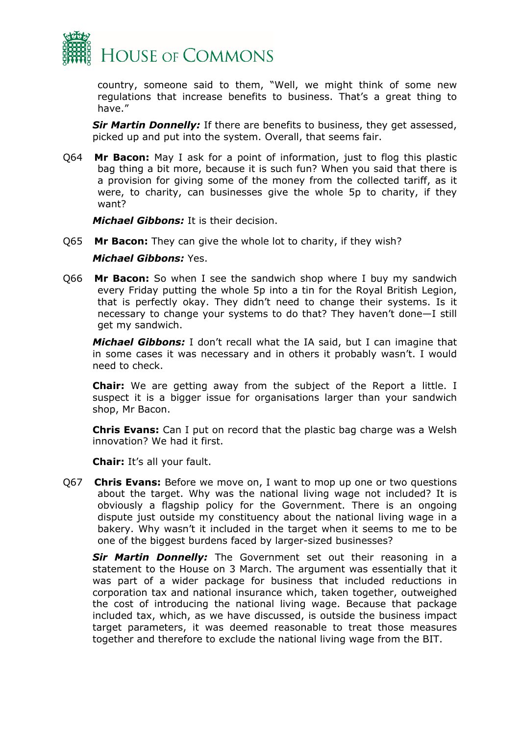country, someone said to them, "Well, we might think of some new regulations that increase benefits to business. That's a great thing to have."

***Sir Martin Donnelly:*** If there are benefits to business, they get assessed, picked up and put into the system. Overall, that seems fair.

Q64 **Mr Bacon:** May I ask for a point of information, just to flog this plastic bag thing a bit more, because it is such fun? When you said that there is a provision for giving some of the money from the collected tariff, as it were, to charity, can businesses give the whole 5p to charity, if they want?

***Michael Gibbons:*** It is their decision.

Q65 **Mr Bacon:** They can give the whole lot to charity, if they wish?

***Michael Gibbons:*** Yes.

Q66 **Mr Bacon:** So when I see the sandwich shop where I buy my sandwich every Friday putting the whole 5p into a tin for the Royal British Legion, that is perfectly okay. They didn't need to change their systems. Is it necessary to change your systems to do that? They haven't done—I still get my sandwich.

***Michael Gibbons:*** I don't recall what the IA said, but I can imagine that in some cases it was necessary and in others it probably wasn't. I would need to check.

**Chair:** We are getting away from the subject of the Report a little. I suspect it is a bigger issue for organisations larger than your sandwich shop, Mr Bacon.

**Chris Evans:** Can I put on record that the plastic bag charge was a Welsh innovation? We had it first.

**Chair:** It's all your fault.

Q67 **Chris Evans:** Before we move on, I want to mop up one or two questions about the target. Why was the national living wage not included? It is obviously a flagship policy for the Government. There is an ongoing dispute just outside my constituency about the national living wage in a bakery. Why wasn't it included in the target when it seems to me to be one of the biggest burdens faced by larger-sized businesses?

***Sir Martin Donnelly:*** The Government set out their reasoning in a statement to the House on 3 March. The argument was essentially that it was part of a wider package for business that included reductions in corporation tax and national insurance which, taken together, outweighed the cost of introducing the national living wage. Because that package included tax, which, as we have discussed, is outside the business impact target parameters, it was deemed reasonable to treat those measures together and therefore to exclude the national living wage from the BIT.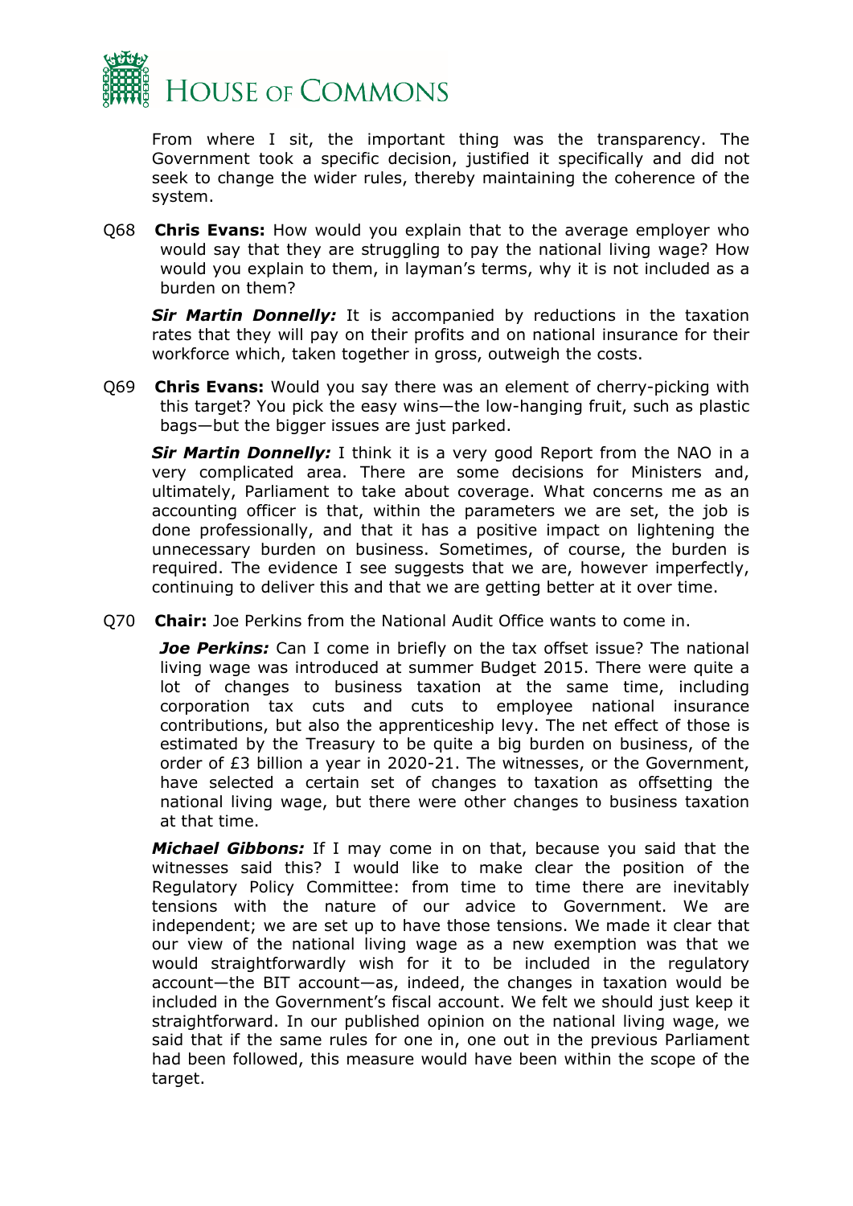From where I sit, the important thing was the transparency. The Government took a specific decision, justified it specifically and did not seek to change the wider rules, thereby maintaining the coherence of the system.

Q68 **Chris Evans:** How would you explain that to the average employer who would say that they are struggling to pay the national living wage? How would you explain to them, in layman's terms, why it is not included as a burden on them?

***Sir Martin Donnelly:*** It is accompanied by reductions in the taxation rates that they will pay on their profits and on national insurance for their workforce which, taken together in gross, outweigh the costs.

Q69 **Chris Evans:** Would you say there was an element of cherry-picking with this target? You pick the easy wins—the low-hanging fruit, such as plastic bags—but the bigger issues are just parked.

***Sir Martin Donnelly:*** I think it is a very good Report from the NAO in a very complicated area. There are some decisions for Ministers and, ultimately, Parliament to take about coverage. What concerns me as an accounting officer is that, within the parameters we are set, the job is done professionally, and that it has a positive impact on lightening the unnecessary burden on business. Sometimes, of course, the burden is required. The evidence I see suggests that we are, however imperfectly, continuing to deliver this and that we are getting better at it over time.

Q70 **Chair:** Joe Perkins from the National Audit Office wants to come in.

***Joe Perkins:*** Can I come in briefly on the tax offset issue? The national living wage was introduced at summer Budget 2015. There were quite a lot of changes to business taxation at the same time, including corporation tax cuts and cuts to employee national insurance contributions, but also the apprenticeship levy. The net effect of those is estimated by the Treasury to be quite a big burden on business, of the order of £3 billion a year in 2020-21. The witnesses, or the Government, have selected a certain set of changes to taxation as offsetting the national living wage, but there were other changes to business taxation at that time.

***Michael Gibbons:*** If I may come in on that, because you said that the witnesses said this? I would like to make clear the position of the Regulatory Policy Committee: from time to time there are inevitably tensions with the nature of our advice to Government. We are independent; we are set up to have those tensions. We made it clear that our view of the national living wage as a new exemption was that we would straightforwardly wish for it to be included in the regulatory account—the BIT account—as, indeed, the changes in taxation would be included in the Government's fiscal account. We felt we should just keep it straightforward. In our published opinion on the national living wage, we said that if the same rules for one in, one out in the previous Parliament had been followed, this measure would have been within the scope of the target.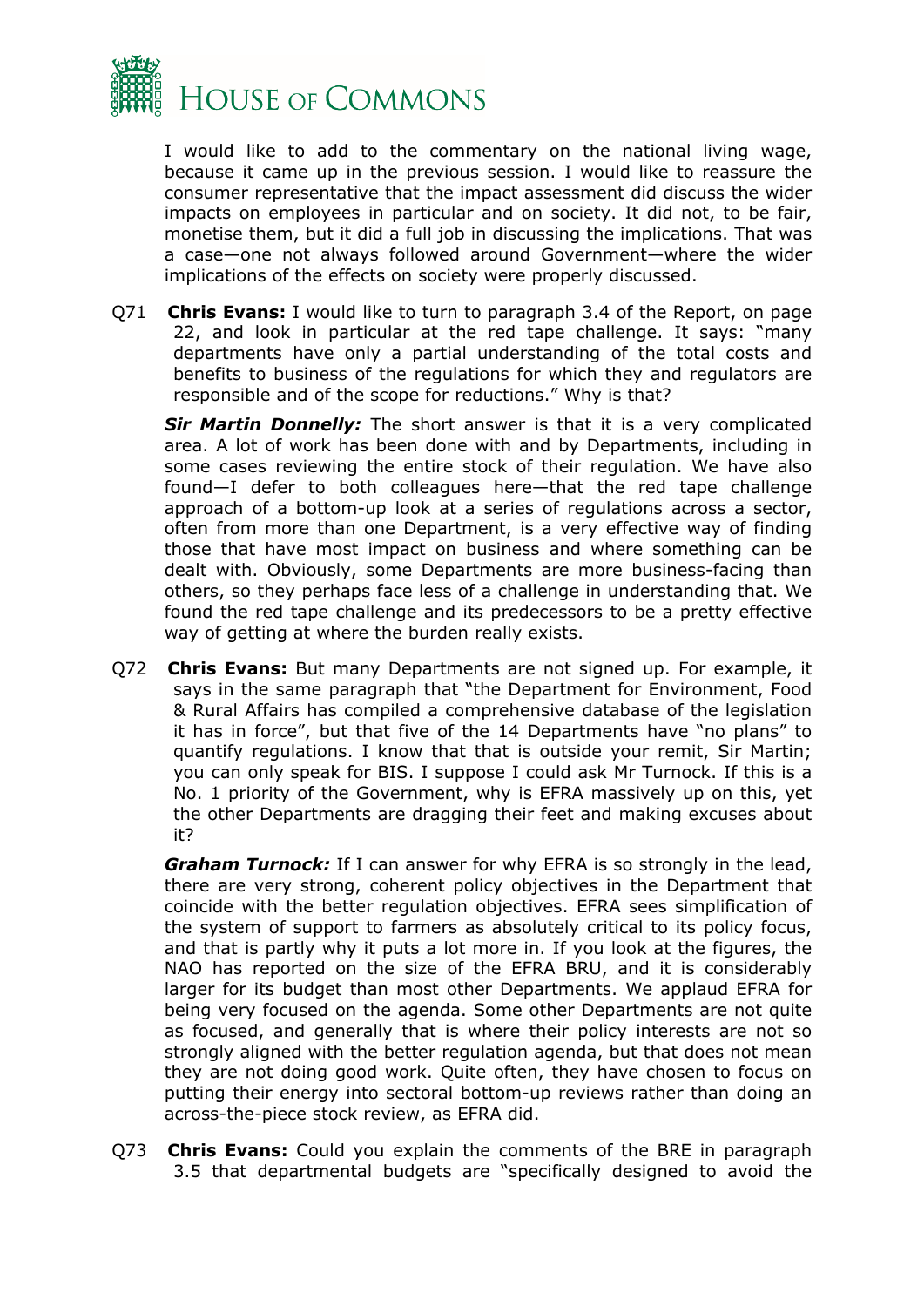I would like to add to the commentary on the national living wage, because it came up in the previous session. I would like to reassure the consumer representative that the impact assessment did discuss the wider impacts on employees in particular and on society. It did not, to be fair, monetise them, but it did a full job in discussing the implications. That was a case—one not always followed around Government—where the wider implications of the effects on society were properly discussed.

Q71 **Chris Evans:** I would like to turn to paragraph 3.4 of the Report, on page 22, and look in particular at the red tape challenge. It says: "many departments have only a partial understanding of the total costs and benefits to business of the regulations for which they and regulators are responsible and of the scope for reductions." Why is that?

***Sir Martin Donnelly:*** The short answer is that it is a very complicated area. A lot of work has been done with and by Departments, including in some cases reviewing the entire stock of their regulation. We have also found—I defer to both colleagues here—that the red tape challenge approach of a bottom-up look at a series of regulations across a sector, often from more than one Department, is a very effective way of finding those that have most impact on business and where something can be dealt with. Obviously, some Departments are more business-facing than others, so they perhaps face less of a challenge in understanding that. We found the red tape challenge and its predecessors to be a pretty effective way of getting at where the burden really exists.

Q72 **Chris Evans:** But many Departments are not signed up. For example, it says in the same paragraph that "the Department for Environment, Food & Rural Affairs has compiled a comprehensive database of the legislation it has in force", but that five of the 14 Departments have "no plans" to quantify regulations. I know that that is outside your remit, Sir Martin; you can only speak for BIS. I suppose I could ask Mr Turnock. If this is a No. 1 priority of the Government, why is EFRA massively up on this, yet the other Departments are dragging their feet and making excuses about it?

***Graham Turnock:*** If I can answer for why EFRA is so strongly in the lead, there are very strong, coherent policy objectives in the Department that coincide with the better regulation objectives. EFRA sees simplification of the system of support to farmers as absolutely critical to its policy focus, and that is partly why it puts a lot more in. If you look at the figures, the NAO has reported on the size of the EFRA BRU, and it is considerably larger for its budget than most other Departments. We applaud EFRA for being very focused on the agenda. Some other Departments are not quite as focused, and generally that is where their policy interests are not so strongly aligned with the better regulation agenda, but that does not mean they are not doing good work. Quite often, they have chosen to focus on putting their energy into sectoral bottom-up reviews rather than doing an across-the-piece stock review, as EFRA did.

Q73 **Chris Evans:** Could you explain the comments of the BRE in paragraph 3.5 that departmental budgets are "specifically designed to avoid the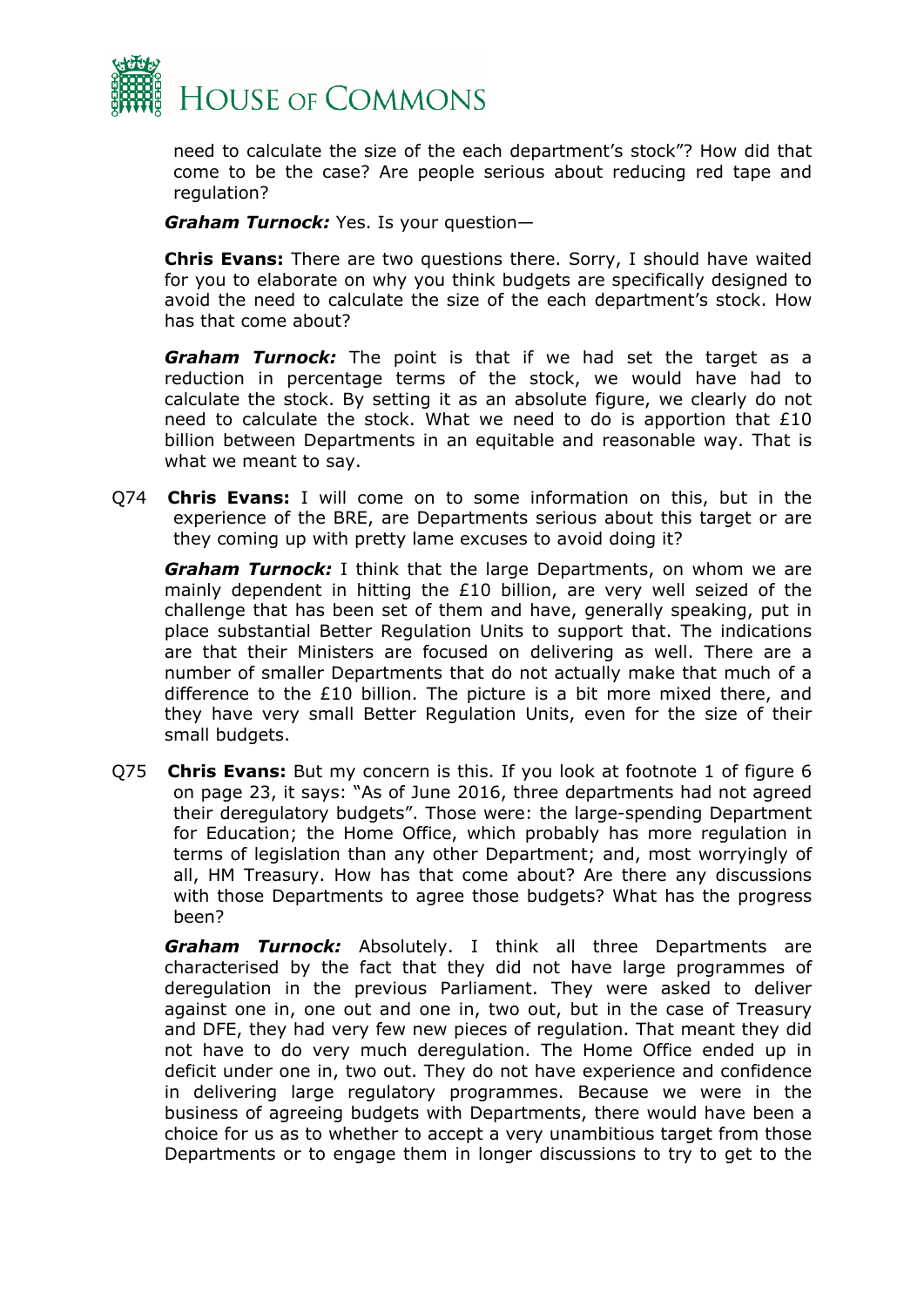need to calculate the size of the each department's stock"? How did that come to be the case? Are people serious about reducing red tape and regulation?

***Graham Turnock:*** Yes. Is your question—

**Chris Evans:** There are two questions there. Sorry, I should have waited for you to elaborate on why you think budgets are specifically designed to avoid the need to calculate the size of the each department's stock. How has that come about?

***Graham Turnock:*** The point is that if we had set the target as a reduction in percentage terms of the stock, we would have had to calculate the stock. By setting it as an absolute figure, we clearly do not need to calculate the stock. What we need to do is apportion that £10 billion between Departments in an equitable and reasonable way. That is what we meant to say.

Q74 **Chris Evans:** I will come on to some information on this, but in the experience of the BRE, are Departments serious about this target or are they coming up with pretty lame excuses to avoid doing it?

***Graham Turnock:*** I think that the large Departments, on whom we are mainly dependent in hitting the £10 billion, are very well seized of the challenge that has been set of them and have, generally speaking, put in place substantial Better Regulation Units to support that. The indications are that their Ministers are focused on delivering as well. There are a number of smaller Departments that do not actually make that much of a difference to the £10 billion. The picture is a bit more mixed there, and they have very small Better Regulation Units, even for the size of their small budgets.

Q75 **Chris Evans:** But my concern is this. If you look at footnote 1 of figure 6 on page 23, it says: "As of June 2016, three departments had not agreed their deregulatory budgets". Those were: the large-spending Department for Education; the Home Office, which probably has more regulation in terms of legislation than any other Department; and, most worryingly of all, HM Treasury. How has that come about? Are there any discussions with those Departments to agree those budgets? What has the progress been?

***Graham Turnock:*** Absolutely. I think all three Departments are characterised by the fact that they did not have large programmes of deregulation in the previous Parliament. They were asked to deliver against one in, one out and one in, two out, but in the case of Treasury and DFE, they had very few new pieces of regulation. That meant they did not have to do very much deregulation. The Home Office ended up in deficit under one in, two out. They do not have experience and confidence in delivering large regulatory programmes. Because we were in the business of agreeing budgets with Departments, there would have been a choice for us as to whether to accept a very unambitious target from those Departments or to engage them in longer discussions to try to get to the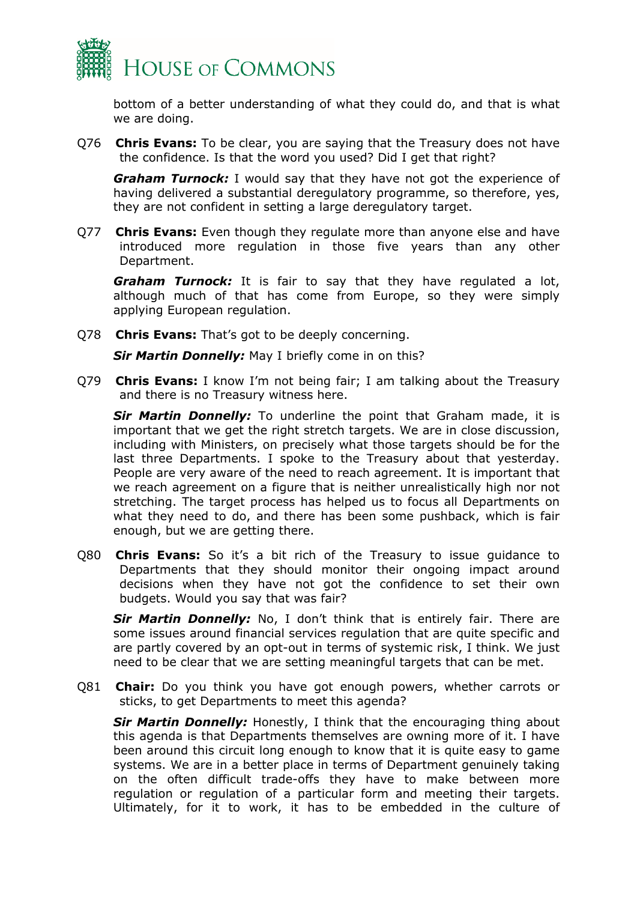bottom of a better understanding of what they could do, and that is what we are doing.

Q76 **Chris Evans:** To be clear, you are saying that the Treasury does not have the confidence. Is that the word you used? Did I get that right?

***Graham Turnock:*** I would say that they have not got the experience of having delivered a substantial deregulatory programme, so therefore, yes, they are not confident in setting a large deregulatory target.

Q77 **Chris Evans:** Even though they regulate more than anyone else and have introduced more regulation in those five years than any other Department.

***Graham Turnock:*** It is fair to say that they have regulated a lot, although much of that has come from Europe, so they were simply applying European regulation.

Q78 **Chris Evans:** That's got to be deeply concerning.

***Sir Martin Donnelly:*** May I briefly come in on this?

Q79 **Chris Evans:** I know I'm not being fair; I am talking about the Treasury and there is no Treasury witness here.

***Sir Martin Donnelly:*** To underline the point that Graham made, it is important that we get the right stretch targets. We are in close discussion, including with Ministers, on precisely what those targets should be for the last three Departments. I spoke to the Treasury about that yesterday. People are very aware of the need to reach agreement. It is important that we reach agreement on a figure that is neither unrealistically high nor not stretching. The target process has helped us to focus all Departments on what they need to do, and there has been some pushback, which is fair enough, but we are getting there.

Q80 **Chris Evans:** So it's a bit rich of the Treasury to issue guidance to Departments that they should monitor their ongoing impact around decisions when they have not got the confidence to set their own budgets. Would you say that was fair?

***Sir Martin Donnelly:*** No, I don't think that is entirely fair. There are some issues around financial services regulation that are quite specific and are partly covered by an opt-out in terms of systemic risk, I think. We just need to be clear that we are setting meaningful targets that can be met.

Q81 **Chair:** Do you think you have got enough powers, whether carrots or sticks, to get Departments to meet this agenda?

***Sir Martin Donnelly:*** Honestly, I think that the encouraging thing about this agenda is that Departments themselves are owning more of it. I have been around this circuit long enough to know that it is quite easy to game systems. We are in a better place in terms of Department genuinely taking on the often difficult trade-offs they have to make between more regulation or regulation of a particular form and meeting their targets. Ultimately, for it to work, it has to be embedded in the culture of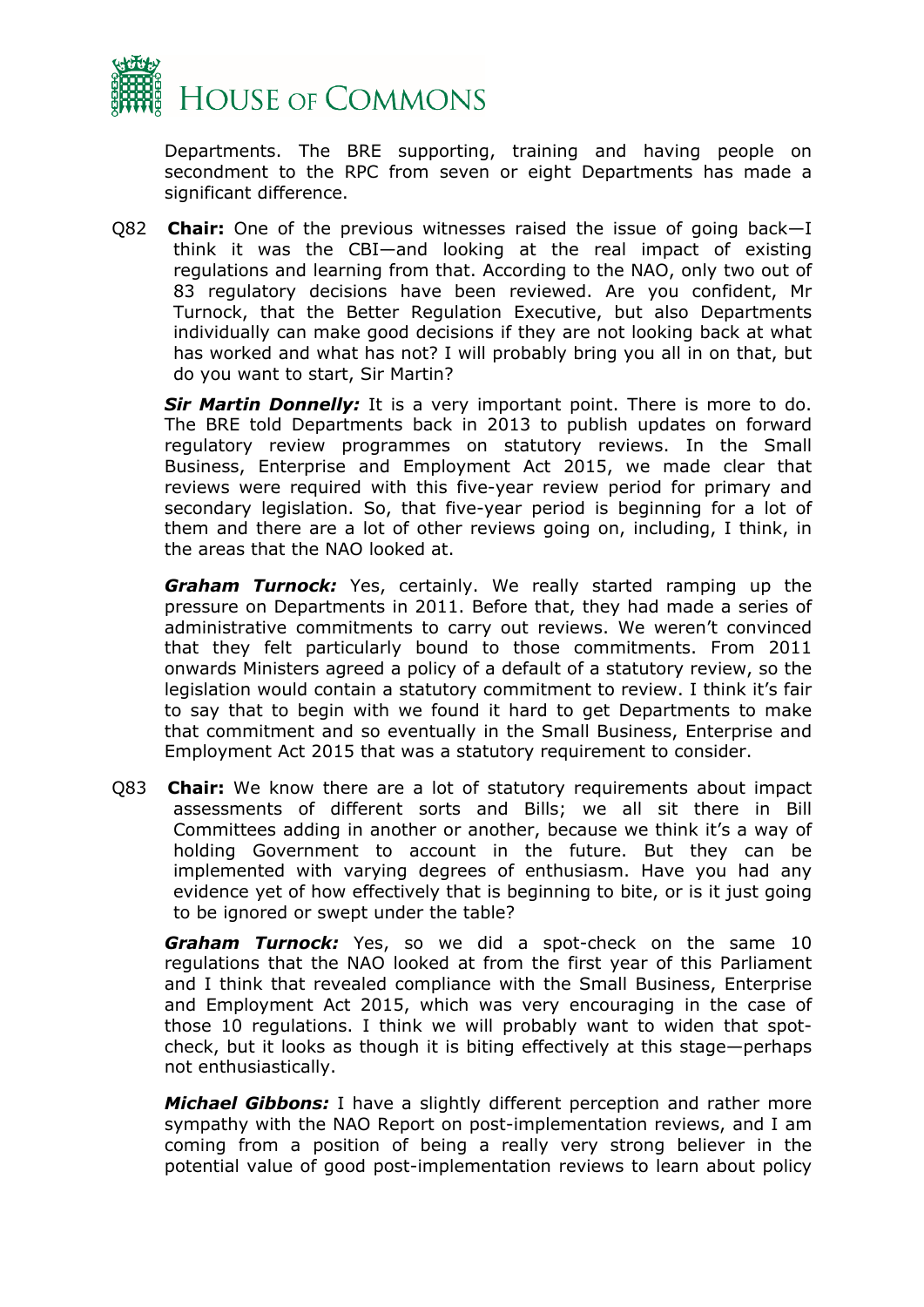Departments. The BRE supporting, training and having people on secondment to the RPC from seven or eight Departments has made a significant difference.

Q82 **Chair:** One of the previous witnesses raised the issue of going back—I think it was the CBI—and looking at the real impact of existing regulations and learning from that. According to the NAO, only two out of 83 regulatory decisions have been reviewed. Are you confident, Mr Turnock, that the Better Regulation Executive, but also Departments individually can make good decisions if they are not looking back at what has worked and what has not? I will probably bring you all in on that, but do you want to start, Sir Martin?

***Sir Martin Donnelly:*** It is a very important point. There is more to do. The BRE told Departments back in 2013 to publish updates on forward regulatory review programmes on statutory reviews. In the Small Business, Enterprise and Employment Act 2015, we made clear that reviews were required with this five-year review period for primary and secondary legislation. So, that five-year period is beginning for a lot of them and there are a lot of other reviews going on, including, I think, in the areas that the NAO looked at.

***Graham Turnock:*** Yes, certainly. We really started ramping up the pressure on Departments in 2011. Before that, they had made a series of administrative commitments to carry out reviews. We weren't convinced that they felt particularly bound to those commitments. From 2011 onwards Ministers agreed a policy of a default of a statutory review, so the legislation would contain a statutory commitment to review. I think it's fair to say that to begin with we found it hard to get Departments to make that commitment and so eventually in the Small Business, Enterprise and Employment Act 2015 that was a statutory requirement to consider.

Q83 **Chair:** We know there are a lot of statutory requirements about impact assessments of different sorts and Bills; we all sit there in Bill Committees adding in another or another, because we think it's a way of holding Government to account in the future. But they can be implemented with varying degrees of enthusiasm. Have you had any evidence yet of how effectively that is beginning to bite, or is it just going to be ignored or swept under the table?

***Graham Turnock:*** Yes, so we did a spot-check on the same 10 regulations that the NAO looked at from the first year of this Parliament and I think that revealed compliance with the Small Business, Enterprise and Employment Act 2015, which was very encouraging in the case of those 10 regulations. I think we will probably want to widen that spot-check, but it looks as though it is biting effectively at this stage—perhaps not enthusiastically.

***Michael Gibbons:*** I have a slightly different perception and rather more sympathy with the NAO Report on post-implementation reviews, and I am coming from a position of being a really very strong believer in the potential value of good post-implementation reviews to learn about policy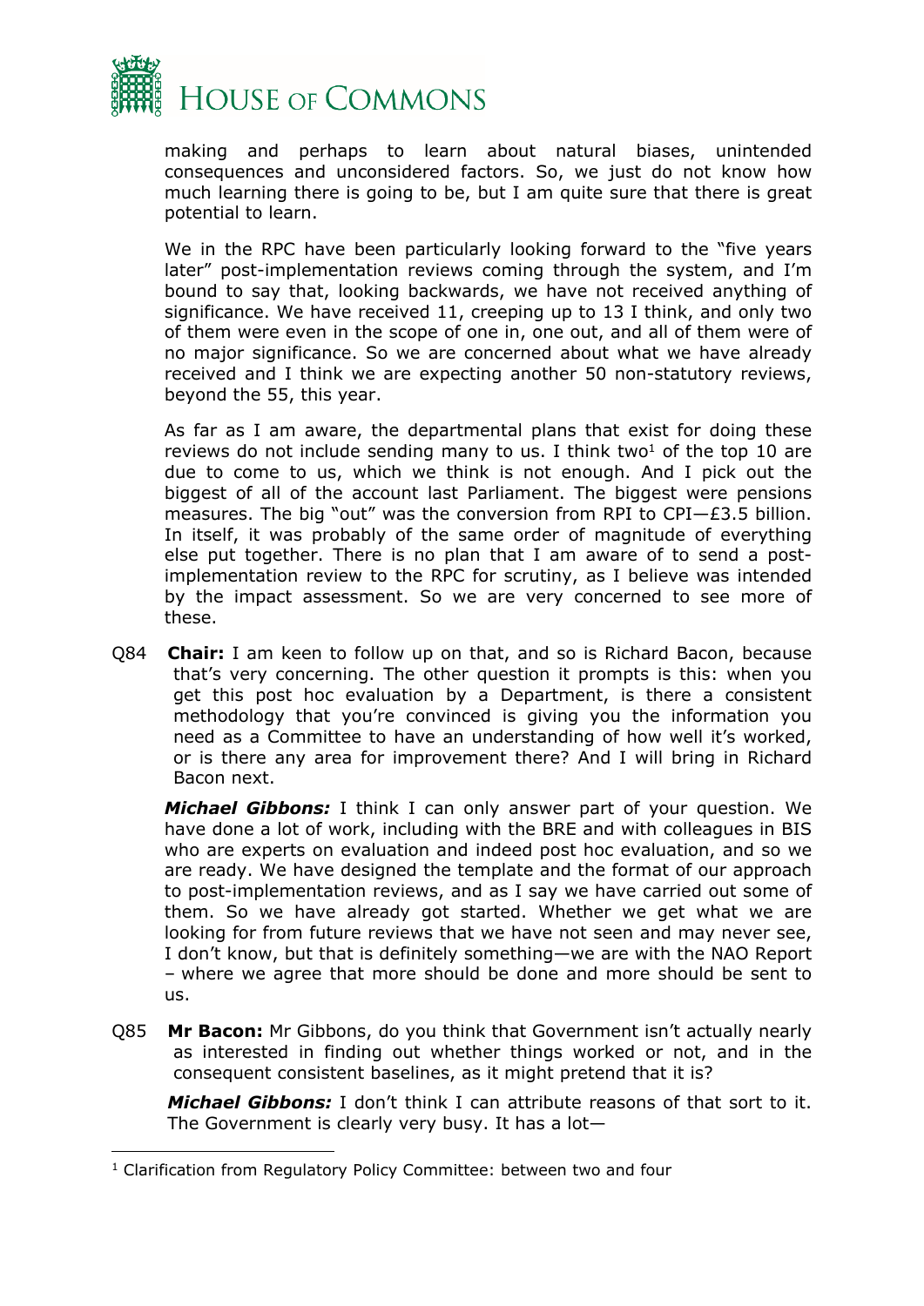making and perhaps to learn about natural biases, unintended consequences and unconsidered factors. So, we just do not know how much learning there is going to be, but I am quite sure that there is great potential to learn.

We in the RPC have been particularly looking forward to the "five years later" post-implementation reviews coming through the system, and I'm bound to say that, looking backwards, we have not received anything of significance. We have received 11, creeping up to 13 I think, and only two of them were even in the scope of one in, one out, and all of them were of no major significance. So we are concerned about what we have already received and I think we are expecting another 50 non-statutory reviews, beyond the 55, this year.

As far as I am aware, the departmental plans that exist for doing these reviews do not include sending many to us. I think two[1] of the top 10 are due to come to us, which we think is not enough. And I pick out the biggest of all of the account last Parliament. The biggest were pensions measures. The big "out" was the conversion from RPI to CPI—£3.5 billion. In itself, it was probably of the same order of magnitude of everything else put together. There is no plan that I am aware of to send a post-implementation review to the RPC for scrutiny, as I believe was intended by the impact assessment. So we are very concerned to see more of these.

Q84 **Chair:** I am keen to follow up on that, and so is Richard Bacon, because that's very concerning. The other question it prompts is this: when you get this post hoc evaluation by a Department, is there a consistent methodology that you're convinced is giving you the information you need as a Committee to have an understanding of how well it's worked, or is there any area for improvement there? And I will bring in Richard Bacon next.

***Michael Gibbons:*** I think I can only answer part of your question. We have done a lot of work, including with the BRE and with colleagues in BIS who are experts on evaluation and indeed post hoc evaluation, and so we are ready. We have designed the template and the format of our approach to post-implementation reviews, and as I say we have carried out some of them. So we have already got started. Whether we get what we are looking for from future reviews that we have not seen and may never see, I don't know, but that is definitely something—we are with the NAO Report – where we agree that more should be done and more should be sent to us.

Q85 **Mr Bacon:** Mr Gibbons, do you think that Government isn't actually nearly as interested in finding out whether things worked or not, and in the consequent consistent baselines, as it might pretend that it is?

***Michael Gibbons:*** I don't think I can attribute reasons of that sort to it. The Government is clearly very busy. It has a lot—

[1] Clarification from Regulatory Policy Committee: between two and four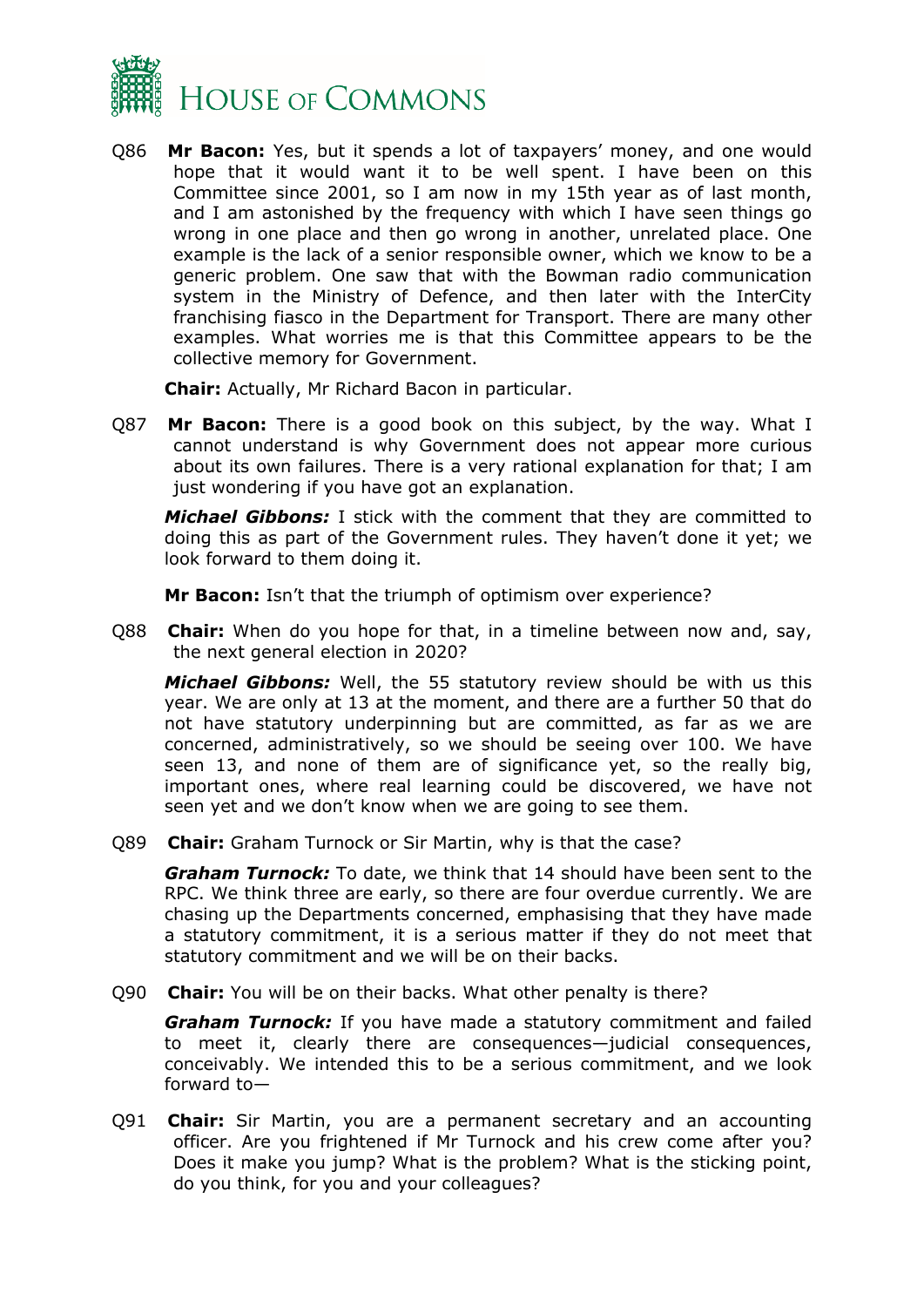Q86 **Mr Bacon:** Yes, but it spends a lot of taxpayers' money, and one would hope that it would want it to be well spent. I have been on this Committee since 2001, so I am now in my 15th year as of last month, and I am astonished by the frequency with which I have seen things go wrong in one place and then go wrong in another, unrelated place. One example is the lack of a senior responsible owner, which we know to be a generic problem. One saw that with the Bowman radio communication system in the Ministry of Defence, and then later with the InterCity franchising fiasco in the Department for Transport. There are many other examples. What worries me is that this Committee appears to be the collective memory for Government.

**Chair:** Actually, Mr Richard Bacon in particular.

Q87 **Mr Bacon:** There is a good book on this subject, by the way. What I cannot understand is why Government does not appear more curious about its own failures. There is a very rational explanation for that; I am just wondering if you have got an explanation.

***Michael Gibbons:*** I stick with the comment that they are committed to doing this as part of the Government rules. They haven't done it yet; we look forward to them doing it.

**Mr Bacon:** Isn't that the triumph of optimism over experience?

Q88 **Chair:** When do you hope for that, in a timeline between now and, say, the next general election in 2020?

***Michael Gibbons:*** Well, the 55 statutory review should be with us this year. We are only at 13 at the moment, and there are a further 50 that do not have statutory underpinning but are committed, as far as we are concerned, administratively, so we should be seeing over 100. We have seen 13, and none of them are of significance yet, so the really big, important ones, where real learning could be discovered, we have not seen yet and we don't know when we are going to see them.

Q89 **Chair:** Graham Turnock or Sir Martin, why is that the case?

***Graham Turnock:*** To date, we think that 14 should have been sent to the RPC. We think three are early, so there are four overdue currently. We are chasing up the Departments concerned, emphasising that they have made a statutory commitment, it is a serious matter if they do not meet that statutory commitment and we will be on their backs.

Q90 **Chair:** You will be on their backs. What other penalty is there?

***Graham Turnock:*** If you have made a statutory commitment and failed to meet it, clearly there are consequences—judicial consequences, conceivably. We intended this to be a serious commitment, and we look forward to—

Q91 **Chair:** Sir Martin, you are a permanent secretary and an accounting officer. Are you frightened if Mr Turnock and his crew come after you? Does it make you jump? What is the problem? What is the sticking point, do you think, for you and your colleagues?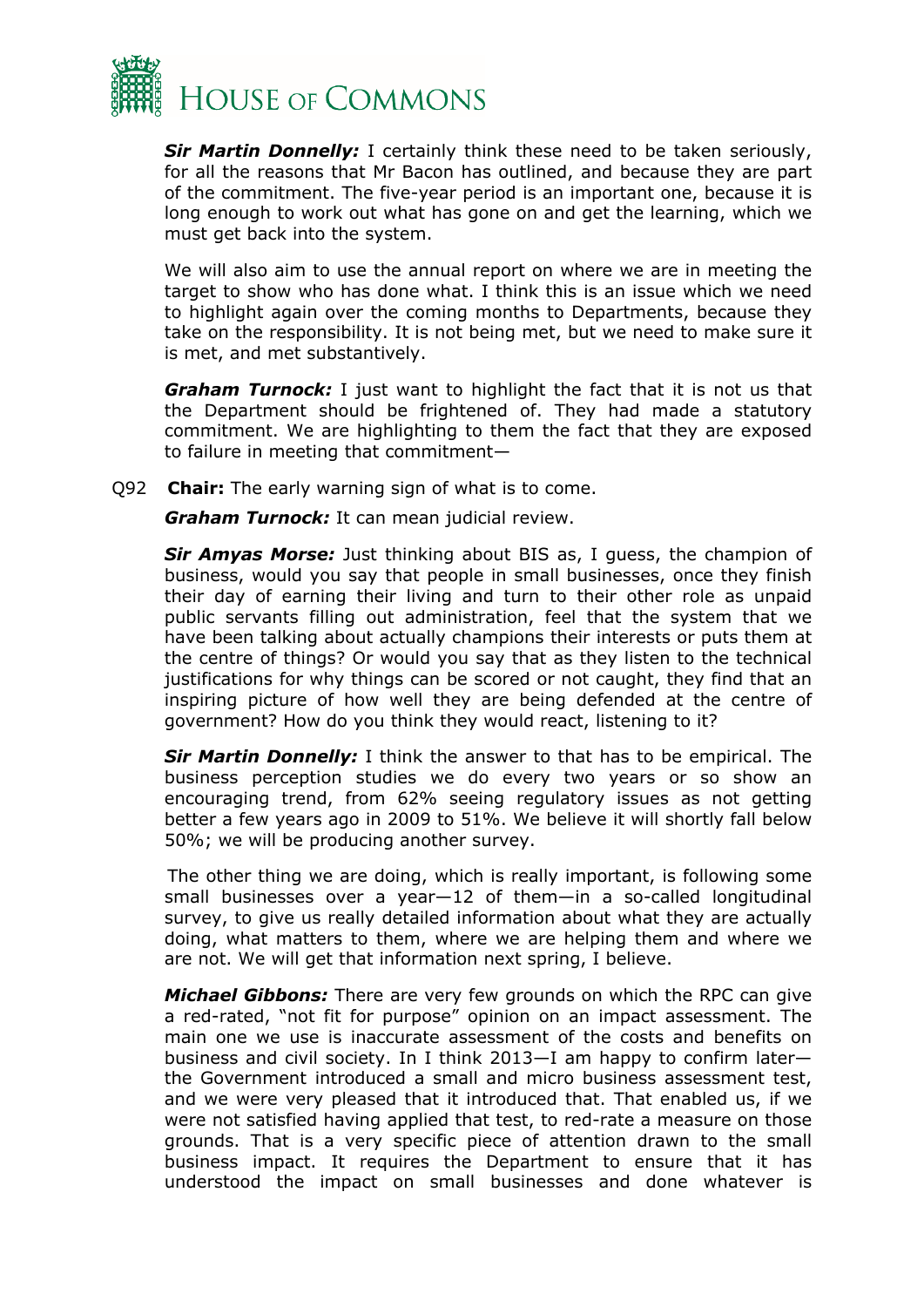***Sir Martin Donnelly:*** I certainly think these need to be taken seriously, for all the reasons that Mr Bacon has outlined, and because they are part of the commitment. The five-year period is an important one, because it is long enough to work out what has gone on and get the learning, which we must get back into the system.

We will also aim to use the annual report on where we are in meeting the target to show who has done what. I think this is an issue which we need to highlight again over the coming months to Departments, because they take on the responsibility. It is not being met, but we need to make sure it is met, and met substantively.

***Graham Turnock:*** I just want to highlight the fact that it is not us that the Department should be frightened of. They had made a statutory commitment. We are highlighting to them the fact that they are exposed to failure in meeting that commitment—

Q92 **Chair:** The early warning sign of what is to come.

***Graham Turnock:*** It can mean judicial review.

***Sir Amyas Morse:*** Just thinking about BIS as, I guess, the champion of business, would you say that people in small businesses, once they finish their day of earning their living and turn to their other role as unpaid public servants filling out administration, feel that the system that we have been talking about actually champions their interests or puts them at the centre of things? Or would you say that as they listen to the technical justifications for why things can be scored or not caught, they find that an inspiring picture of how well they are being defended at the centre of government? How do you think they would react, listening to it?

***Sir Martin Donnelly:*** I think the answer to that has to be empirical. The business perception studies we do every two years or so show an encouraging trend, from 62% seeing regulatory issues as not getting better a few years ago in 2009 to 51%. We believe it will shortly fall below 50%; we will be producing another survey.

The other thing we are doing, which is really important, is following some small businesses over a year—12 of them—in a so-called longitudinal survey, to give us really detailed information about what they are actually doing, what matters to them, where we are helping them and where we are not. We will get that information next spring, I believe.

***Michael Gibbons:*** There are very few grounds on which the RPC can give a red-rated, "not fit for purpose" opinion on an impact assessment. The main one we use is inaccurate assessment of the costs and benefits on business and civil society. In I think 2013—I am happy to confirm later—the Government introduced a small and micro business assessment test, and we were very pleased that it introduced that. That enabled us, if we were not satisfied having applied that test, to red-rate a measure on those grounds. That is a very specific piece of attention drawn to the small business impact. It requires the Department to ensure that it has understood the impact on small businesses and done whatever is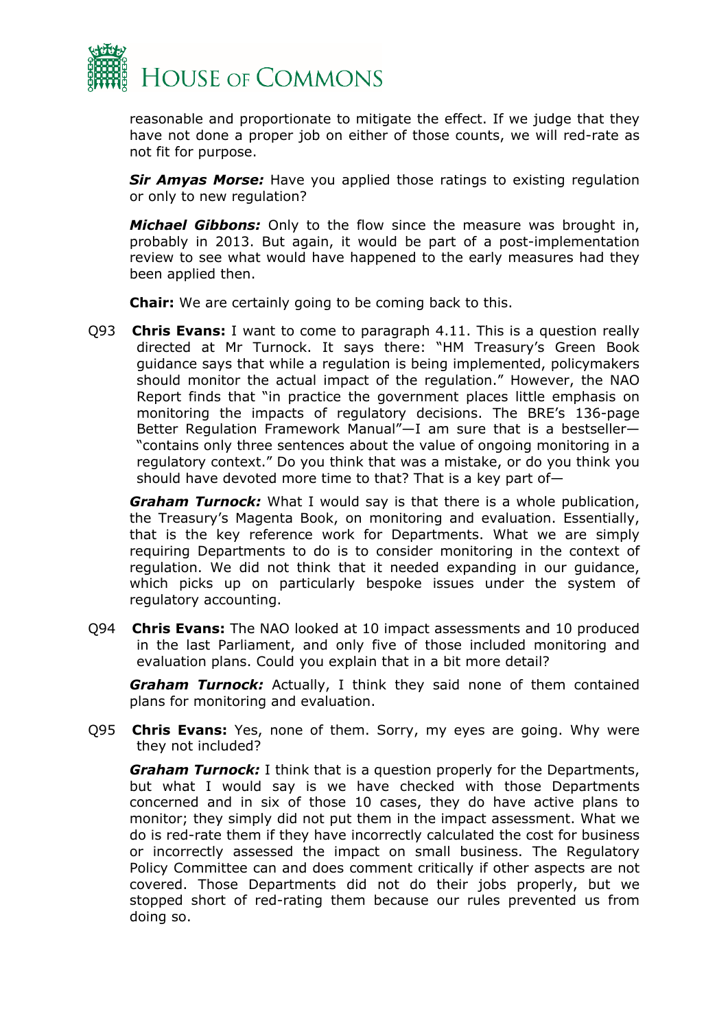reasonable and proportionate to mitigate the effect. If we judge that they have not done a proper job on either of those counts, we will red-rate as not fit for purpose.

***Sir Amyas Morse:*** Have you applied those ratings to existing regulation or only to new regulation?

***Michael Gibbons:*** Only to the flow since the measure was brought in, probably in 2013. But again, it would be part of a post-implementation review to see what would have happened to the early measures had they been applied then.

**Chair:** We are certainly going to be coming back to this.

Q93 **Chris Evans:** I want to come to paragraph 4.11. This is a question really directed at Mr Turnock. It says there: "HM Treasury's Green Book guidance says that while a regulation is being implemented, policymakers should monitor the actual impact of the regulation." However, the NAO Report finds that "in practice the government places little emphasis on monitoring the impacts of regulatory decisions. The BRE's 136-page Better Regulation Framework Manual"—I am sure that is a bestseller—"contains only three sentences about the value of ongoing monitoring in a regulatory context." Do you think that was a mistake, or do you think you should have devoted more time to that? That is a key part of—

***Graham Turnock:*** What I would say is that there is a whole publication, the Treasury's Magenta Book, on monitoring and evaluation. Essentially, that is the key reference work for Departments. What we are simply requiring Departments to do is to consider monitoring in the context of regulation. We did not think that it needed expanding in our guidance, which picks up on particularly bespoke issues under the system of regulatory accounting.

Q94 **Chris Evans:** The NAO looked at 10 impact assessments and 10 produced in the last Parliament, and only five of those included monitoring and evaluation plans. Could you explain that in a bit more detail?

***Graham Turnock:*** Actually, I think they said none of them contained plans for monitoring and evaluation.

Q95 **Chris Evans:** Yes, none of them. Sorry, my eyes are going. Why were they not included?

***Graham Turnock:*** I think that is a question properly for the Departments, but what I would say is we have checked with those Departments concerned and in six of those 10 cases, they do have active plans to monitor; they simply did not put them in the impact assessment. What we do is red-rate them if they have incorrectly calculated the cost for business or incorrectly assessed the impact on small business. The Regulatory Policy Committee can and does comment critically if other aspects are not covered. Those Departments did not do their jobs properly, but we stopped short of red-rating them because our rules prevented us from doing so.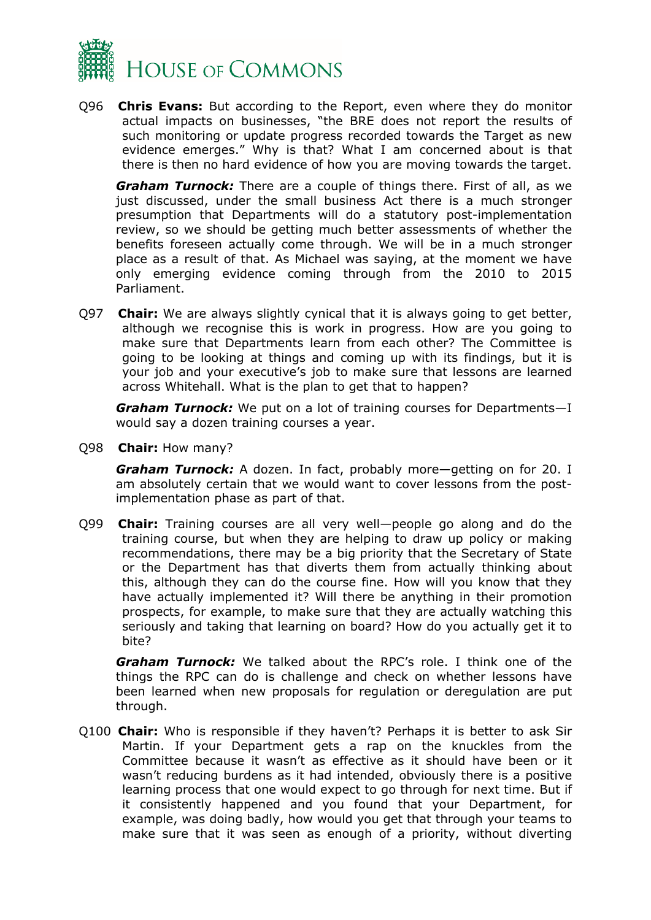Q96 **Chris Evans:** But according to the Report, even where they do monitor actual impacts on businesses, "the BRE does not report the results of such monitoring or update progress recorded towards the Target as new evidence emerges." Why is that? What I am concerned about is that there is then no hard evidence of how you are moving towards the target.

***Graham Turnock:*** There are a couple of things there. First of all, as we just discussed, under the small business Act there is a much stronger presumption that Departments will do a statutory post-implementation review, so we should be getting much better assessments of whether the benefits foreseen actually come through. We will be in a much stronger place as a result of that. As Michael was saying, at the moment we have only emerging evidence coming through from the 2010 to 2015 Parliament.

Q97 **Chair:** We are always slightly cynical that it is always going to get better, although we recognise this is work in progress. How are you going to make sure that Departments learn from each other? The Committee is going to be looking at things and coming up with its findings, but it is your job and your executive's job to make sure that lessons are learned across Whitehall. What is the plan to get that to happen?

***Graham Turnock:*** We put on a lot of training courses for Departments—I would say a dozen training courses a year.

Q98 **Chair:** How many?

***Graham Turnock:*** A dozen. In fact, probably more—getting on for 20. I am absolutely certain that we would want to cover lessons from the post-implementation phase as part of that.

Q99 **Chair:** Training courses are all very well—people go along and do the training course, but when they are helping to draw up policy or making recommendations, there may be a big priority that the Secretary of State or the Department has that diverts them from actually thinking about this, although they can do the course fine. How will you know that they have actually implemented it? Will there be anything in their promotion prospects, for example, to make sure that they are actually watching this seriously and taking that learning on board? How do you actually get it to bite?

***Graham Turnock:*** We talked about the RPC's role. I think one of the things the RPC can do is challenge and check on whether lessons have been learned when new proposals for regulation or deregulation are put through.

Q100 **Chair:** Who is responsible if they haven't? Perhaps it is better to ask Sir Martin. If your Department gets a rap on the knuckles from the Committee because it wasn't as effective as it should have been or it wasn't reducing burdens as it had intended, obviously there is a positive learning process that one would expect to go through for next time. But if it consistently happened and you found that your Department, for example, was doing badly, how would you get that through your teams to make sure that it was seen as enough of a priority, without diverting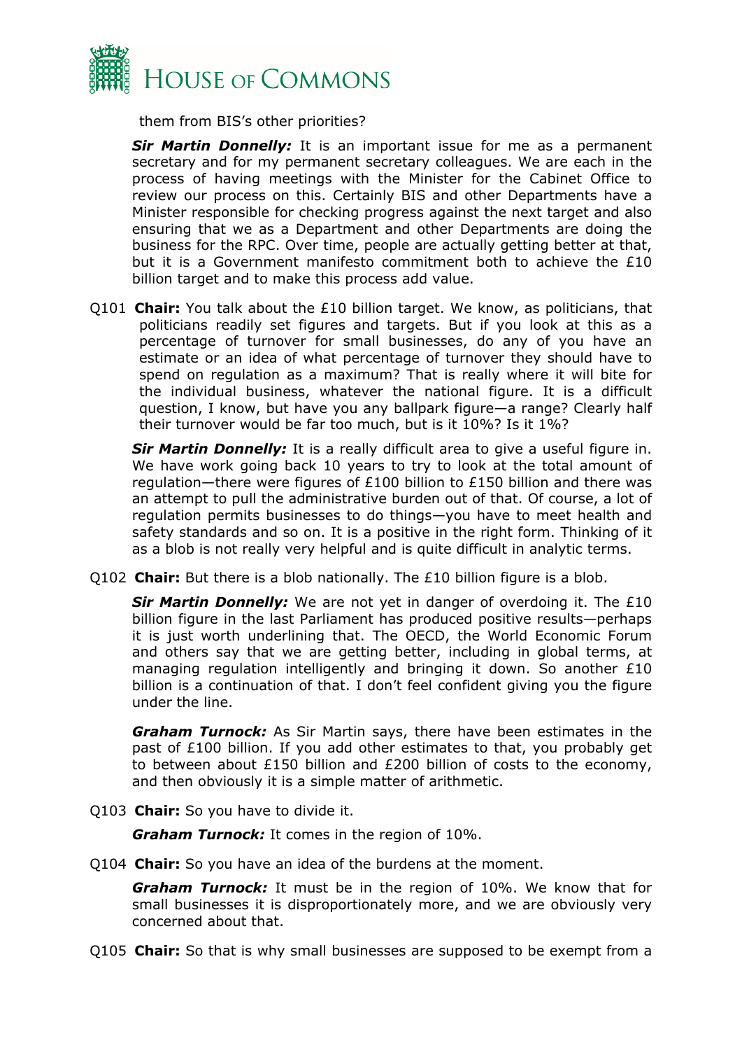them from BIS's other priorities?

***Sir Martin Donnelly:*** It is an important issue for me as a permanent secretary and for my permanent secretary colleagues. We are each in the process of having meetings with the Minister for the Cabinet Office to review our process on this. Certainly BIS and other Departments have a Minister responsible for checking progress against the next target and also ensuring that we as a Department and other Departments are doing the business for the RPC. Over time, people are actually getting better at that, but it is a Government manifesto commitment both to achieve the £10 billion target and to make this process add value.

Q101 **Chair:** You talk about the £10 billion target. We know, as politicians, that politicians readily set figures and targets. But if you look at this as a percentage of turnover for small businesses, do any of you have an estimate or an idea of what percentage of turnover they should have to spend on regulation as a maximum? That is really where it will bite for the individual business, whatever the national figure. It is a difficult question, I know, but have you any ballpark figure—a range? Clearly half their turnover would be far too much, but is it 10%? Is it 1%?

***Sir Martin Donnelly:*** It is a really difficult area to give a useful figure in. We have work going back 10 years to try to look at the total amount of regulation—there were figures of £100 billion to £150 billion and there was an attempt to pull the administrative burden out of that. Of course, a lot of regulation permits businesses to do things—you have to meet health and safety standards and so on. It is a positive in the right form. Thinking of it as a blob is not really very helpful and is quite difficult in analytic terms.

Q102 **Chair:** But there is a blob nationally. The £10 billion figure is a blob.

***Sir Martin Donnelly:*** We are not yet in danger of overdoing it. The £10 billion figure in the last Parliament has produced positive results—perhaps it is just worth underlining that. The OECD, the World Economic Forum and others say that we are getting better, including in global terms, at managing regulation intelligently and bringing it down. So another £10 billion is a continuation of that. I don't feel confident giving you the figure under the line.

***Graham Turnock:*** As Sir Martin says, there have been estimates in the past of £100 billion. If you add other estimates to that, you probably get to between about £150 billion and £200 billion of costs to the economy, and then obviously it is a simple matter of arithmetic.

Q103 **Chair:** So you have to divide it.

***Graham Turnock:*** It comes in the region of 10%.

Q104 **Chair:** So you have an idea of the burdens at the moment.

***Graham Turnock:*** It must be in the region of 10%. We know that for small businesses it is disproportionately more, and we are obviously very concerned about that.

Q105 **Chair:** So that is why small businesses are supposed to be exempt from a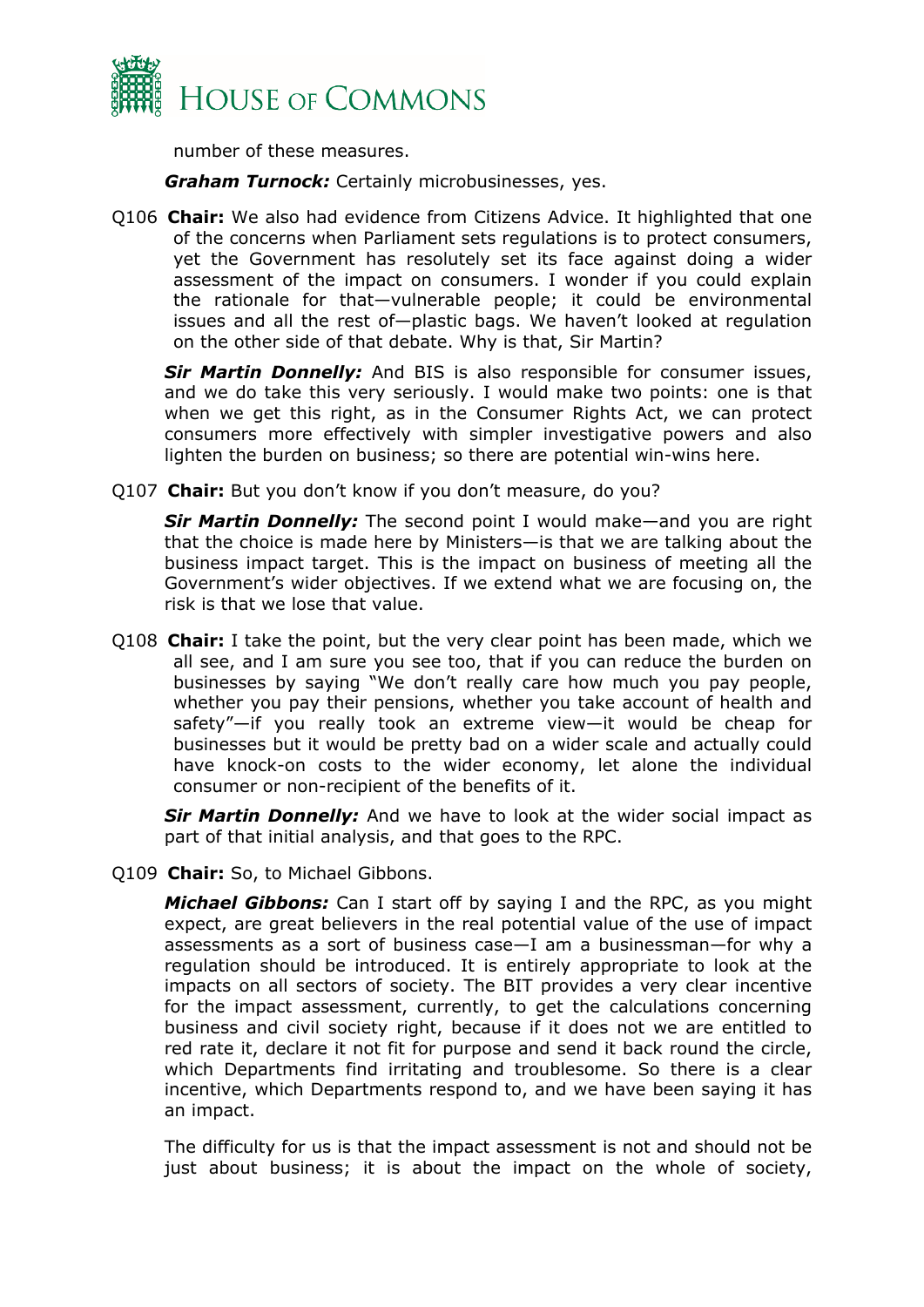number of these measures.

***Graham Turnock:*** Certainly microbusinesses, yes.

Q106 **Chair:** We also had evidence from Citizens Advice. It highlighted that one of the concerns when Parliament sets regulations is to protect consumers, yet the Government has resolutely set its face against doing a wider assessment of the impact on consumers. I wonder if you could explain the rationale for that—vulnerable people; it could be environmental issues and all the rest of—plastic bags. We haven't looked at regulation on the other side of that debate. Why is that, Sir Martin?

***Sir Martin Donnelly:*** And BIS is also responsible for consumer issues, and we do take this very seriously. I would make two points: one is that when we get this right, as in the Consumer Rights Act, we can protect consumers more effectively with simpler investigative powers and also lighten the burden on business; so there are potential win-wins here.

Q107 **Chair:** But you don't know if you don't measure, do you?

***Sir Martin Donnelly:*** The second point I would make—and you are right that the choice is made here by Ministers—is that we are talking about the business impact target. This is the impact on business of meeting all the Government's wider objectives. If we extend what we are focusing on, the risk is that we lose that value.

Q108 **Chair:** I take the point, but the very clear point has been made, which we all see, and I am sure you see too, that if you can reduce the burden on businesses by saying "We don't really care how much you pay people, whether you pay their pensions, whether you take account of health and safety"—if you really took an extreme view—it would be cheap for businesses but it would be pretty bad on a wider scale and actually could have knock-on costs to the wider economy, let alone the individual consumer or non-recipient of the benefits of it.

***Sir Martin Donnelly:*** And we have to look at the wider social impact as part of that initial analysis, and that goes to the RPC.

Q109 **Chair:** So, to Michael Gibbons.

***Michael Gibbons:*** Can I start off by saying I and the RPC, as you might expect, are great believers in the real potential value of the use of impact assessments as a sort of business case—I am a businessman—for why a regulation should be introduced. It is entirely appropriate to look at the impacts on all sectors of society. The BIT provides a very clear incentive for the impact assessment, currently, to get the calculations concerning business and civil society right, because if it does not we are entitled to red rate it, declare it not fit for purpose and send it back round the circle, which Departments find irritating and troublesome. So there is a clear incentive, which Departments respond to, and we have been saying it has an impact.

The difficulty for us is that the impact assessment is not and should not be just about business; it is about the impact on the whole of society,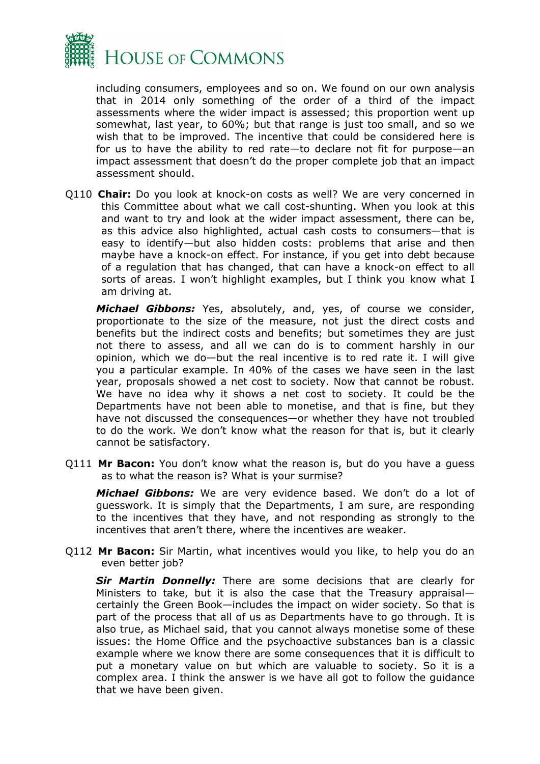including consumers, employees and so on. We found on our own analysis that in 2014 only something of the order of a third of the impact assessments where the wider impact is assessed; this proportion went up somewhat, last year, to 60%; but that range is just too small, and so we wish that to be improved. The incentive that could be considered here is for us to have the ability to red rate—to declare not fit for purpose—an impact assessment that doesn't do the proper complete job that an impact assessment should.

Q110 **Chair:** Do you look at knock-on costs as well? We are very concerned in this Committee about what we call cost-shunting. When you look at this and want to try and look at the wider impact assessment, there can be, as this advice also highlighted, actual cash costs to consumers—that is easy to identify—but also hidden costs: problems that arise and then maybe have a knock-on effect. For instance, if you get into debt because of a regulation that has changed, that can have a knock-on effect to all sorts of areas. I won't highlight examples, but I think you know what I am driving at.

***Michael Gibbons:*** Yes, absolutely, and, yes, of course we consider, proportionate to the size of the measure, not just the direct costs and benefits but the indirect costs and benefits; but sometimes they are just not there to assess, and all we can do is to comment harshly in our opinion, which we do—but the real incentive is to red rate it. I will give you a particular example. In 40% of the cases we have seen in the last year, proposals showed a net cost to society. Now that cannot be robust. We have no idea why it shows a net cost to society. It could be the Departments have not been able to monetise, and that is fine, but they have not discussed the consequences—or whether they have not troubled to do the work. We don't know what the reason for that is, but it clearly cannot be satisfactory.

Q111 **Mr Bacon:** You don't know what the reason is, but do you have a guess as to what the reason is? What is your surmise?

***Michael Gibbons:*** We are very evidence based. We don't do a lot of guesswork. It is simply that the Departments, I am sure, are responding to the incentives that they have, and not responding as strongly to the incentives that aren't there, where the incentives are weaker.

Q112 **Mr Bacon:** Sir Martin, what incentives would you like, to help you do an even better job?

***Sir Martin Donnelly:*** There are some decisions that are clearly for Ministers to take, but it is also the case that the Treasury appraisal—certainly the Green Book—includes the impact on wider society. So that is part of the process that all of us as Departments have to go through. It is also true, as Michael said, that you cannot always monetise some of these issues: the Home Office and the psychoactive substances ban is a classic example where we know there are some consequences that it is difficult to put a monetary value on but which are valuable to society. So it is a complex area. I think the answer is we have all got to follow the guidance that we have been given.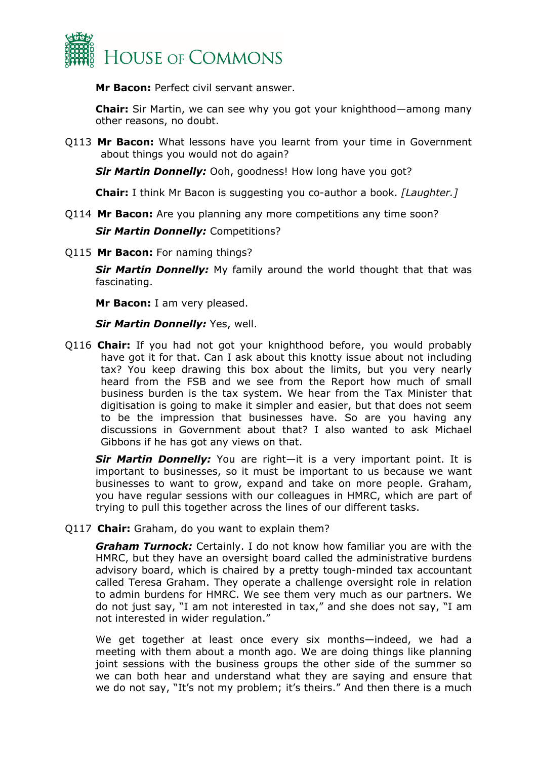**Mr Bacon:** Perfect civil servant answer.

**Chair:** Sir Martin, we can see why you got your knighthood—among many other reasons, no doubt.

Q113 **Mr Bacon:** What lessons have you learnt from your time in Government about things you would not do again?

***Sir Martin Donnelly:*** Ooh, goodness! How long have you got?

**Chair:** I think Mr Bacon is suggesting you co-author a book. *[Laughter.]*

Q114 **Mr Bacon:** Are you planning any more competitions any time soon?

***Sir Martin Donnelly:*** Competitions?

Q115 **Mr Bacon:** For naming things?

***Sir Martin Donnelly:*** My family around the world thought that that was fascinating.

**Mr Bacon:** I am very pleased.

***Sir Martin Donnelly:*** Yes, well.

Q116 **Chair:** If you had not got your knighthood before, you would probably have got it for that. Can I ask about this knotty issue about not including tax? You keep drawing this box about the limits, but you very nearly heard from the FSB and we see from the Report how much of small business burden is the tax system. We hear from the Tax Minister that digitisation is going to make it simpler and easier, but that does not seem to be the impression that businesses have. So are you having any discussions in Government about that? I also wanted to ask Michael Gibbons if he has got any views on that.

***Sir Martin Donnelly:*** You are right—it is a very important point. It is important to businesses, so it must be important to us because we want businesses to want to grow, expand and take on more people. Graham, you have regular sessions with our colleagues in HMRC, which are part of trying to pull this together across the lines of our different tasks.

Q117 **Chair:** Graham, do you want to explain them?

***Graham Turnock:*** Certainly. I do not know how familiar you are with the HMRC, but they have an oversight board called the administrative burdens advisory board, which is chaired by a pretty tough-minded tax accountant called Teresa Graham. They operate a challenge oversight role in relation to admin burdens for HMRC. We see them very much as our partners. We do not just say, "I am not interested in tax," and she does not say, "I am not interested in wider regulation."

We get together at least once every six months—indeed, we had a meeting with them about a month ago. We are doing things like planning joint sessions with the business groups the other side of the summer so we can both hear and understand what they are saying and ensure that we do not say, "It's not my problem; it's theirs." And then there is a much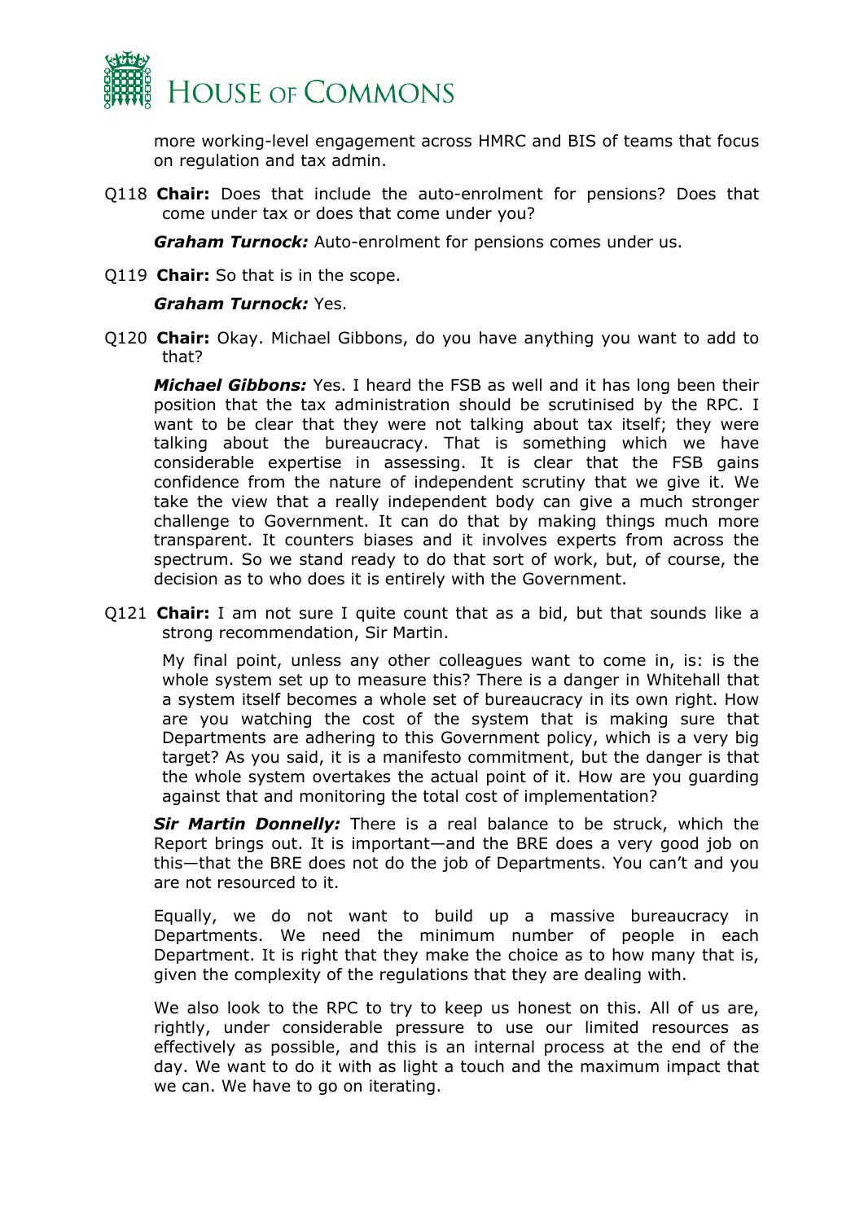more working-level engagement across HMRC and BIS of teams that focus on regulation and tax admin.

Q118 **Chair:** Does that include the auto-enrolment for pensions? Does that come under tax or does that come under you?

***Graham Turnock:*** Auto-enrolment for pensions comes under us.

Q119 **Chair:** So that is in the scope.

***Graham Turnock:*** Yes.

Q120 **Chair:** Okay. Michael Gibbons, do you have anything you want to add to that?

***Michael Gibbons:*** Yes. I heard the FSB as well and it has long been their position that the tax administration should be scrutinised by the RPC. I want to be clear that they were not talking about tax itself; they were talking about the bureaucracy. That is something which we have considerable expertise in assessing. It is clear that the FSB gains confidence from the nature of independent scrutiny that we give it. We take the view that a really independent body can give a much stronger challenge to Government. It can do that by making things much more transparent. It counters biases and it involves experts from across the spectrum. So we stand ready to do that sort of work, but, of course, the decision as to who does it is entirely with the Government.

Q121 **Chair:** I am not sure I quite count that as a bid, but that sounds like a strong recommendation, Sir Martin.

My final point, unless any other colleagues want to come in, is: is the whole system set up to measure this? There is a danger in Whitehall that a system itself becomes a whole set of bureaucracy in its own right. How are you watching the cost of the system that is making sure that Departments are adhering to this Government policy, which is a very big target? As you said, it is a manifesto commitment, but the danger is that the whole system overtakes the actual point of it. How are you guarding against that and monitoring the total cost of implementation?

***Sir Martin Donnelly:*** There is a real balance to be struck, which the Report brings out. It is important—and the BRE does a very good job on this—that the BRE does not do the job of Departments. You can't and you are not resourced to it.

Equally, we do not want to build up a massive bureaucracy in Departments. We need the minimum number of people in each Department. It is right that they make the choice as to how many that is, given the complexity of the regulations that they are dealing with.

We also look to the RPC to try to keep us honest on this. All of us are, rightly, under considerable pressure to use our limited resources as effectively as possible, and this is an internal process at the end of the day. We want to do it with as light a touch and the maximum impact that we can. We have to go on iterating.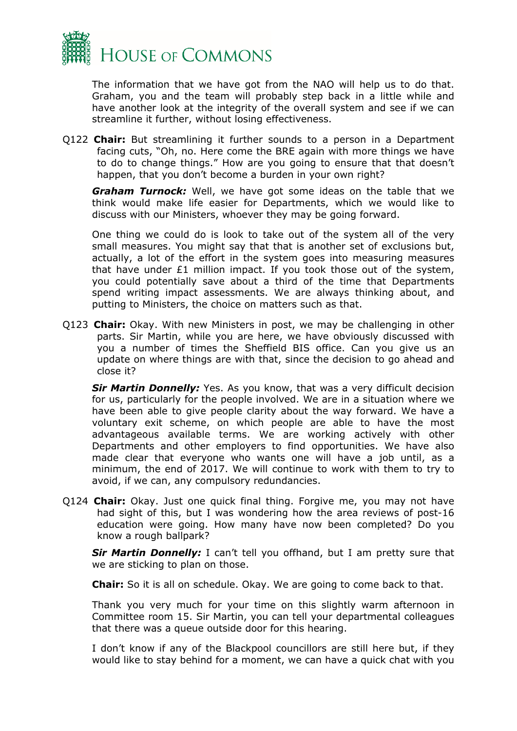The information that we have got from the NAO will help us to do that. Graham, you and the team will probably step back in a little while and have another look at the integrity of the overall system and see if we can streamline it further, without losing effectiveness.

Q122 **Chair:** But streamlining it further sounds to a person in a Department facing cuts, "Oh, no. Here come the BRE again with more things we have to do to change things." How are you going to ensure that that doesn't happen, that you don't become a burden in your own right?

***Graham Turnock:*** Well, we have got some ideas on the table that we think would make life easier for Departments, which we would like to discuss with our Ministers, whoever they may be going forward.

One thing we could do is look to take out of the system all of the very small measures. You might say that that is another set of exclusions but, actually, a lot of the effort in the system goes into measuring measures that have under £1 million impact. If you took those out of the system, you could potentially save about a third of the time that Departments spend writing impact assessments. We are always thinking about, and putting to Ministers, the choice on matters such as that.

Q123 **Chair:** Okay. With new Ministers in post, we may be challenging in other parts. Sir Martin, while you are here, we have obviously discussed with you a number of times the Sheffield BIS office. Can you give us an update on where things are with that, since the decision to go ahead and close it?

***Sir Martin Donnelly:*** Yes. As you know, that was a very difficult decision for us, particularly for the people involved. We are in a situation where we have been able to give people clarity about the way forward. We have a voluntary exit scheme, on which people are able to have the most advantageous available terms. We are working actively with other Departments and other employers to find opportunities. We have also made clear that everyone who wants one will have a job until, as a minimum, the end of 2017. We will continue to work with them to try to avoid, if we can, any compulsory redundancies.

Q124 **Chair:** Okay. Just one quick final thing. Forgive me, you may not have had sight of this, but I was wondering how the area reviews of post-16 education were going. How many have now been completed? Do you know a rough ballpark?

***Sir Martin Donnelly:*** I can't tell you offhand, but I am pretty sure that we are sticking to plan on those.

**Chair:** So it is all on schedule. Okay. We are going to come back to that.

Thank you very much for your time on this slightly warm afternoon in Committee room 15. Sir Martin, you can tell your departmental colleagues that there was a queue outside door for this hearing.

I don't know if any of the Blackpool councillors are still here but, if they would like to stay behind for a moment, we can have a quick chat with you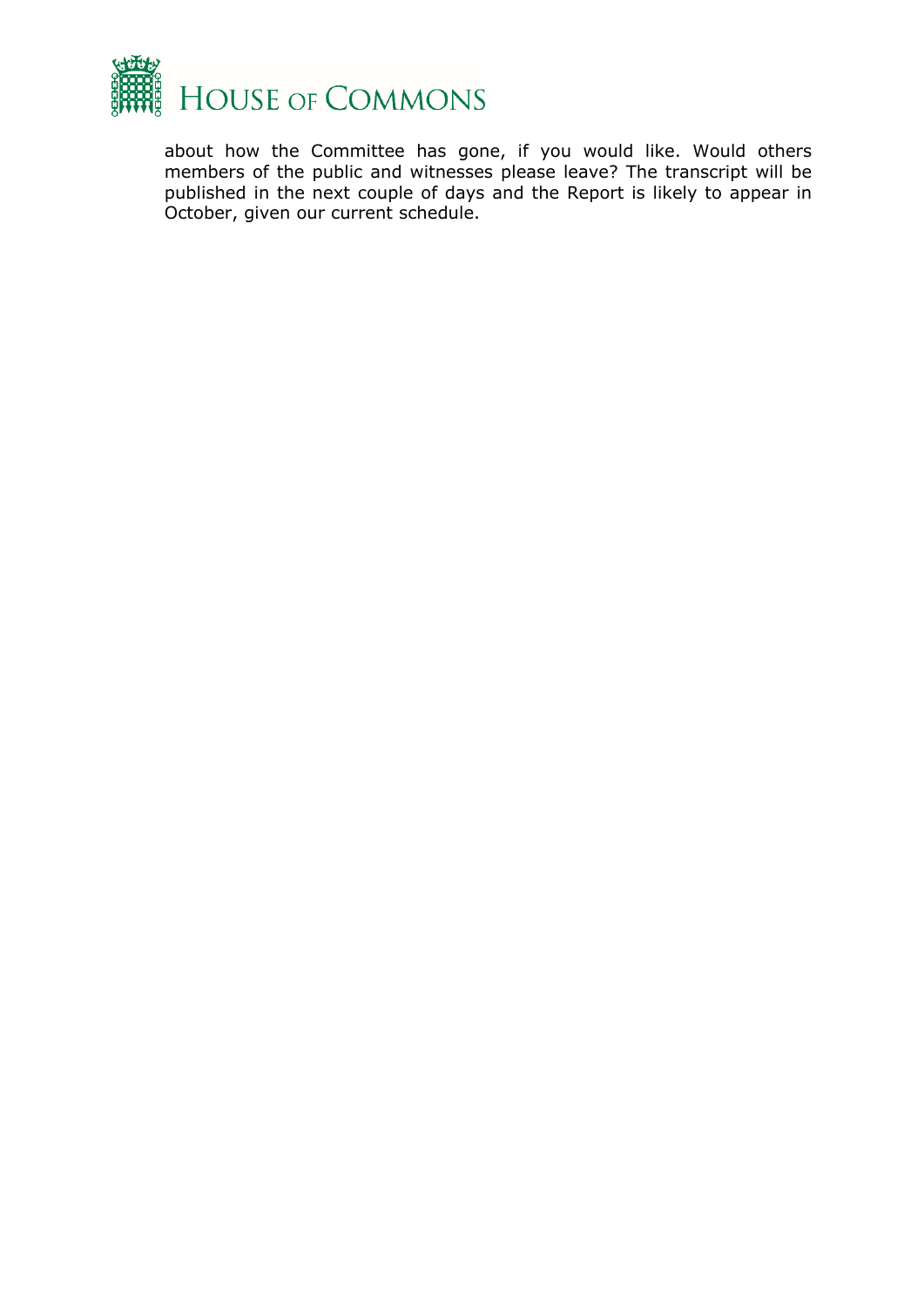about how the Committee has gone, if you would like. Would others members of the public and witnesses please leave? The transcript will be published in the next couple of days and the Report is likely to appear in October, given our current schedule.